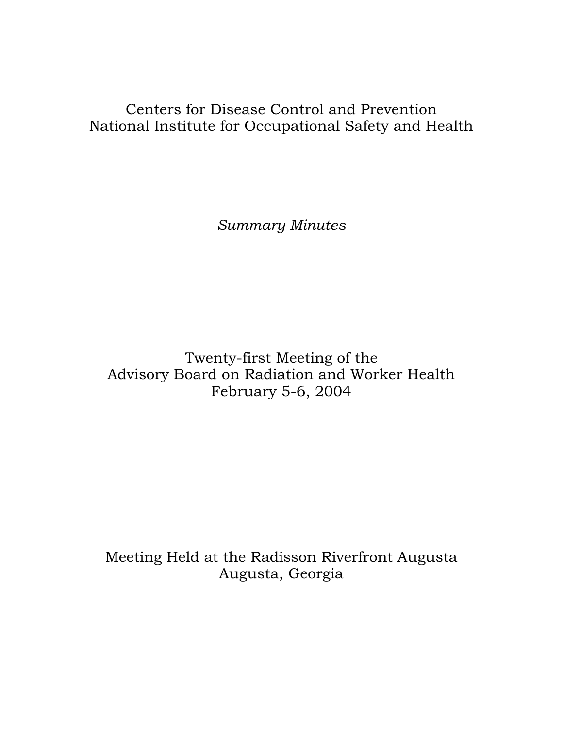Centers for Disease Control and Prevention
National Institute for Occupational Safety and Health

*Summary Minutes*

# Twenty-first Meeting of the Advisory Board on Radiation and Worker Health

February 5-6, 2004

Meeting Held at the Radisson Riverfront Augusta
Augusta, Georgia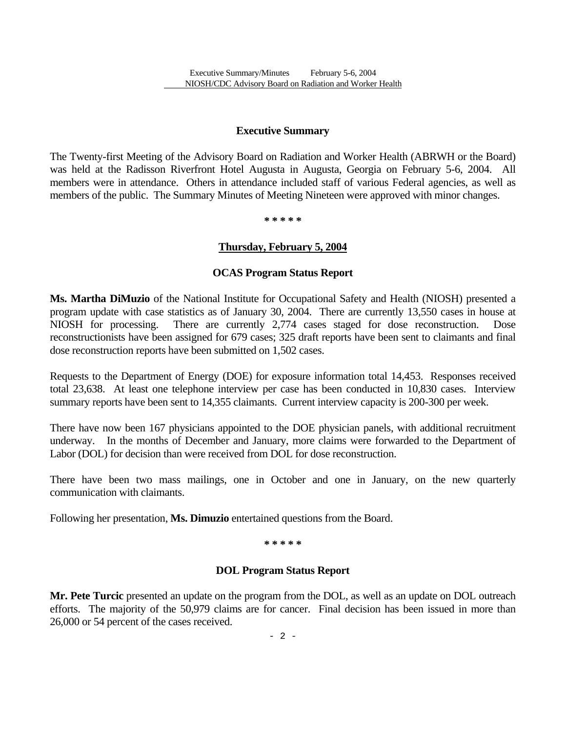## Executive Summary

The Twenty-first Meeting of the Advisory Board on Radiation and Worker Health (ABRWH or the Board) was held at the Radisson Riverfront Hotel Augusta in Augusta, Georgia on February 5-6, 2004. All members were in attendance. Others in attendance included staff of various Federal agencies, as well as members of the public. The Summary Minutes of Meeting Nineteen were approved with minor changes.

\* \* \* \* \*

## Thursday, February 5, 2004

### OCAS Program Status Report

**Ms. Martha DiMuzio** of the National Institute for Occupational Safety and Health (NIOSH) presented a program update with case statistics as of January 30, 2004. There are currently 13,550 cases in house at NIOSH for processing. There are currently 2,774 cases staged for dose reconstruction. Dose reconstructionists have been assigned for 679 cases; 325 draft reports have been sent to claimants and final dose reconstruction reports have been submitted on 1,502 cases.

Requests to the Department of Energy (DOE) for exposure information total 14,453. Responses received total 23,638. At least one telephone interview per case has been conducted in 10,830 cases. Interview summary reports have been sent to 14,355 claimants. Current interview capacity is 200-300 per week.

There have now been 167 physicians appointed to the DOE physician panels, with additional recruitment underway. In the months of December and January, more claims were forwarded to the Department of Labor (DOL) for decision than were received from DOL for dose reconstruction.

There have been two mass mailings, one in October and one in January, on the new quarterly communication with claimants.

Following her presentation, **Ms. Dimuzio** entertained questions from the Board.

\* \* \* \* \*

### DOL Program Status Report

**Mr. Pete Turcic** presented an update on the program from the DOL, as well as an update on DOL outreach efforts. The majority of the 50,979 claims are for cancer. Final decision has been issued in more than 26,000 or 54 percent of the cases received.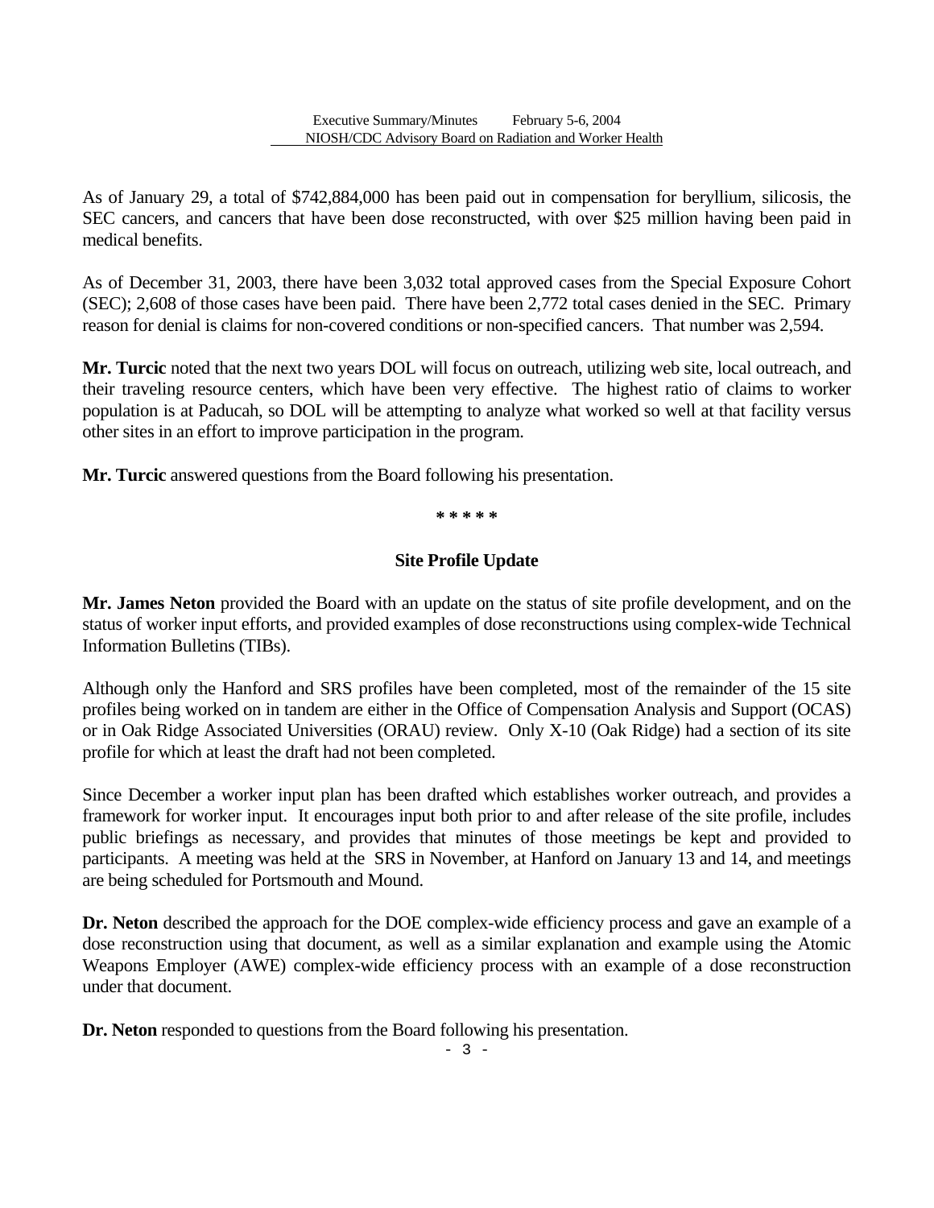As of January 29, a total of $742,884,000 has been paid out in compensation for beryllium, silicosis, the SEC cancers, and cancers that have been dose reconstructed, with over $25 million having been paid in medical benefits.

As of December 31, 2003, there have been 3,032 total approved cases from the Special Exposure Cohort (SEC); 2,608 of those cases have been paid. There have been 2,772 total cases denied in the SEC. Primary reason for denial is claims for non-covered conditions or non-specified cancers. That number was 2,594.

**Mr. Turcic** noted that the next two years DOL will focus on outreach, utilizing web site, local outreach, and their traveling resource centers, which have been very effective. The highest ratio of claims to worker population is at Paducah, so DOL will be attempting to analyze what worked so well at that facility versus other sites in an effort to improve participation in the program.

**Mr. Turcic** answered questions from the Board following his presentation.

**\* \* \* \* \***

### Site Profile Update

**Mr. James Neton** provided the Board with an update on the status of site profile development, and on the status of worker input efforts, and provided examples of dose reconstructions using complex-wide Technical Information Bulletins (TIBs).

Although only the Hanford and SRS profiles have been completed, most of the remainder of the 15 site profiles being worked on in tandem are either in the Office of Compensation Analysis and Support (OCAS) or in Oak Ridge Associated Universities (ORAU) review. Only X-10 (Oak Ridge) had a section of its site profile for which at least the draft had not been completed.

Since December a worker input plan has been drafted which establishes worker outreach, and provides a framework for worker input. It encourages input both prior to and after release of the site profile, includes public briefings as necessary, and provides that minutes of those meetings be kept and provided to participants. A meeting was held at the SRS in November, at Hanford on January 13 and 14, and meetings are being scheduled for Portsmouth and Mound.

**Dr. Neton** described the approach for the DOE complex-wide efficiency process and gave an example of a dose reconstruction using that document, as well as a similar explanation and example using the Atomic Weapons Employer (AWE) complex-wide efficiency process with an example of a dose reconstruction under that document.

**Dr. Neton** responded to questions from the Board following his presentation.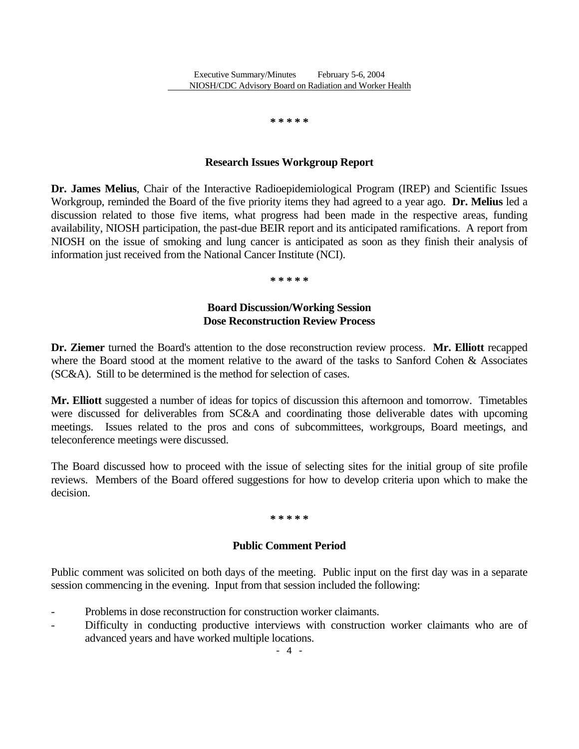\* \* \* \* \*

### Research Issues Workgroup Report

**Dr. James Melius**, Chair of the Interactive Radioepidemiological Program (IREP) and Scientific Issues Workgroup, reminded the Board of the five priority items they had agreed to a year ago. **Dr. Melius** led a discussion related to those five items, what progress had been made in the respective areas, funding availability, NIOSH participation, the past-due BEIR report and its anticipated ramifications. A report from NIOSH on the issue of smoking and lung cancer is anticipated as soon as they finish their analysis of information just received from the National Cancer Institute (NCI).

\* \* \* \* \*

### Board Discussion/Working Session
### Dose Reconstruction Review Process

**Dr. Ziemer** turned the Board's attention to the dose reconstruction review process. **Mr. Elliott** recapped where the Board stood at the moment relative to the award of the tasks to Sanford Cohen & Associates (SC&A). Still to be determined is the method for selection of cases.

**Mr. Elliott** suggested a number of ideas for topics of discussion this afternoon and tomorrow. Timetables were discussed for deliverables from SC&A and coordinating those deliverable dates with upcoming meetings. Issues related to the pros and cons of subcommittees, workgroups, Board meetings, and teleconference meetings were discussed.

The Board discussed how to proceed with the issue of selecting sites for the initial group of site profile reviews. Members of the Board offered suggestions for how to develop criteria upon which to make the decision.

\* \* \* \* \*

### Public Comment Period

Public comment was solicited on both days of the meeting. Public input on the first day was in a separate session commencing in the evening. Input from that session included the following:

- Problems in dose reconstruction for construction worker claimants.
- Difficulty in conducting productive interviews with construction worker claimants who are of advanced years and have worked multiple locations.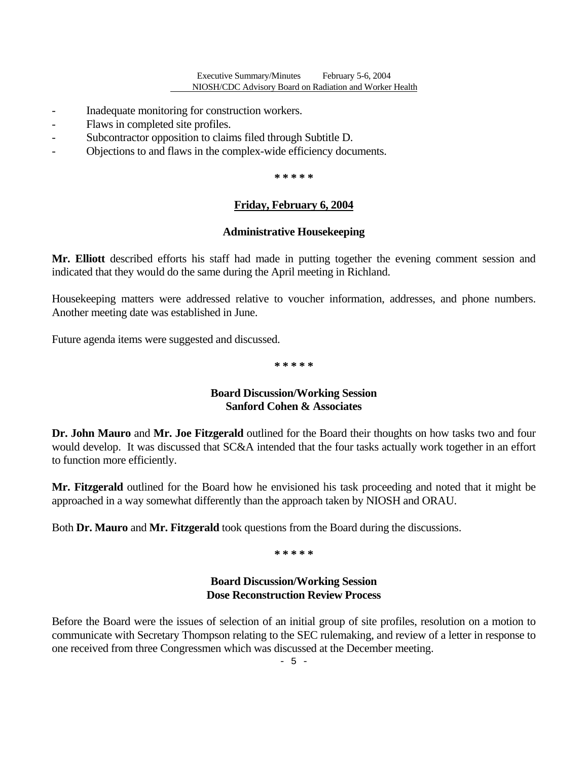- Inadequate monitoring for construction workers.
- Flaws in completed site profiles.
- Subcontractor opposition to claims filed through Subtitle D.
- Objections to and flaws in the complex-wide efficiency documents.

* * * * *

## Friday, February 6, 2004

### Administrative Housekeeping

**Mr. Elliott** described efforts his staff had made in putting together the evening comment session and indicated that they would do the same during the April meeting in Richland.

Housekeeping matters were addressed relative to voucher information, addresses, and phone numbers. Another meeting date was established in June.

Future agenda items were suggested and discussed.

* * * * *

### Board Discussion/Working Session
### Sanford Cohen & Associates

**Dr. John Mauro** and **Mr. Joe Fitzgerald** outlined for the Board their thoughts on how tasks two and four would develop. It was discussed that SC&A intended that the four tasks actually work together in an effort to function more efficiently.

**Mr. Fitzgerald** outlined for the Board how he envisioned his task proceeding and noted that it might be approached in a way somewhat differently than the approach taken by NIOSH and ORAU.

Both **Dr. Mauro** and **Mr. Fitzgerald** took questions from the Board during the discussions.

* * * * *

### Board Discussion/Working Session
### Dose Reconstruction Review Process

Before the Board were the issues of selection of an initial group of site profiles, resolution on a motion to communicate with Secretary Thompson relating to the SEC rulemaking, and review of a letter in response to one received from three Congressmen which was discussed at the December meeting.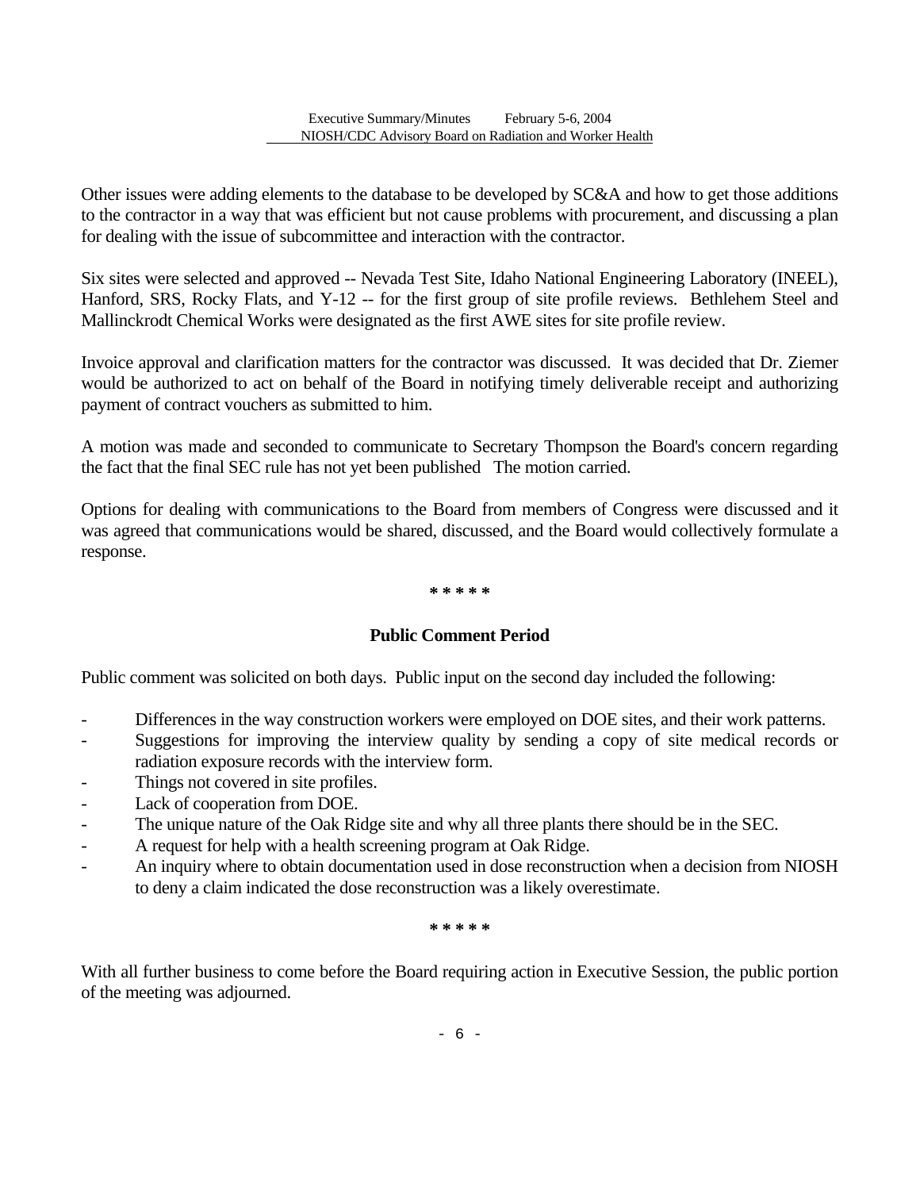Other issues were adding elements to the database to be developed by SC&A and how to get those additions to the contractor in a way that was efficient but not cause problems with procurement, and discussing a plan for dealing with the issue of subcommittee and interaction with the contractor.

Six sites were selected and approved -- Nevada Test Site, Idaho National Engineering Laboratory (INEEL), Hanford, SRS, Rocky Flats, and Y-12 -- for the first group of site profile reviews. Bethlehem Steel and Mallinckrodt Chemical Works were designated as the first AWE sites for site profile review.

Invoice approval and clarification matters for the contractor was discussed. It was decided that Dr. Ziemer would be authorized to act on behalf of the Board in notifying timely deliverable receipt and authorizing payment of contract vouchers as submitted to him.

A motion was made and seconded to communicate to Secretary Thompson the Board's concern regarding the fact that the final SEC rule has not yet been published The motion carried.

Options for dealing with communications to the Board from members of Congress were discussed and it was agreed that communications would be shared, discussed, and the Board would collectively formulate a response.

\* \* \* \* \*

## Public Comment Period

Public comment was solicited on both days. Public input on the second day included the following:

- Differences in the way construction workers were employed on DOE sites, and their work patterns.
- Suggestions for improving the interview quality by sending a copy of site medical records or radiation exposure records with the interview form.
- Things not covered in site profiles.
- Lack of cooperation from DOE.
- The unique nature of the Oak Ridge site and why all three plants there should be in the SEC.
- A request for help with a health screening program at Oak Ridge.
- An inquiry where to obtain documentation used in dose reconstruction when a decision from NIOSH to deny a claim indicated the dose reconstruction was a likely overestimate.

\* \* \* \* \*

With all further business to come before the Board requiring action in Executive Session, the public portion of the meeting was adjourned.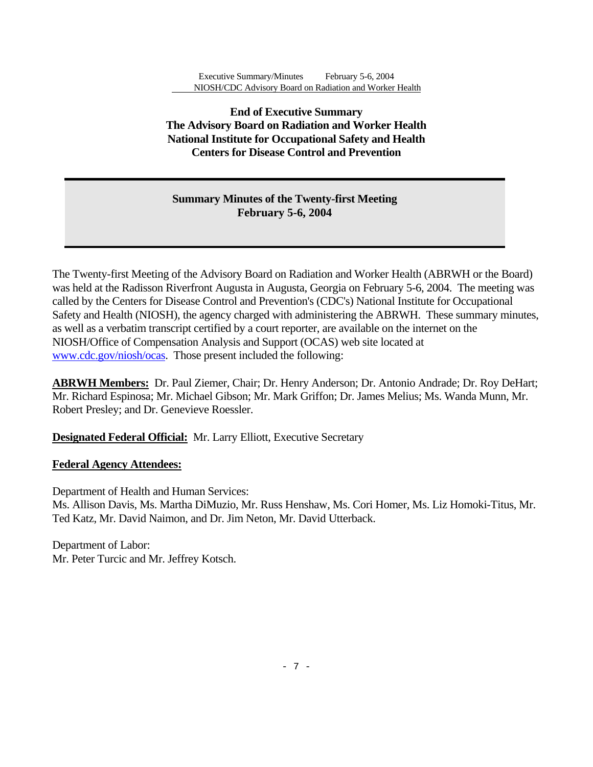**End of Executive Summary**
**The Advisory Board on Radiation and Worker Health**
**National Institute for Occupational Safety and Health**
**Centers for Disease Control and Prevention**

## Summary Minutes of the Twenty-first Meeting
## February 5-6, 2004

The Twenty-first Meeting of the Advisory Board on Radiation and Worker Health (ABRWH or the Board) was held at the Radisson Riverfront Augusta in Augusta, Georgia on February 5-6, 2004. The meeting was called by the Centers for Disease Control and Prevention's (CDC's) National Institute for Occupational Safety and Health (NIOSH), the agency charged with administering the ABRWH. These summary minutes, as well as a verbatim transcript certified by a court reporter, are available on the internet on the NIOSH/Office of Compensation Analysis and Support (OCAS) web site located at www.cdc.gov/niosh/ocas. Those present included the following:

**ABRWH Members:** Dr. Paul Ziemer, Chair; Dr. Henry Anderson; Dr. Antonio Andrade; Dr. Roy DeHart; Mr. Richard Espinosa; Mr. Michael Gibson; Mr. Mark Griffon; Dr. James Melius; Ms. Wanda Munn, Mr. Robert Presley; and Dr. Genevieve Roessler.

**Designated Federal Official:** Mr. Larry Elliott, Executive Secretary

**Federal Agency Attendees:**

Department of Health and Human Services:
Ms. Allison Davis, Ms. Martha DiMuzio, Mr. Russ Henshaw, Ms. Cori Homer, Ms. Liz Homoki-Titus, Mr. Ted Katz, Mr. David Naimon, and Dr. Jim Neton, Mr. David Utterback.

Department of Labor:
Mr. Peter Turcic and Mr. Jeffrey Kotsch.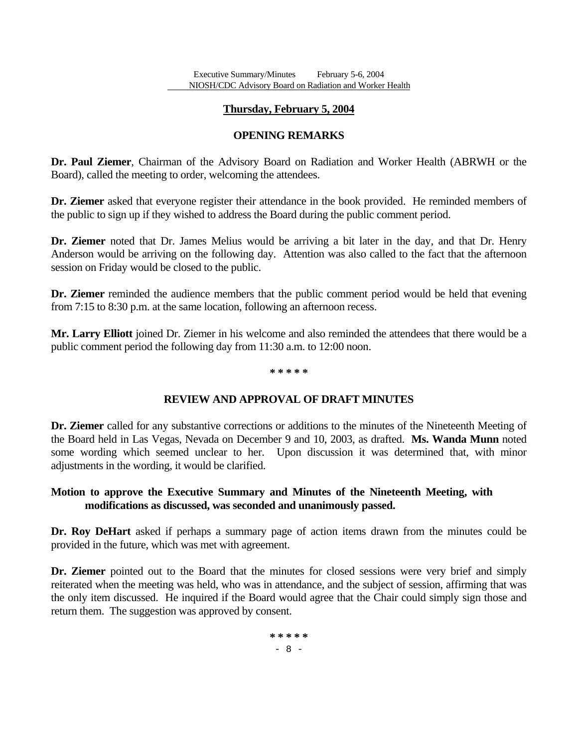## Thursday, February 5, 2004

### OPENING REMARKS

**Dr. Paul Ziemer**, Chairman of the Advisory Board on Radiation and Worker Health (ABRWH or the Board), called the meeting to order, welcoming the attendees.

**Dr. Ziemer** asked that everyone register their attendance in the book provided. He reminded members of the public to sign up if they wished to address the Board during the public comment period.

**Dr. Ziemer** noted that Dr. James Melius would be arriving a bit later in the day, and that Dr. Henry Anderson would be arriving on the following day. Attention was also called to the fact that the afternoon session on Friday would be closed to the public.

**Dr. Ziemer** reminded the audience members that the public comment period would be held that evening from 7:15 to 8:30 p.m. at the same location, following an afternoon recess.

**Mr. Larry Elliott** joined Dr. Ziemer in his welcome and also reminded the attendees that there would be a public comment period the following day from 11:30 a.m. to 12:00 noon.

\* \* \* \* \*

### REVIEW AND APPROVAL OF DRAFT MINUTES

**Dr. Ziemer** called for any substantive corrections or additions to the minutes of the Nineteenth Meeting of the Board held in Las Vegas, Nevada on December 9 and 10, 2003, as drafted. **Ms. Wanda Munn** noted some wording which seemed unclear to her. Upon discussion it was determined that, with minor adjustments in the wording, it would be clarified.

**Motion to approve the Executive Summary and Minutes of the Nineteenth Meeting, with modifications as discussed, was seconded and unanimously passed.**

**Dr. Roy DeHart** asked if perhaps a summary page of action items drawn from the minutes could be provided in the future, which was met with agreement.

**Dr. Ziemer** pointed out to the Board that the minutes for closed sessions were very brief and simply reiterated when the meeting was held, who was in attendance, and the subject of session, affirming that was the only item discussed. He inquired if the Board would agree that the Chair could simply sign those and return them. The suggestion was approved by consent.

\* \* \* \* \*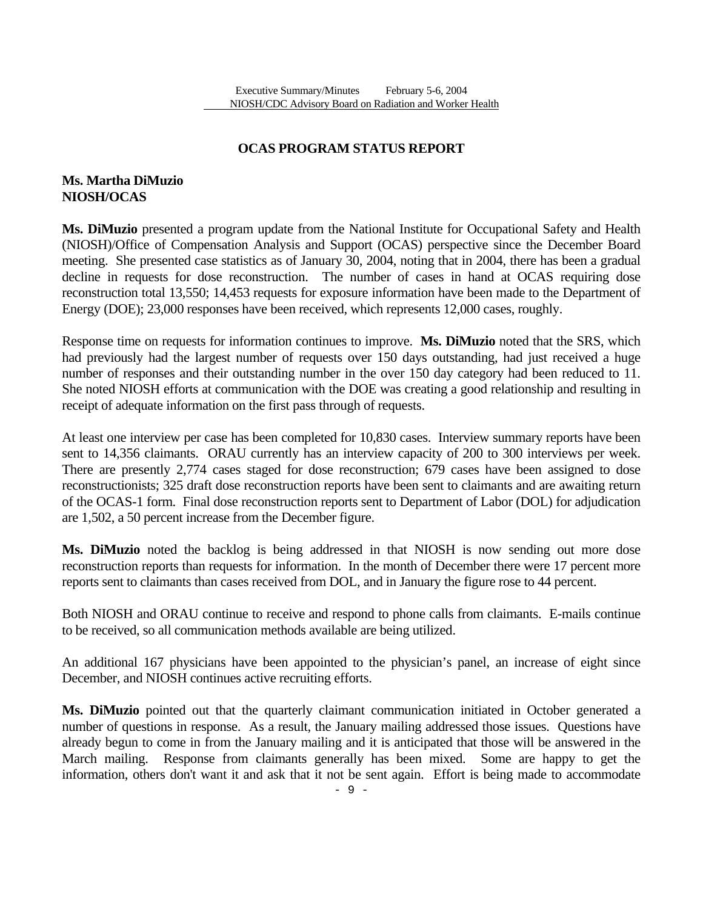## OCAS PROGRAM STATUS REPORT

**Ms. Martha DiMuzio**
**NIOSH/OCAS**

**Ms. DiMuzio** presented a program update from the National Institute for Occupational Safety and Health (NIOSH)/Office of Compensation Analysis and Support (OCAS) perspective since the December Board meeting. She presented case statistics as of January 30, 2004, noting that in 2004, there has been a gradual decline in requests for dose reconstruction. The number of cases in hand at OCAS requiring dose reconstruction total 13,550; 14,453 requests for exposure information have been made to the Department of Energy (DOE); 23,000 responses have been received, which represents 12,000 cases, roughly.

Response time on requests for information continues to improve. **Ms. DiMuzio** noted that the SRS, which had previously had the largest number of requests over 150 days outstanding, had just received a huge number of responses and their outstanding number in the over 150 day category had been reduced to 11. She noted NIOSH efforts at communication with the DOE was creating a good relationship and resulting in receipt of adequate information on the first pass through of requests.

At least one interview per case has been completed for 10,830 cases. Interview summary reports have been sent to 14,356 claimants. ORAU currently has an interview capacity of 200 to 300 interviews per week. There are presently 2,774 cases staged for dose reconstruction; 679 cases have been assigned to dose reconstructionists; 325 draft dose reconstruction reports have been sent to claimants and are awaiting return of the OCAS-1 form. Final dose reconstruction reports sent to Department of Labor (DOL) for adjudication are 1,502, a 50 percent increase from the December figure.

**Ms. DiMuzio** noted the backlog is being addressed in that NIOSH is now sending out more dose reconstruction reports than requests for information. In the month of December there were 17 percent more reports sent to claimants than cases received from DOL, and in January the figure rose to 44 percent.

Both NIOSH and ORAU continue to receive and respond to phone calls from claimants. E-mails continue to be received, so all communication methods available are being utilized.

An additional 167 physicians have been appointed to the physician's panel, an increase of eight since December, and NIOSH continues active recruiting efforts.

**Ms. DiMuzio** pointed out that the quarterly claimant communication initiated in October generated a number of questions in response. As a result, the January mailing addressed those issues. Questions have already begun to come in from the January mailing and it is anticipated that those will be answered in the March mailing. Response from claimants generally has been mixed. Some are happy to get the information, others don't want it and ask that it not be sent again. Effort is being made to accommodate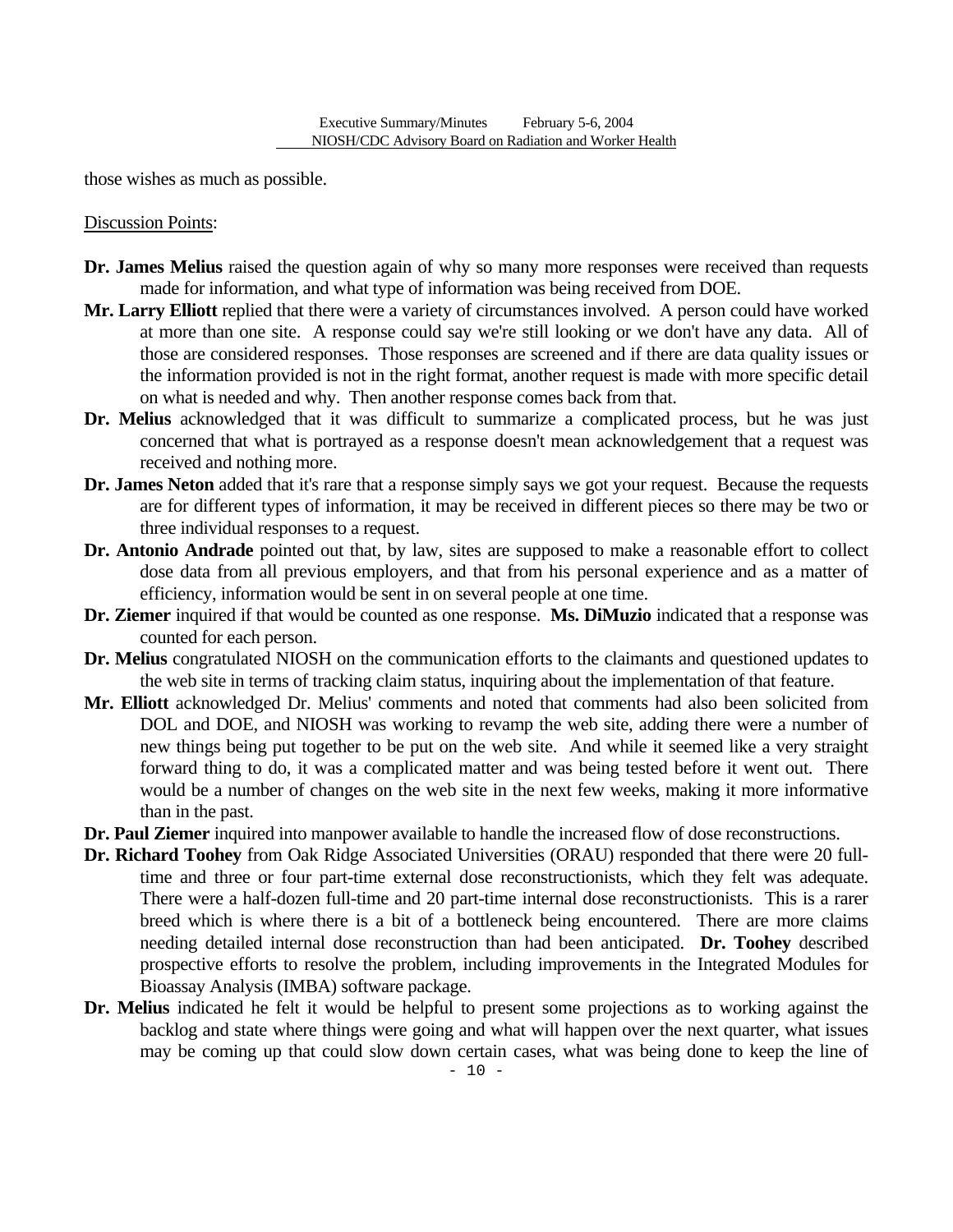those wishes as much as possible.

Discussion Points:

**Dr. James Melius** raised the question again of why so many more responses were received than requests made for information, and what type of information was being received from DOE.

**Mr. Larry Elliott** replied that there were a variety of circumstances involved. A person could have worked at more than one site. A response could say we're still looking or we don't have any data. All of those are considered responses. Those responses are screened and if there are data quality issues or the information provided is not in the right format, another request is made with more specific detail on what is needed and why. Then another response comes back from that.

**Dr. Melius** acknowledged that it was difficult to summarize a complicated process, but he was just concerned that what is portrayed as a response doesn't mean acknowledgement that a request was received and nothing more.

**Dr. James Neton** added that it's rare that a response simply says we got your request. Because the requests are for different types of information, it may be received in different pieces so there may be two or three individual responses to a request.

**Dr. Antonio Andrade** pointed out that, by law, sites are supposed to make a reasonable effort to collect dose data from all previous employers, and that from his personal experience and as a matter of efficiency, information would be sent in on several people at one time.

**Dr. Ziemer** inquired if that would be counted as one response. **Ms. DiMuzio** indicated that a response was counted for each person.

**Dr. Melius** congratulated NIOSH on the communication efforts to the claimants and questioned updates to the web site in terms of tracking claim status, inquiring about the implementation of that feature.

**Mr. Elliott** acknowledged Dr. Melius' comments and noted that comments had also been solicited from DOL and DOE, and NIOSH was working to revamp the web site, adding there were a number of new things being put together to be put on the web site. And while it seemed like a very straight forward thing to do, it was a complicated matter and was being tested before it went out. There would be a number of changes on the web site in the next few weeks, making it more informative than in the past.

**Dr. Paul Ziemer** inquired into manpower available to handle the increased flow of dose reconstructions.

**Dr. Richard Toohey** from Oak Ridge Associated Universities (ORAU) responded that there were 20 full-time and three or four part-time external dose reconstructionists, which they felt was adequate. There were a half-dozen full-time and 20 part-time internal dose reconstructionists. This is a rarer breed which is where there is a bit of a bottleneck being encountered. There are more claims needing detailed internal dose reconstruction than had been anticipated. **Dr. Toohey** described prospective efforts to resolve the problem, including improvements in the Integrated Modules for Bioassay Analysis (IMBA) software package.

**Dr. Melius** indicated he felt it would be helpful to present some projections as to working against the backlog and state where things were going and what will happen over the next quarter, what issues may be coming up that could slow down certain cases, what was being done to keep the line of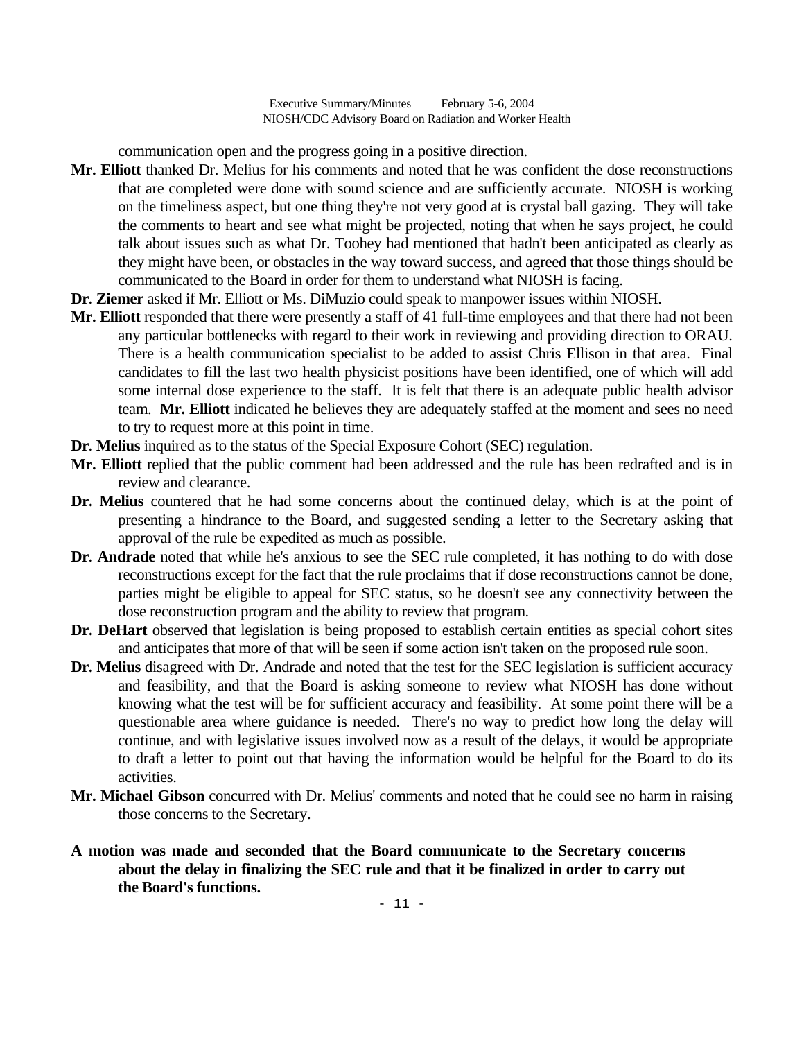communication open and the progress going in a positive direction.

**Mr. Elliott** thanked Dr. Melius for his comments and noted that he was confident the dose reconstructions that are completed were done with sound science and are sufficiently accurate. NIOSH is working on the timeliness aspect, but one thing they're not very good at is crystal ball gazing. They will take the comments to heart and see what might be projected, noting that when he says project, he could talk about issues such as what Dr. Toohey had mentioned that hadn't been anticipated as clearly as they might have been, or obstacles in the way toward success, and agreed that those things should be communicated to the Board in order for them to understand what NIOSH is facing.

**Dr. Ziemer** asked if Mr. Elliott or Ms. DiMuzio could speak to manpower issues within NIOSH.

**Mr. Elliott** responded that there were presently a staff of 41 full-time employees and that there had not been any particular bottlenecks with regard to their work in reviewing and providing direction to ORAU. There is a health communication specialist to be added to assist Chris Ellison in that area. Final candidates to fill the last two health physicist positions have been identified, one of which will add some internal dose experience to the staff. It is felt that there is an adequate public health advisor team. **Mr. Elliott** indicated he believes they are adequately staffed at the moment and sees no need to try to request more at this point in time.

**Dr. Melius** inquired as to the status of the Special Exposure Cohort (SEC) regulation.

**Mr. Elliott** replied that the public comment had been addressed and the rule has been redrafted and is in review and clearance.

**Dr. Melius** countered that he had some concerns about the continued delay, which is at the point of presenting a hindrance to the Board, and suggested sending a letter to the Secretary asking that approval of the rule be expedited as much as possible.

**Dr. Andrade** noted that while he's anxious to see the SEC rule completed, it has nothing to do with dose reconstructions except for the fact that the rule proclaims that if dose reconstructions cannot be done, parties might be eligible to appeal for SEC status, so he doesn't see any connectivity between the dose reconstruction program and the ability to review that program.

**Dr. DeHart** observed that legislation is being proposed to establish certain entities as special cohort sites and anticipates that more of that will be seen if some action isn't taken on the proposed rule soon.

**Dr. Melius** disagreed with Dr. Andrade and noted that the test for the SEC legislation is sufficient accuracy and feasibility, and that the Board is asking someone to review what NIOSH has done without knowing what the test will be for sufficient accuracy and feasibility. At some point there will be a questionable area where guidance is needed. There's no way to predict how long the delay will continue, and with legislative issues involved now as a result of the delays, it would be appropriate to draft a letter to point out that having the information would be helpful for the Board to do its activities.

**Mr. Michael Gibson** concurred with Dr. Melius' comments and noted that he could see no harm in raising those concerns to the Secretary.

**A motion was made and seconded that the Board communicate to the Secretary concerns about the delay in finalizing the SEC rule and that it be finalized in order to carry out the Board's functions.**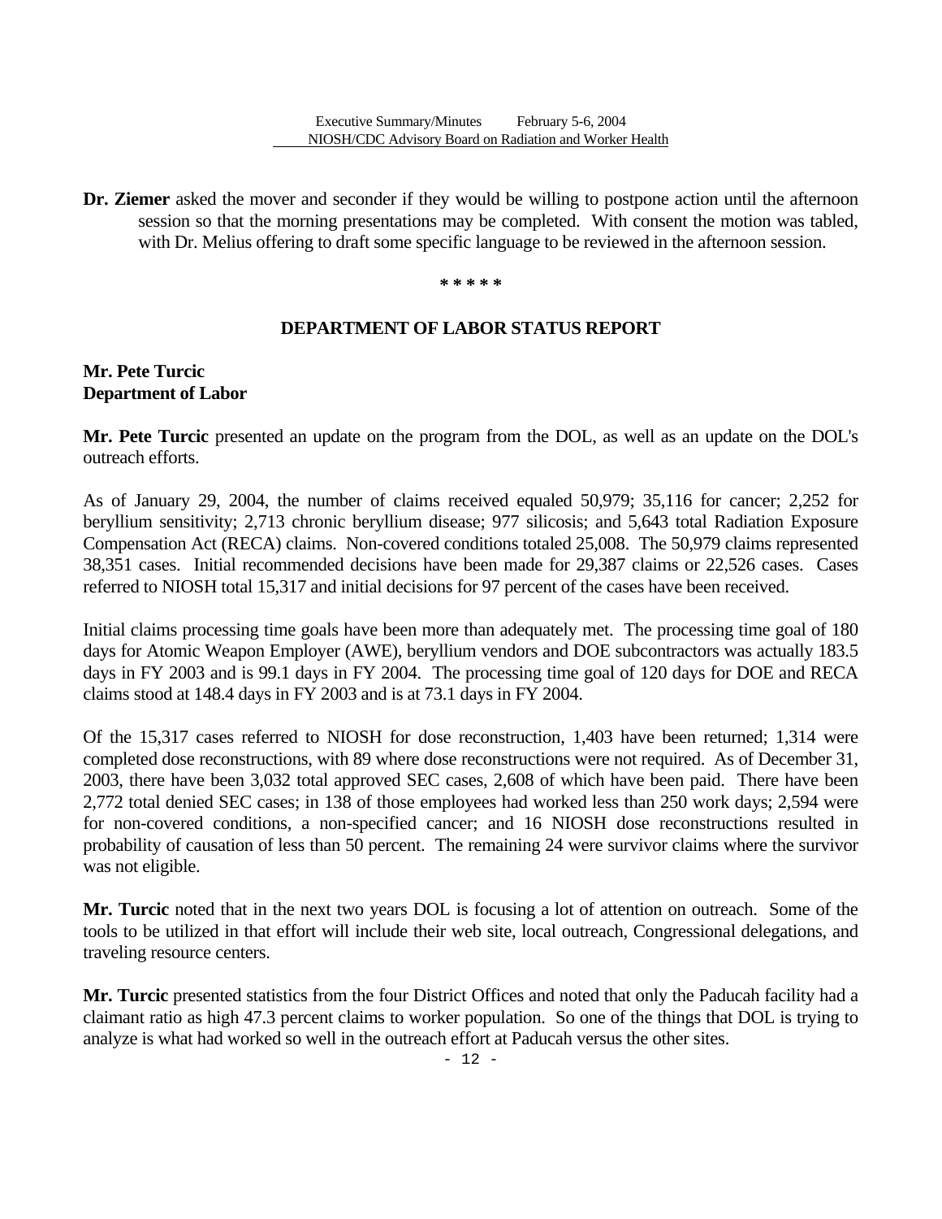**Dr. Ziemer** asked the mover and seconder if they would be willing to postpone action until the afternoon session so that the morning presentations may be completed. With consent the motion was tabled, with Dr. Melius offering to draft some specific language to be reviewed in the afternoon session.

\* \* \* \* \*

## DEPARTMENT OF LABOR STATUS REPORT

**Mr. Pete Turcic**
**Department of Labor**

**Mr. Pete Turcic** presented an update on the program from the DOL, as well as an update on the DOL's outreach efforts.

As of January 29, 2004, the number of claims received equaled 50,979; 35,116 for cancer; 2,252 for beryllium sensitivity; 2,713 chronic beryllium disease; 977 silicosis; and 5,643 total Radiation Exposure Compensation Act (RECA) claims. Non-covered conditions totaled 25,008. The 50,979 claims represented 38,351 cases. Initial recommended decisions have been made for 29,387 claims or 22,526 cases. Cases referred to NIOSH total 15,317 and initial decisions for 97 percent of the cases have been received.

Initial claims processing time goals have been more than adequately met. The processing time goal of 180 days for Atomic Weapon Employer (AWE), beryllium vendors and DOE subcontractors was actually 183.5 days in FY 2003 and is 99.1 days in FY 2004. The processing time goal of 120 days for DOE and RECA claims stood at 148.4 days in FY 2003 and is at 73.1 days in FY 2004.

Of the 15,317 cases referred to NIOSH for dose reconstruction, 1,403 have been returned; 1,314 were completed dose reconstructions, with 89 where dose reconstructions were not required. As of December 31, 2003, there have been 3,032 total approved SEC cases, 2,608 of which have been paid. There have been 2,772 total denied SEC cases; in 138 of those employees had worked less than 250 work days; 2,594 were for non-covered conditions, a non-specified cancer; and 16 NIOSH dose reconstructions resulted in probability of causation of less than 50 percent. The remaining 24 were survivor claims where the survivor was not eligible.

**Mr. Turcic** noted that in the next two years DOL is focusing a lot of attention on outreach. Some of the tools to be utilized in that effort will include their web site, local outreach, Congressional delegations, and traveling resource centers.

**Mr. Turcic** presented statistics from the four District Offices and noted that only the Paducah facility had a claimant ratio as high 47.3 percent claims to worker population. So one of the things that DOL is trying to analyze is what had worked so well in the outreach effort at Paducah versus the other sites.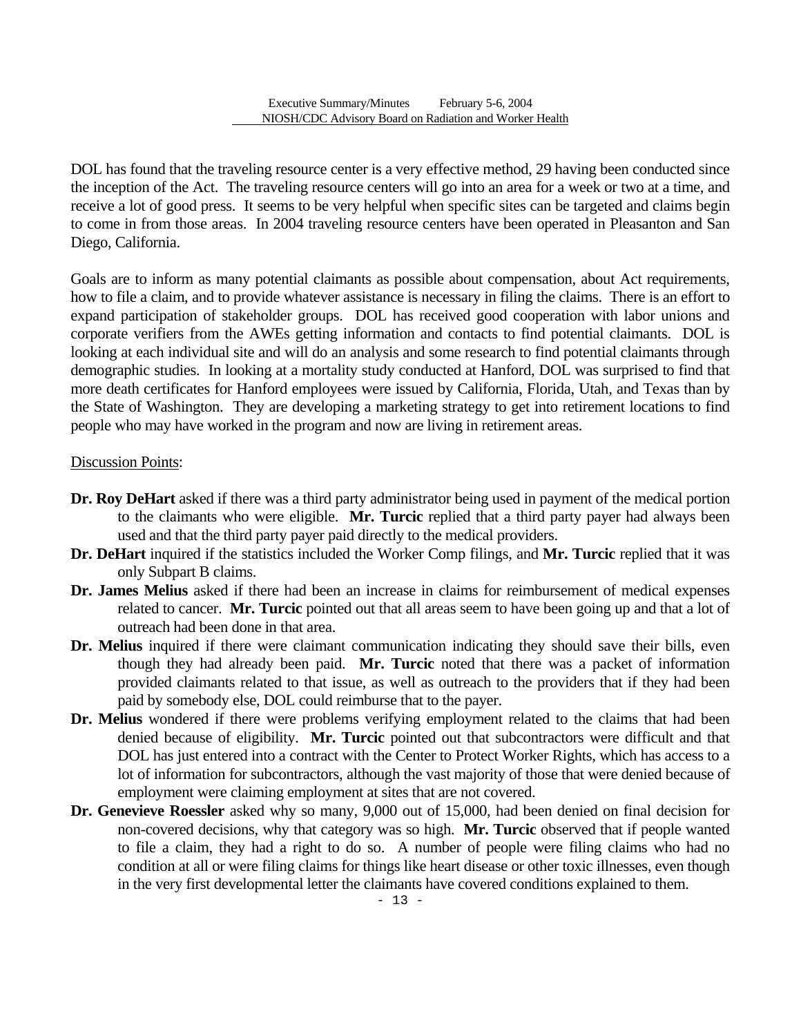DOL has found that the traveling resource center is a very effective method, 29 having been conducted since the inception of the Act. The traveling resource centers will go into an area for a week or two at a time, and receive a lot of good press. It seems to be very helpful when specific sites can be targeted and claims begin to come in from those areas. In 2004 traveling resource centers have been operated in Pleasanton and San Diego, California.

Goals are to inform as many potential claimants as possible about compensation, about Act requirements, how to file a claim, and to provide whatever assistance is necessary in filing the claims. There is an effort to expand participation of stakeholder groups. DOL has received good cooperation with labor unions and corporate verifiers from the AWEs getting information and contacts to find potential claimants. DOL is looking at each individual site and will do an analysis and some research to find potential claimants through demographic studies. In looking at a mortality study conducted at Hanford, DOL was surprised to find that more death certificates for Hanford employees were issued by California, Florida, Utah, and Texas than by the State of Washington. They are developing a marketing strategy to get into retirement locations to find people who may have worked in the program and now are living in retirement areas.

Discussion Points:

- **Dr. Roy DeHart** asked if there was a third party administrator being used in payment of the medical portion to the claimants who were eligible. **Mr. Turcic** replied that a third party payer had always been used and that the third party payer paid directly to the medical providers.
- **Dr. DeHart** inquired if the statistics included the Worker Comp filings, and **Mr. Turcic** replied that it was only Subpart B claims.
- **Dr. James Melius** asked if there had been an increase in claims for reimbursement of medical expenses related to cancer. **Mr. Turcic** pointed out that all areas seem to have been going up and that a lot of outreach had been done in that area.
- **Dr. Melius** inquired if there were claimant communication indicating they should save their bills, even though they had already been paid. **Mr. Turcic** noted that there was a packet of information provided claimants related to that issue, as well as outreach to the providers that if they had been paid by somebody else, DOL could reimburse that to the payer.
- **Dr. Melius** wondered if there were problems verifying employment related to the claims that had been denied because of eligibility. **Mr. Turcic** pointed out that subcontractors were difficult and that DOL has just entered into a contract with the Center to Protect Worker Rights, which has access to a lot of information for subcontractors, although the vast majority of those that were denied because of employment were claiming employment at sites that are not covered.
- **Dr. Genevieve Roessler** asked why so many, 9,000 out of 15,000, had been denied on final decision for non-covered decisions, why that category was so high. **Mr. Turcic** observed that if people wanted to file a claim, they had a right to do so. A number of people were filing claims who had no condition at all or were filing claims for things like heart disease or other toxic illnesses, even though in the very first developmental letter the claimants have covered conditions explained to them.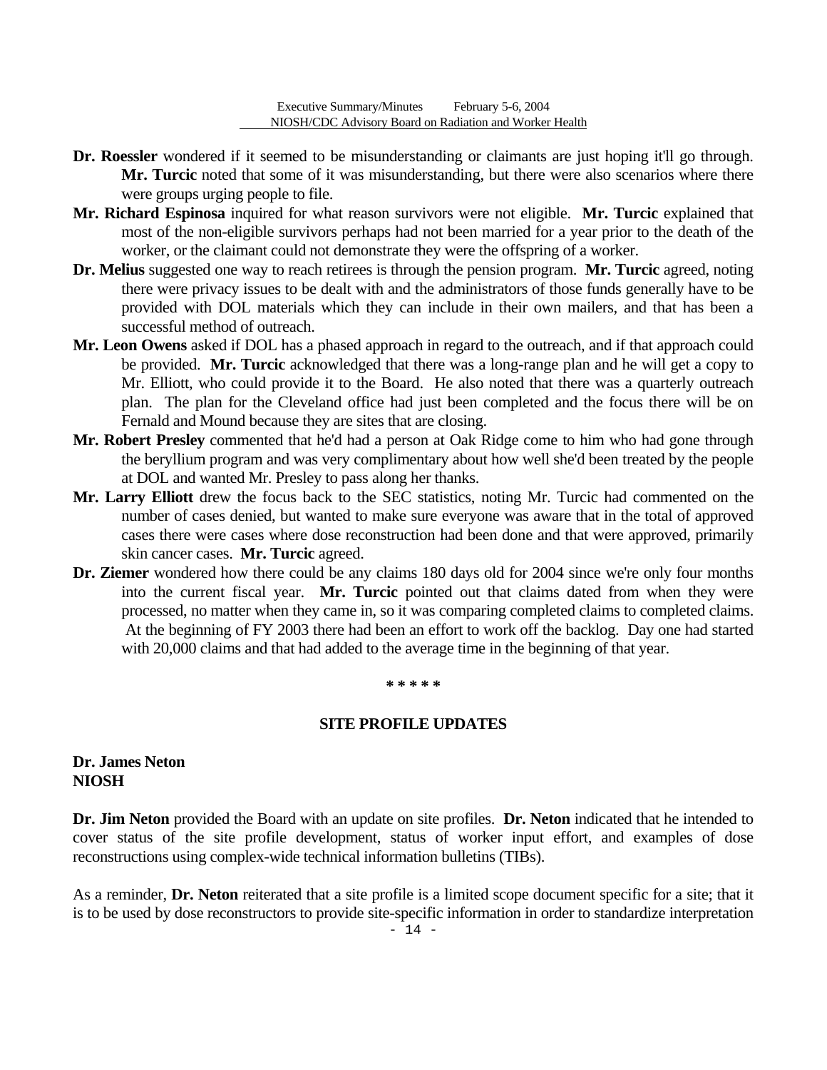**Dr. Roessler** wondered if it seemed to be misunderstanding or claimants are just hoping it'll go through. **Mr. Turcic** noted that some of it was misunderstanding, but there were also scenarios where there were groups urging people to file.

**Mr. Richard Espinosa** inquired for what reason survivors were not eligible. **Mr. Turcic** explained that most of the non-eligible survivors perhaps had not been married for a year prior to the death of the worker, or the claimant could not demonstrate they were the offspring of a worker.

**Dr. Melius** suggested one way to reach retirees is through the pension program. **Mr. Turcic** agreed, noting there were privacy issues to be dealt with and the administrators of those funds generally have to be provided with DOL materials which they can include in their own mailers, and that has been a successful method of outreach.

**Mr. Leon Owens** asked if DOL has a phased approach in regard to the outreach, and if that approach could be provided. **Mr. Turcic** acknowledged that there was a long-range plan and he will get a copy to Mr. Elliott, who could provide it to the Board. He also noted that there was a quarterly outreach plan. The plan for the Cleveland office had just been completed and the focus there will be on Fernald and Mound because they are sites that are closing.

**Mr. Robert Presley** commented that he'd had a person at Oak Ridge come to him who had gone through the beryllium program and was very complimentary about how well she'd been treated by the people at DOL and wanted Mr. Presley to pass along her thanks.

**Mr. Larry Elliott** drew the focus back to the SEC statistics, noting Mr. Turcic had commented on the number of cases denied, but wanted to make sure everyone was aware that in the total of approved cases there were cases where dose reconstruction had been done and that were approved, primarily skin cancer cases. **Mr. Turcic** agreed.

**Dr. Ziemer** wondered how there could be any claims 180 days old for 2004 since we're only four months into the current fiscal year. **Mr. Turcic** pointed out that claims dated from when they were processed, no matter when they came in, so it was comparing completed claims to completed claims. At the beginning of FY 2003 there had been an effort to work off the backlog. Day one had started with 20,000 claims and that had added to the average time in the beginning of that year.

\* \* \* \* \*

## SITE PROFILE UPDATES

**Dr. James Neton**
**NIOSH**

**Dr. Jim Neton** provided the Board with an update on site profiles. **Dr. Neton** indicated that he intended to cover status of the site profile development, status of worker input effort, and examples of dose reconstructions using complex-wide technical information bulletins (TIBs).

As a reminder, **Dr. Neton** reiterated that a site profile is a limited scope document specific for a site; that it is to be used by dose reconstructors to provide site-specific information in order to standardize interpretation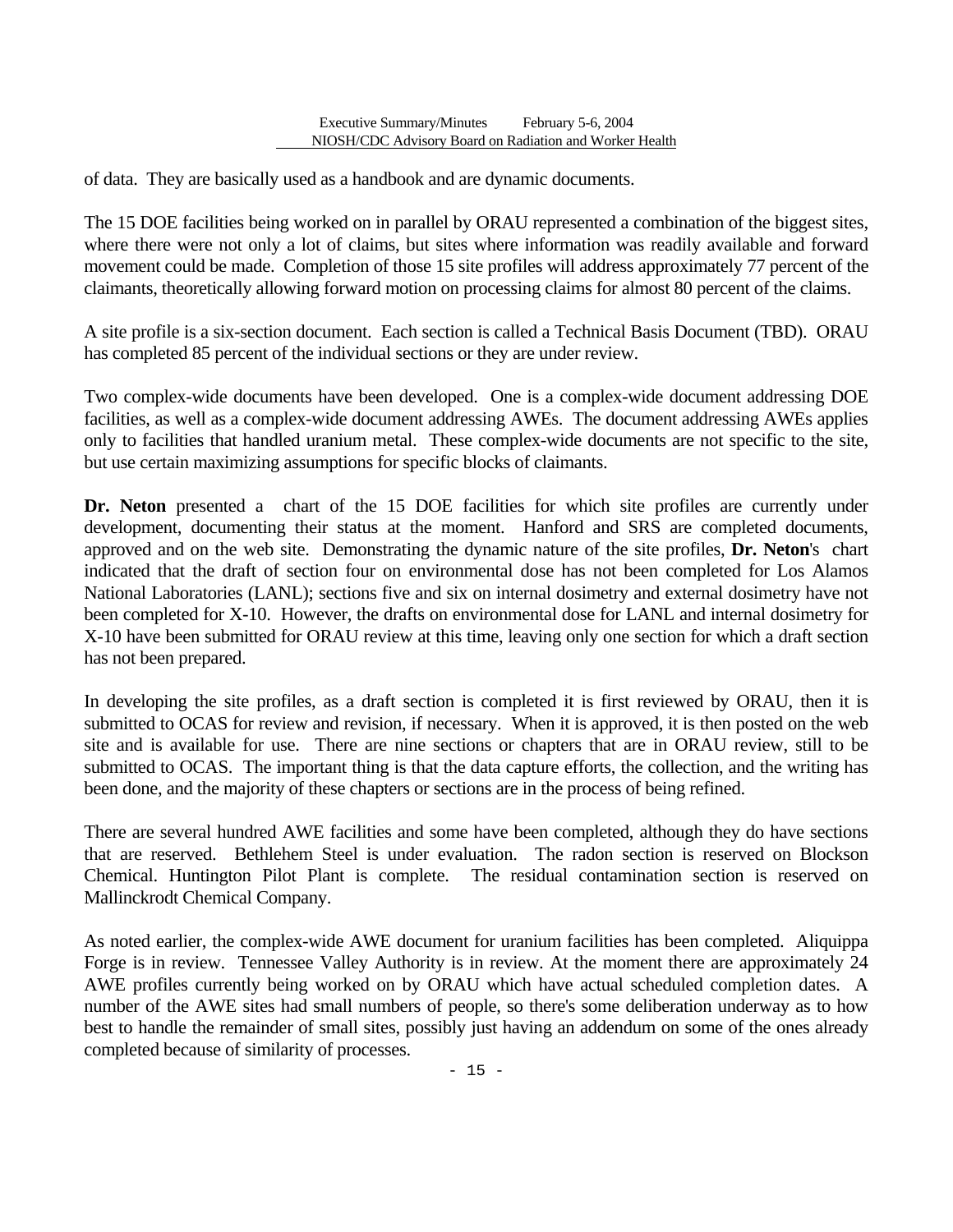of data. They are basically used as a handbook and are dynamic documents.

The 15 DOE facilities being worked on in parallel by ORAU represented a combination of the biggest sites, where there were not only a lot of claims, but sites where information was readily available and forward movement could be made. Completion of those 15 site profiles will address approximately 77 percent of the claimants, theoretically allowing forward motion on processing claims for almost 80 percent of the claims.

A site profile is a six-section document. Each section is called a Technical Basis Document (TBD). ORAU has completed 85 percent of the individual sections or they are under review.

Two complex-wide documents have been developed. One is a complex-wide document addressing DOE facilities, as well as a complex-wide document addressing AWEs. The document addressing AWEs applies only to facilities that handled uranium metal. These complex-wide documents are not specific to the site, but use certain maximizing assumptions for specific blocks of claimants.

**Dr. Neton** presented a chart of the 15 DOE facilities for which site profiles are currently under development, documenting their status at the moment. Hanford and SRS are completed documents, approved and on the web site. Demonstrating the dynamic nature of the site profiles, **Dr. Neton**'s chart indicated that the draft of section four on environmental dose has not been completed for Los Alamos National Laboratories (LANL); sections five and six on internal dosimetry and external dosimetry have not been completed for X-10. However, the drafts on environmental dose for LANL and internal dosimetry for X-10 have been submitted for ORAU review at this time, leaving only one section for which a draft section has not been prepared.

In developing the site profiles, as a draft section is completed it is first reviewed by ORAU, then it is submitted to OCAS for review and revision, if necessary. When it is approved, it is then posted on the web site and is available for use. There are nine sections or chapters that are in ORAU review, still to be submitted to OCAS. The important thing is that the data capture efforts, the collection, and the writing has been done, and the majority of these chapters or sections are in the process of being refined.

There are several hundred AWE facilities and some have been completed, although they do have sections that are reserved. Bethlehem Steel is under evaluation. The radon section is reserved on Blockson Chemical. Huntington Pilot Plant is complete. The residual contamination section is reserved on Mallinckrodt Chemical Company.

As noted earlier, the complex-wide AWE document for uranium facilities has been completed. Aliquippa Forge is in review. Tennessee Valley Authority is in review. At the moment there are approximately 24 AWE profiles currently being worked on by ORAU which have actual scheduled completion dates. A number of the AWE sites had small numbers of people, so there's some deliberation underway as to how best to handle the remainder of small sites, possibly just having an addendum on some of the ones already completed because of similarity of processes.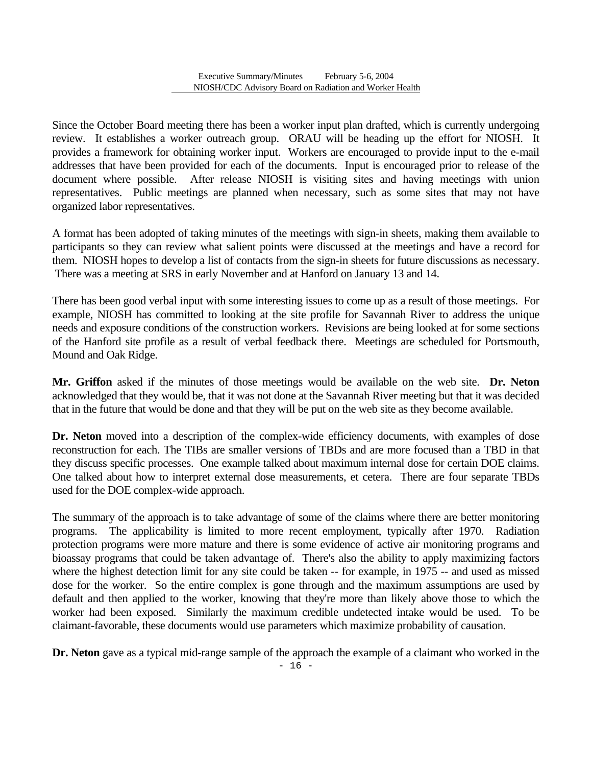Since the October Board meeting there has been a worker input plan drafted, which is currently undergoing review. It establishes a worker outreach group. ORAU will be heading up the effort for NIOSH. It provides a framework for obtaining worker input. Workers are encouraged to provide input to the e-mail addresses that have been provided for each of the documents. Input is encouraged prior to release of the document where possible. After release NIOSH is visiting sites and having meetings with union representatives. Public meetings are planned when necessary, such as some sites that may not have organized labor representatives.

A format has been adopted of taking minutes of the meetings with sign-in sheets, making them available to participants so they can review what salient points were discussed at the meetings and have a record for them. NIOSH hopes to develop a list of contacts from the sign-in sheets for future discussions as necessary. There was a meeting at SRS in early November and at Hanford on January 13 and 14.

There has been good verbal input with some interesting issues to come up as a result of those meetings. For example, NIOSH has committed to looking at the site profile for Savannah River to address the unique needs and exposure conditions of the construction workers. Revisions are being looked at for some sections of the Hanford site profile as a result of verbal feedback there. Meetings are scheduled for Portsmouth, Mound and Oak Ridge.

**Mr. Griffon** asked if the minutes of those meetings would be available on the web site. **Dr. Neton** acknowledged that they would be, that it was not done at the Savannah River meeting but that it was decided that in the future that would be done and that they will be put on the web site as they become available.

**Dr. Neton** moved into a description of the complex-wide efficiency documents, with examples of dose reconstruction for each. The TIBs are smaller versions of TBDs and are more focused than a TBD in that they discuss specific processes. One example talked about maximum internal dose for certain DOE claims. One talked about how to interpret external dose measurements, et cetera. There are four separate TBDs used for the DOE complex-wide approach.

The summary of the approach is to take advantage of some of the claims where there are better monitoring programs. The applicability is limited to more recent employment, typically after 1970. Radiation protection programs were more mature and there is some evidence of active air monitoring programs and bioassay programs that could be taken advantage of. There's also the ability to apply maximizing factors where the highest detection limit for any site could be taken -- for example, in 1975 -- and used as missed dose for the worker. So the entire complex is gone through and the maximum assumptions are used by default and then applied to the worker, knowing that they're more than likely above those to which the worker had been exposed. Similarly the maximum credible undetected intake would be used. To be claimant-favorable, these documents would use parameters which maximize probability of causation.

**Dr. Neton** gave as a typical mid-range sample of the approach the example of a claimant who worked in the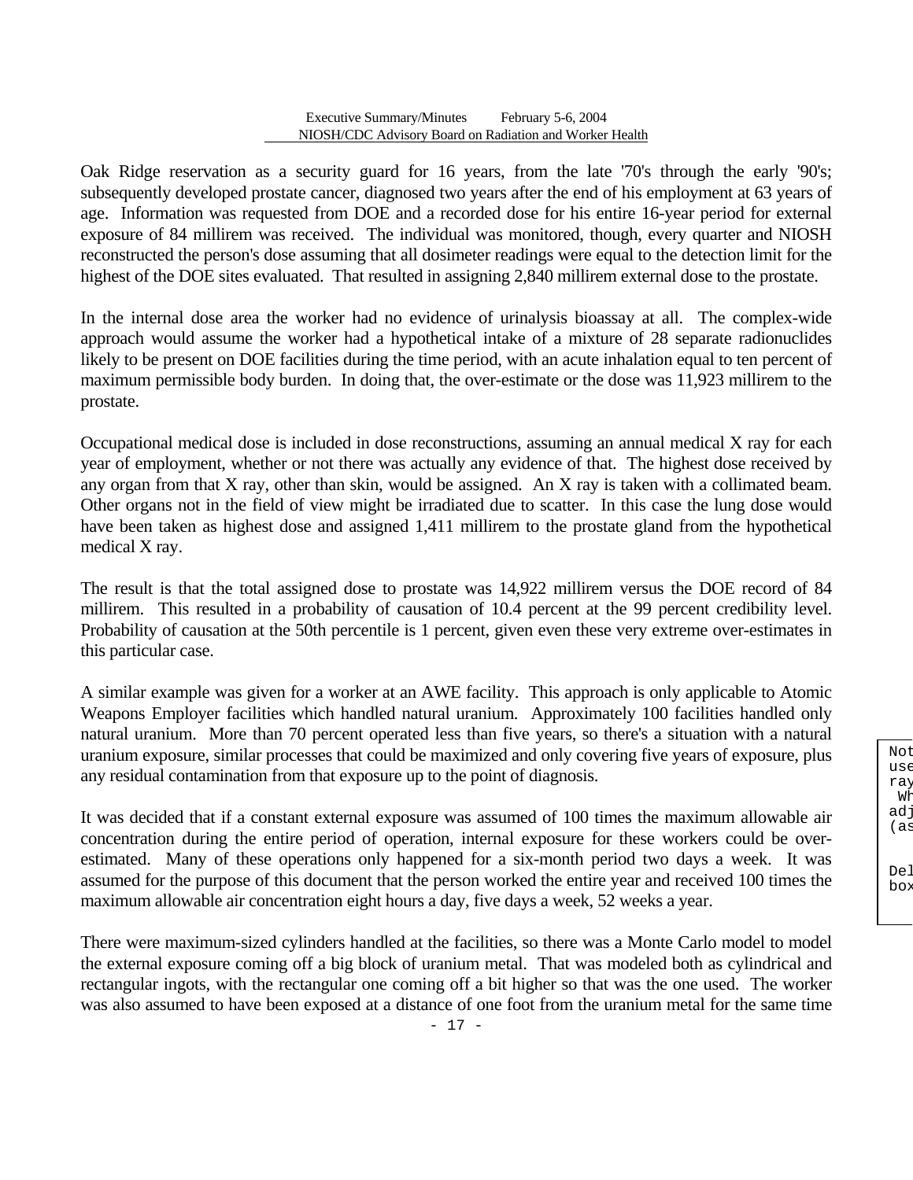Oak Ridge reservation as a security guard for 16 years, from the late '70's through the early '90's; subsequently developed prostate cancer, diagnosed two years after the end of his employment at 63 years of age. Information was requested from DOE and a recorded dose for his entire 16-year period for external exposure of 84 millirem was received. The individual was monitored, though, every quarter and NIOSH reconstructed the person's dose assuming that all dosimeter readings were equal to the detection limit for the highest of the DOE sites evaluated. That resulted in assigning 2,840 millirem external dose to the prostate.

In the internal dose area the worker had no evidence of urinalysis bioassay at all. The complex-wide approach would assume the worker had a hypothetical intake of a mixture of 28 separate radionuclides likely to be present on DOE facilities during the time period, with an acute inhalation equal to ten percent of maximum permissible body burden. In doing that, the over-estimate or the dose was 11,923 millirem to the prostate.

Occupational medical dose is included in dose reconstructions, assuming an annual medical X ray for each year of employment, whether or not there was actually any evidence of that. The highest dose received by any organ from that X ray, other than skin, would be assigned. An X ray is taken with a collimated beam. Other organs not in the field of view might be irradiated due to scatter. In this case the lung dose would have been taken as highest dose and assigned 1,411 millirem to the prostate gland from the hypothetical medical X ray.

The result is that the total assigned dose to prostate was 14,922 millirem versus the DOE record of 84 millirem. This resulted in a probability of causation of 10.4 percent at the 99 percent credibility level. Probability of causation at the 50th percentile is 1 percent, given even these very extreme over-estimates in this particular case.

A similar example was given for a worker at an AWE facility. This approach is only applicable to Atomic Weapons Employer facilities which handled natural uranium. Approximately 100 facilities handled only natural uranium. More than 70 percent operated less than five years, so there's a situation with a natural uranium exposure, similar processes that could be maximized and only covering five years of exposure, plus any residual contamination from that exposure up to the point of diagnosis.

It was decided that if a constant external exposure was assumed of 100 times the maximum allowable air concentration during the entire period of operation, internal exposure for these workers could be over-estimated. Many of these operations only happened for a six-month period two days a week. It was assumed for the purpose of this document that the person worked the entire year and received 100 times the maximum allowable air concentration eight hours a day, five days a week, 52 weeks a year.

There were maximum-sized cylinders handled at the facilities, so there was a Monte Carlo model to model the external exposure coming off a big block of uranium metal. That was modeled both as cylindrical and rectangular ingots, with the rectangular one coming off a bit higher so that was the one used. The worker was also assumed to have been exposed at a distance of one foot from the uranium metal for the same time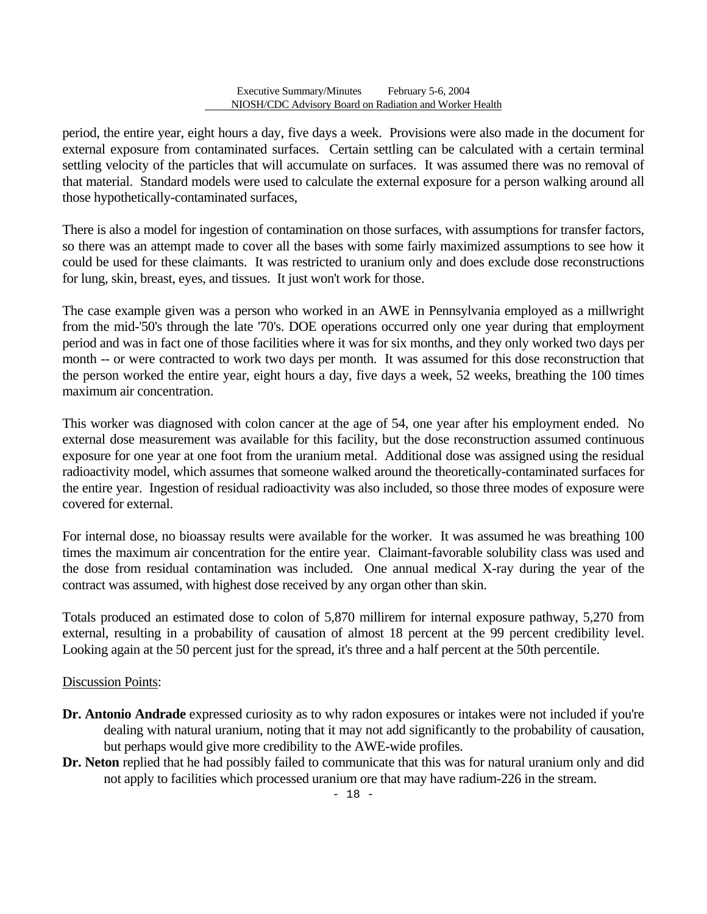period, the entire year, eight hours a day, five days a week. Provisions were also made in the document for external exposure from contaminated surfaces. Certain settling can be calculated with a certain terminal settling velocity of the particles that will accumulate on surfaces. It was assumed there was no removal of that material. Standard models were used to calculate the external exposure for a person walking around all those hypothetically-contaminated surfaces,

There is also a model for ingestion of contamination on those surfaces, with assumptions for transfer factors, so there was an attempt made to cover all the bases with some fairly maximized assumptions to see how it could be used for these claimants. It was restricted to uranium only and does exclude dose reconstructions for lung, skin, breast, eyes, and tissues. It just won't work for those.

The case example given was a person who worked in an AWE in Pennsylvania employed as a millwright from the mid-'50's through the late '70's. DOE operations occurred only one year during that employment period and was in fact one of those facilities where it was for six months, and they only worked two days per month -- or were contracted to work two days per month. It was assumed for this dose reconstruction that the person worked the entire year, eight hours a day, five days a week, 52 weeks, breathing the 100 times maximum air concentration.

This worker was diagnosed with colon cancer at the age of 54, one year after his employment ended. No external dose measurement was available for this facility, but the dose reconstruction assumed continuous exposure for one year at one foot from the uranium metal. Additional dose was assigned using the residual radioactivity model, which assumes that someone walked around the theoretically-contaminated surfaces for the entire year. Ingestion of residual radioactivity was also included, so those three modes of exposure were covered for external.

For internal dose, no bioassay results were available for the worker. It was assumed he was breathing 100 times the maximum air concentration for the entire year. Claimant-favorable solubility class was used and the dose from residual contamination was included. One annual medical X-ray during the year of the contract was assumed, with highest dose received by any organ other than skin.

Totals produced an estimated dose to colon of 5,870 millirem for internal exposure pathway, 5,270 from external, resulting in a probability of causation of almost 18 percent at the 99 percent credibility level. Looking again at the 50 percent just for the spread, it's three and a half percent at the 50th percentile.

Discussion Points:

**Dr. Antonio Andrade** expressed curiosity as to why radon exposures or intakes were not included if you're dealing with natural uranium, noting that it may not add significantly to the probability of causation, but perhaps would give more credibility to the AWE-wide profiles.

**Dr. Neton** replied that he had possibly failed to communicate that this was for natural uranium only and did not apply to facilities which processed uranium ore that may have radium-226 in the stream.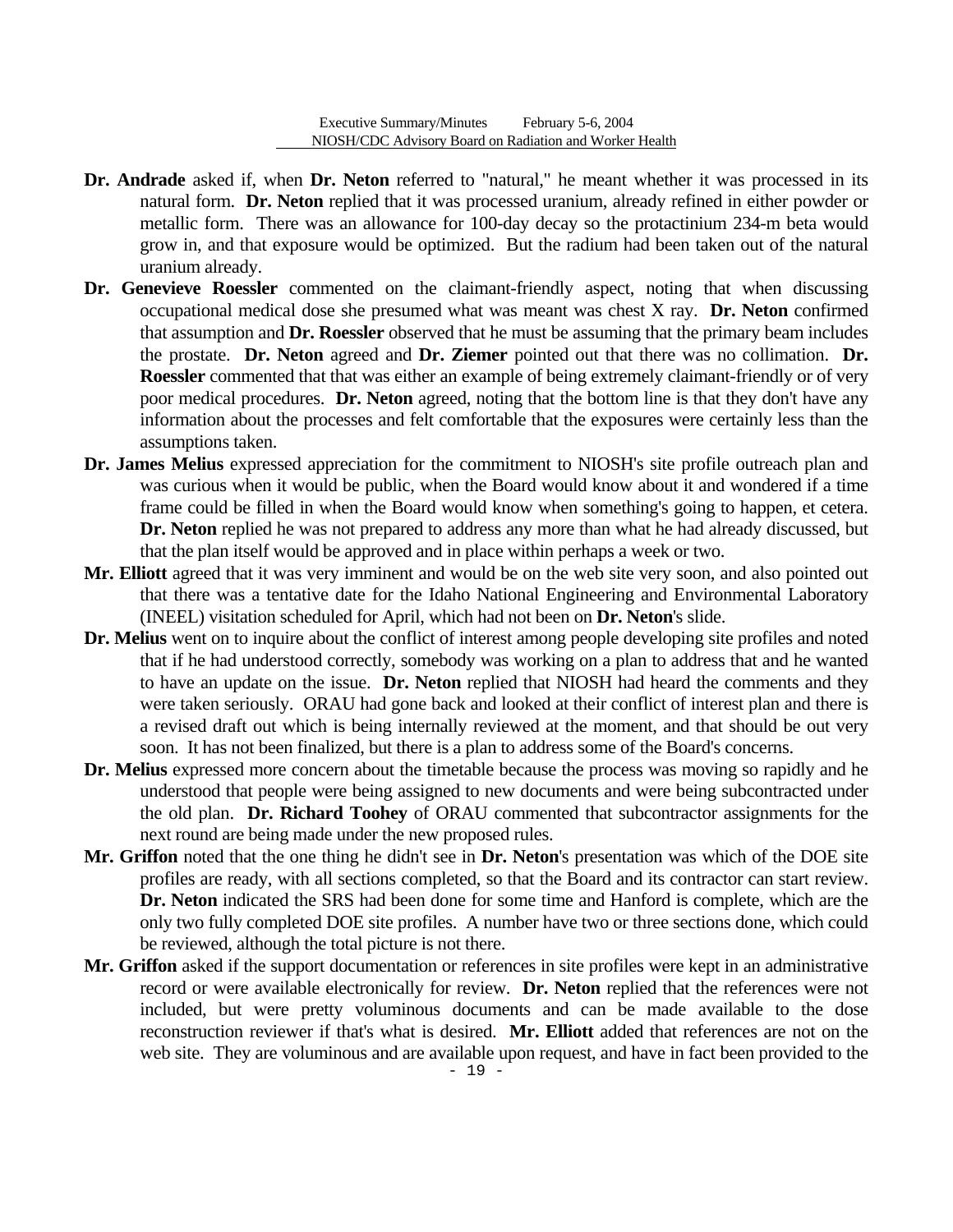**Dr. Andrade** asked if, when **Dr. Neton** referred to "natural," he meant whether it was processed in its natural form. **Dr. Neton** replied that it was processed uranium, already refined in either powder or metallic form. There was an allowance for 100-day decay so the protactinium 234-m beta would grow in, and that exposure would be optimized. But the radium had been taken out of the natural uranium already.

**Dr. Genevieve Roessler** commented on the claimant-friendly aspect, noting that when discussing occupational medical dose she presumed what was meant was chest X ray. **Dr. Neton** confirmed that assumption and **Dr. Roessler** observed that he must be assuming that the primary beam includes the prostate. **Dr. Neton** agreed and **Dr. Ziemer** pointed out that there was no collimation. **Dr. Roessler** commented that that was either an example of being extremely claimant-friendly or of very poor medical procedures. **Dr. Neton** agreed, noting that the bottom line is that they don't have any information about the processes and felt comfortable that the exposures were certainly less than the assumptions taken.

**Dr. James Melius** expressed appreciation for the commitment to NIOSH's site profile outreach plan and was curious when it would be public, when the Board would know about it and wondered if a time frame could be filled in when the Board would know when something's going to happen, et cetera. **Dr. Neton** replied he was not prepared to address any more than what he had already discussed, but that the plan itself would be approved and in place within perhaps a week or two.

**Mr. Elliott** agreed that it was very imminent and would be on the web site very soon, and also pointed out that there was a tentative date for the Idaho National Engineering and Environmental Laboratory (INEEL) visitation scheduled for April, which had not been on **Dr. Neton**'s slide.

**Dr. Melius** went on to inquire about the conflict of interest among people developing site profiles and noted that if he had understood correctly, somebody was working on a plan to address that and he wanted to have an update on the issue. **Dr. Neton** replied that NIOSH had heard the comments and they were taken seriously. ORAU had gone back and looked at their conflict of interest plan and there is a revised draft out which is being internally reviewed at the moment, and that should be out very soon. It has not been finalized, but there is a plan to address some of the Board's concerns.

**Dr. Melius** expressed more concern about the timetable because the process was moving so rapidly and he understood that people were being assigned to new documents and were being subcontracted under the old plan. **Dr. Richard Toohey** of ORAU commented that subcontractor assignments for the next round are being made under the new proposed rules.

**Mr. Griffon** noted that the one thing he didn't see in **Dr. Neton**'s presentation was which of the DOE site profiles are ready, with all sections completed, so that the Board and its contractor can start review. **Dr. Neton** indicated the SRS had been done for some time and Hanford is complete, which are the only two fully completed DOE site profiles. A number have two or three sections done, which could be reviewed, although the total picture is not there.

**Mr. Griffon** asked if the support documentation or references in site profiles were kept in an administrative record or were available electronically for review. **Dr. Neton** replied that the references were not included, but were pretty voluminous documents and can be made available to the dose reconstruction reviewer if that's what is desired. **Mr. Elliott** added that references are not on the web site. They are voluminous and are available upon request, and have in fact been provided to the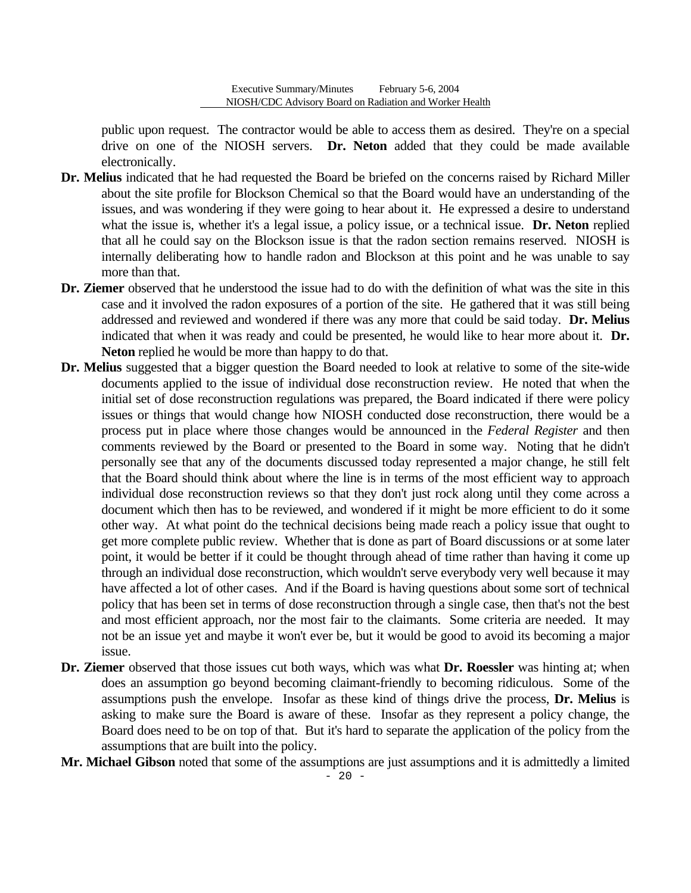public upon request. The contractor would be able to access them as desired. They're on a special drive on one of the NIOSH servers. **Dr. Neton** added that they could be made available electronically.

**Dr. Melius** indicated that he had requested the Board be briefed on the concerns raised by Richard Miller about the site profile for Blockson Chemical so that the Board would have an understanding of the issues, and was wondering if they were going to hear about it. He expressed a desire to understand what the issue is, whether it's a legal issue, a policy issue, or a technical issue. **Dr. Neton** replied that all he could say on the Blockson issue is that the radon section remains reserved. NIOSH is internally deliberating how to handle radon and Blockson at this point and he was unable to say more than that.

**Dr. Ziemer** observed that he understood the issue had to do with the definition of what was the site in this case and it involved the radon exposures of a portion of the site. He gathered that it was still being addressed and reviewed and wondered if there was any more that could be said today. **Dr. Melius** indicated that when it was ready and could be presented, he would like to hear more about it. **Dr. Neton** replied he would be more than happy to do that.

**Dr. Melius** suggested that a bigger question the Board needed to look at relative to some of the site-wide documents applied to the issue of individual dose reconstruction review. He noted that when the initial set of dose reconstruction regulations was prepared, the Board indicated if there were policy issues or things that would change how NIOSH conducted dose reconstruction, there would be a process put in place where those changes would be announced in the *Federal Register* and then comments reviewed by the Board or presented to the Board in some way. Noting that he didn't personally see that any of the documents discussed today represented a major change, he still felt that the Board should think about where the line is in terms of the most efficient way to approach individual dose reconstruction reviews so that they don't just rock along until they come across a document which then has to be reviewed, and wondered if it might be more efficient to do it some other way. At what point do the technical decisions being made reach a policy issue that ought to get more complete public review. Whether that is done as part of Board discussions or at some later point, it would be better if it could be thought through ahead of time rather than having it come up through an individual dose reconstruction, which wouldn't serve everybody very well because it may have affected a lot of other cases. And if the Board is having questions about some sort of technical policy that has been set in terms of dose reconstruction through a single case, then that's not the best and most efficient approach, nor the most fair to the claimants. Some criteria are needed. It may not be an issue yet and maybe it won't ever be, but it would be good to avoid its becoming a major issue.

**Dr. Ziemer** observed that those issues cut both ways, which was what **Dr. Roessler** was hinting at; when does an assumption go beyond becoming claimant-friendly to becoming ridiculous. Some of the assumptions push the envelope. Insofar as these kind of things drive the process, **Dr. Melius** is asking to make sure the Board is aware of these. Insofar as they represent a policy change, the Board does need to be on top of that. But it's hard to separate the application of the policy from the assumptions that are built into the policy.

**Mr. Michael Gibson** noted that some of the assumptions are just assumptions and it is admittedly a limited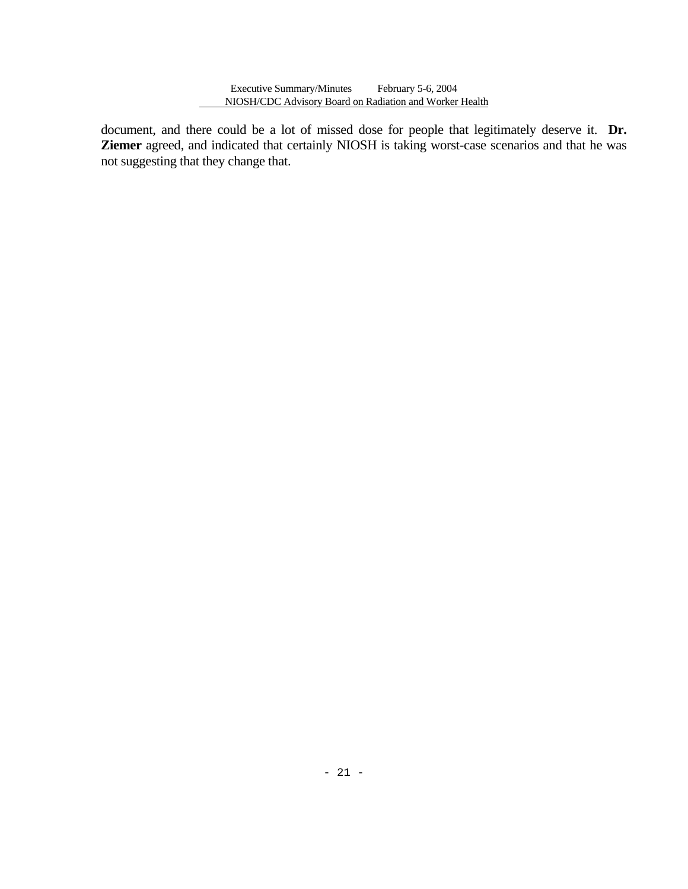document, and there could be a lot of missed dose for people that legitimately deserve it. **Dr. Ziemer** agreed, and indicated that certainly NIOSH is taking worst-case scenarios and that he was not suggesting that they change that.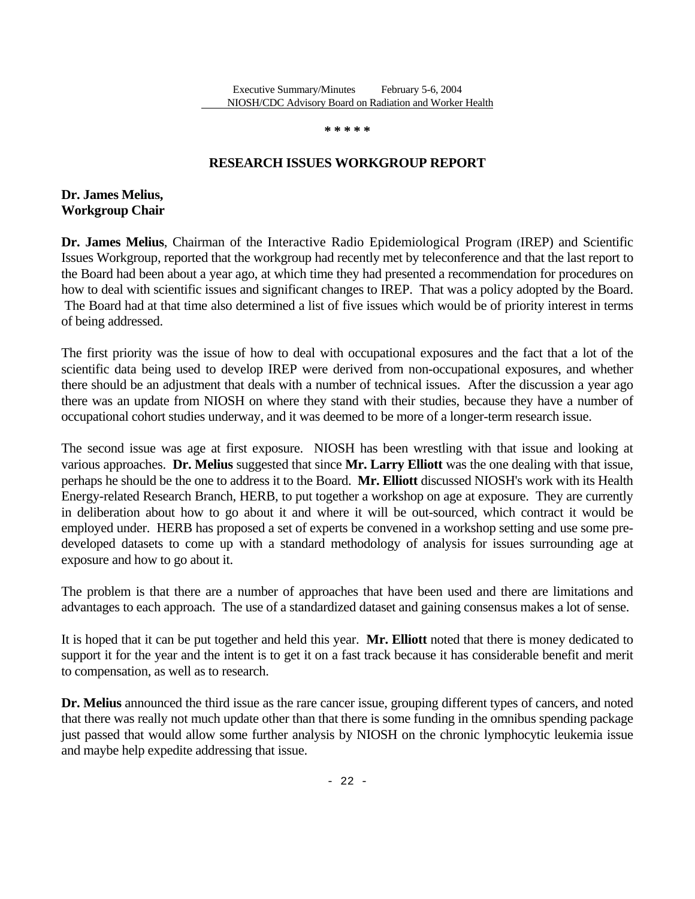\* \* \* \* \*

## RESEARCH ISSUES WORKGROUP REPORT

**Dr. James Melius,**
**Workgroup Chair**

**Dr. James Melius**, Chairman of the Interactive Radio Epidemiological Program (IREP) and Scientific Issues Workgroup, reported that the workgroup had recently met by teleconference and that the last report to the Board had been about a year ago, at which time they had presented a recommendation for procedures on how to deal with scientific issues and significant changes to IREP. That was a policy adopted by the Board. The Board had at that time also determined a list of five issues which would be of priority interest in terms of being addressed.

The first priority was the issue of how to deal with occupational exposures and the fact that a lot of the scientific data being used to develop IREP were derived from non-occupational exposures, and whether there should be an adjustment that deals with a number of technical issues. After the discussion a year ago there was an update from NIOSH on where they stand with their studies, because they have a number of occupational cohort studies underway, and it was deemed to be more of a longer-term research issue.

The second issue was age at first exposure. NIOSH has been wrestling with that issue and looking at various approaches. **Dr. Melius** suggested that since **Mr. Larry Elliott** was the one dealing with that issue, perhaps he should be the one to address it to the Board. **Mr. Elliott** discussed NIOSH's work with its Health Energy-related Research Branch, HERB, to put together a workshop on age at exposure. They are currently in deliberation about how to go about it and where it will be out-sourced, which contract it would be employed under. HERB has proposed a set of experts be convened in a workshop setting and use some pre-developed datasets to come up with a standard methodology of analysis for issues surrounding age at exposure and how to go about it.

The problem is that there are a number of approaches that have been used and there are limitations and advantages to each approach. The use of a standardized dataset and gaining consensus makes a lot of sense.

It is hoped that it can be put together and held this year. **Mr. Elliott** noted that there is money dedicated to support it for the year and the intent is to get it on a fast track because it has considerable benefit and merit to compensation, as well as to research.

**Dr. Melius** announced the third issue as the rare cancer issue, grouping different types of cancers, and noted that there was really not much update other than that there is some funding in the omnibus spending package just passed that would allow some further analysis by NIOSH on the chronic lymphocytic leukemia issue and maybe help expedite addressing that issue.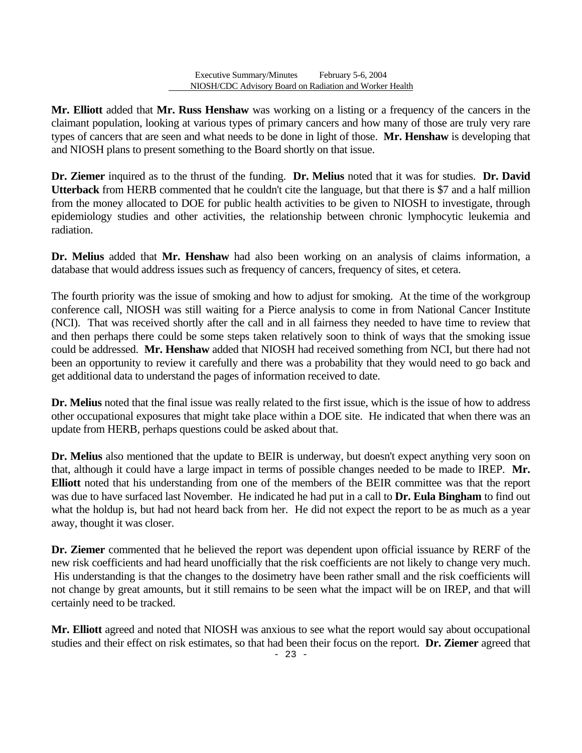**Mr. Elliott** added that **Mr. Russ Henshaw** was working on a listing or a frequency of the cancers in the claimant population, looking at various types of primary cancers and how many of those are truly very rare types of cancers that are seen and what needs to be done in light of those. **Mr. Henshaw** is developing that and NIOSH plans to present something to the Board shortly on that issue.

**Dr. Ziemer** inquired as to the thrust of the funding. **Dr. Melius** noted that it was for studies. **Dr. David Utterback** from HERB commented that he couldn't cite the language, but that there is $7 and a half million from the money allocated to DOE for public health activities to be given to NIOSH to investigate, through epidemiology studies and other activities, the relationship between chronic lymphocytic leukemia and radiation.

**Dr. Melius** added that **Mr. Henshaw** had also been working on an analysis of claims information, a database that would address issues such as frequency of cancers, frequency of sites, et cetera.

The fourth priority was the issue of smoking and how to adjust for smoking. At the time of the workgroup conference call, NIOSH was still waiting for a Pierce analysis to come in from National Cancer Institute (NCI). That was received shortly after the call and in all fairness they needed to have time to review that and then perhaps there could be some steps taken relatively soon to think of ways that the smoking issue could be addressed. **Mr. Henshaw** added that NIOSH had received something from NCI, but there had not been an opportunity to review it carefully and there was a probability that they would need to go back and get additional data to understand the pages of information received to date.

**Dr. Melius** noted that the final issue was really related to the first issue, which is the issue of how to address other occupational exposures that might take place within a DOE site. He indicated that when there was an update from HERB, perhaps questions could be asked about that.

**Dr. Melius** also mentioned that the update to BEIR is underway, but doesn't expect anything very soon on that, although it could have a large impact in terms of possible changes needed to be made to IREP. **Mr. Elliott** noted that his understanding from one of the members of the BEIR committee was that the report was due to have surfaced last November. He indicated he had put in a call to **Dr. Eula Bingham** to find out what the holdup is, but had not heard back from her. He did not expect the report to be as much as a year away, thought it was closer.

**Dr. Ziemer** commented that he believed the report was dependent upon official issuance by RERF of the new risk coefficients and had heard unofficially that the risk coefficients are not likely to change very much. His understanding is that the changes to the dosimetry have been rather small and the risk coefficients will not change by great amounts, but it still remains to be seen what the impact will be on IREP, and that will certainly need to be tracked.

**Mr. Elliott** agreed and noted that NIOSH was anxious to see what the report would say about occupational studies and their effect on risk estimates, so that had been their focus on the report. **Dr. Ziemer** agreed that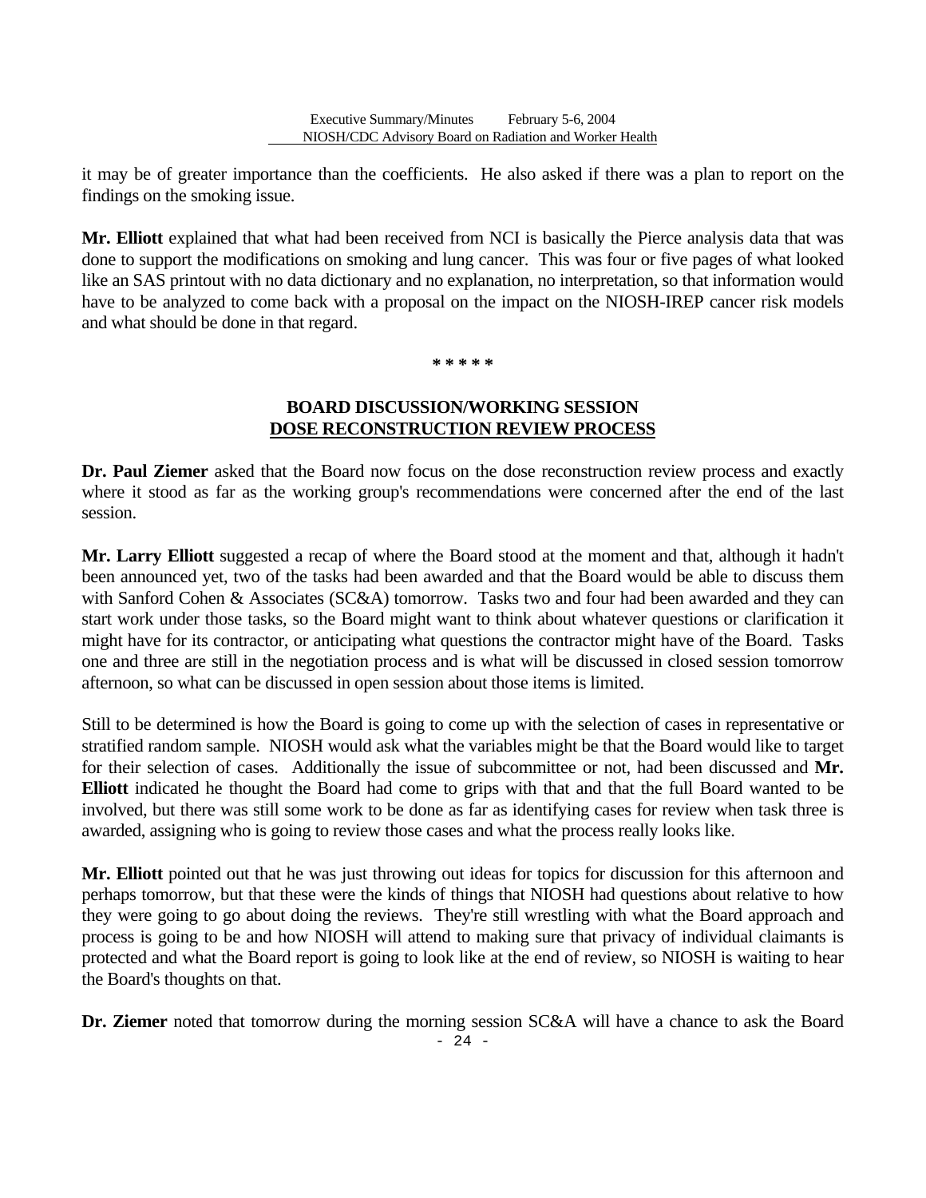it may be of greater importance than the coefficients. He also asked if there was a plan to report on the findings on the smoking issue.

**Mr. Elliott** explained that what had been received from NCI is basically the Pierce analysis data that was done to support the modifications on smoking and lung cancer. This was four or five pages of what looked like an SAS printout with no data dictionary and no explanation, no interpretation, so that information would have to be analyzed to come back with a proposal on the impact on the NIOSH-IREP cancer risk models and what should be done in that regard.

\* \* \* \* \*

## BOARD DISCUSSION/WORKING SESSION
## DOSE RECONSTRUCTION REVIEW PROCESS

**Dr. Paul Ziemer** asked that the Board now focus on the dose reconstruction review process and exactly where it stood as far as the working group's recommendations were concerned after the end of the last session.

**Mr. Larry Elliott** suggested a recap of where the Board stood at the moment and that, although it hadn't been announced yet, two of the tasks had been awarded and that the Board would be able to discuss them with Sanford Cohen & Associates (SC&A) tomorrow. Tasks two and four had been awarded and they can start work under those tasks, so the Board might want to think about whatever questions or clarification it might have for its contractor, or anticipating what questions the contractor might have of the Board. Tasks one and three are still in the negotiation process and is what will be discussed in closed session tomorrow afternoon, so what can be discussed in open session about those items is limited.

Still to be determined is how the Board is going to come up with the selection of cases in representative or stratified random sample. NIOSH would ask what the variables might be that the Board would like to target for their selection of cases. Additionally the issue of subcommittee or not, had been discussed and **Mr. Elliott** indicated he thought the Board had come to grips with that and that the full Board wanted to be involved, but there was still some work to be done as far as identifying cases for review when task three is awarded, assigning who is going to review those cases and what the process really looks like.

**Mr. Elliott** pointed out that he was just throwing out ideas for topics for discussion for this afternoon and perhaps tomorrow, but that these were the kinds of things that NIOSH had questions about relative to how they were going to go about doing the reviews. They're still wrestling with what the Board approach and process is going to be and how NIOSH will attend to making sure that privacy of individual claimants is protected and what the Board report is going to look like at the end of review, so NIOSH is waiting to hear the Board's thoughts on that.

**Dr. Ziemer** noted that tomorrow during the morning session SC&A will have a chance to ask the Board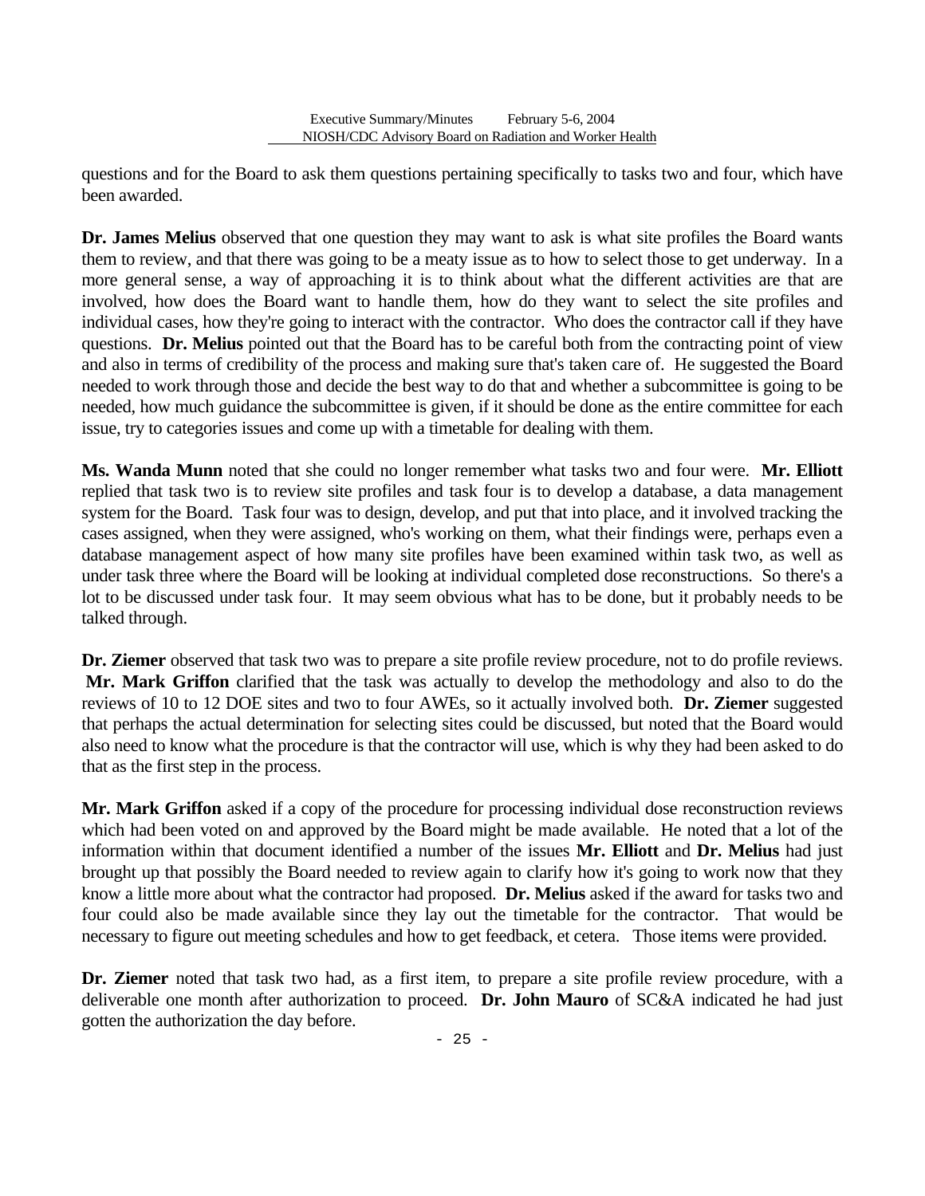questions and for the Board to ask them questions pertaining specifically to tasks two and four, which have been awarded.

**Dr. James Melius** observed that one question they may want to ask is what site profiles the Board wants them to review, and that there was going to be a meaty issue as to how to select those to get underway. In a more general sense, a way of approaching it is to think about what the different activities are that are involved, how does the Board want to handle them, how do they want to select the site profiles and individual cases, how they're going to interact with the contractor. Who does the contractor call if they have questions. **Dr. Melius** pointed out that the Board has to be careful both from the contracting point of view and also in terms of credibility of the process and making sure that's taken care of. He suggested the Board needed to work through those and decide the best way to do that and whether a subcommittee is going to be needed, how much guidance the subcommittee is given, if it should be done as the entire committee for each issue, try to categories issues and come up with a timetable for dealing with them.

**Ms. Wanda Munn** noted that she could no longer remember what tasks two and four were. **Mr. Elliott** replied that task two is to review site profiles and task four is to develop a database, a data management system for the Board. Task four was to design, develop, and put that into place, and it involved tracking the cases assigned, when they were assigned, who's working on them, what their findings were, perhaps even a database management aspect of how many site profiles have been examined within task two, as well as under task three where the Board will be looking at individual completed dose reconstructions. So there's a lot to be discussed under task four. It may seem obvious what has to be done, but it probably needs to be talked through.

**Dr. Ziemer** observed that task two was to prepare a site profile review procedure, not to do profile reviews. **Mr. Mark Griffon** clarified that the task was actually to develop the methodology and also to do the reviews of 10 to 12 DOE sites and two to four AWEs, so it actually involved both. **Dr. Ziemer** suggested that perhaps the actual determination for selecting sites could be discussed, but noted that the Board would also need to know what the procedure is that the contractor will use, which is why they had been asked to do that as the first step in the process.

**Mr. Mark Griffon** asked if a copy of the procedure for processing individual dose reconstruction reviews which had been voted on and approved by the Board might be made available. He noted that a lot of the information within that document identified a number of the issues **Mr. Elliott** and **Dr. Melius** had just brought up that possibly the Board needed to review again to clarify how it's going to work now that they know a little more about what the contractor had proposed. **Dr. Melius** asked if the award for tasks two and four could also be made available since they lay out the timetable for the contractor. That would be necessary to figure out meeting schedules and how to get feedback, et cetera. Those items were provided.

**Dr. Ziemer** noted that task two had, as a first item, to prepare a site profile review procedure, with a deliverable one month after authorization to proceed. **Dr. John Mauro** of SC&A indicated he had just gotten the authorization the day before.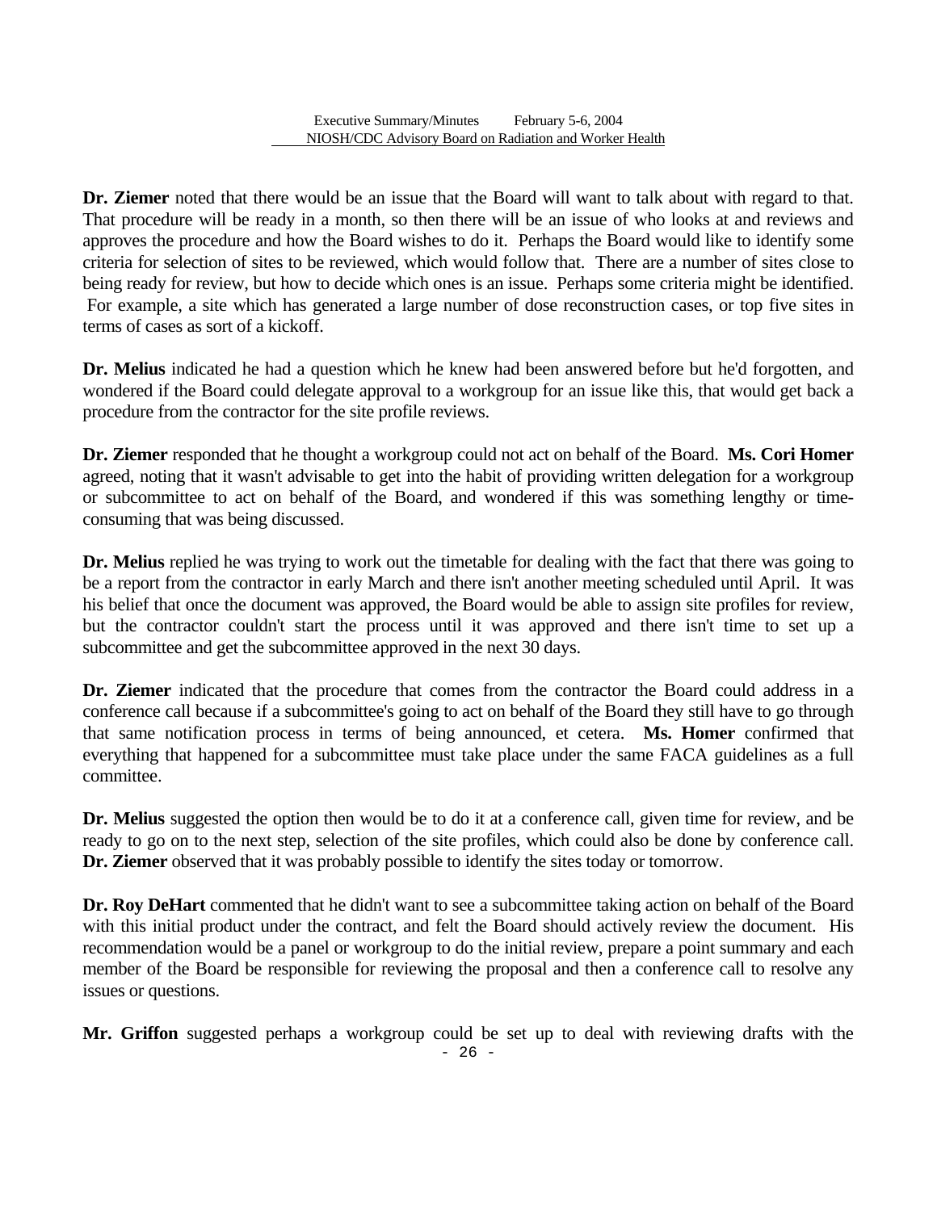**Dr. Ziemer** noted that there would be an issue that the Board will want to talk about with regard to that. That procedure will be ready in a month, so then there will be an issue of who looks at and reviews and approves the procedure and how the Board wishes to do it. Perhaps the Board would like to identify some criteria for selection of sites to be reviewed, which would follow that. There are a number of sites close to being ready for review, but how to decide which ones is an issue. Perhaps some criteria might be identified. For example, a site which has generated a large number of dose reconstruction cases, or top five sites in terms of cases as sort of a kickoff.

**Dr. Melius** indicated he had a question which he knew had been answered before but he'd forgotten, and wondered if the Board could delegate approval to a workgroup for an issue like this, that would get back a procedure from the contractor for the site profile reviews.

**Dr. Ziemer** responded that he thought a workgroup could not act on behalf of the Board. **Ms. Cori Homer** agreed, noting that it wasn't advisable to get into the habit of providing written delegation for a workgroup or subcommittee to act on behalf of the Board, and wondered if this was something lengthy or time-consuming that was being discussed.

**Dr. Melius** replied he was trying to work out the timetable for dealing with the fact that there was going to be a report from the contractor in early March and there isn't another meeting scheduled until April. It was his belief that once the document was approved, the Board would be able to assign site profiles for review, but the contractor couldn't start the process until it was approved and there isn't time to set up a subcommittee and get the subcommittee approved in the next 30 days.

**Dr. Ziemer** indicated that the procedure that comes from the contractor the Board could address in a conference call because if a subcommittee's going to act on behalf of the Board they still have to go through that same notification process in terms of being announced, et cetera. **Ms. Homer** confirmed that everything that happened for a subcommittee must take place under the same FACA guidelines as a full committee.

**Dr. Melius** suggested the option then would be to do it at a conference call, given time for review, and be ready to go on to the next step, selection of the site profiles, which could also be done by conference call. **Dr. Ziemer** observed that it was probably possible to identify the sites today or tomorrow.

**Dr. Roy DeHart** commented that he didn't want to see a subcommittee taking action on behalf of the Board with this initial product under the contract, and felt the Board should actively review the document. His recommendation would be a panel or workgroup to do the initial review, prepare a point summary and each member of the Board be responsible for reviewing the proposal and then a conference call to resolve any issues or questions.

**Mr. Griffon** suggested perhaps a workgroup could be set up to deal with reviewing drafts with the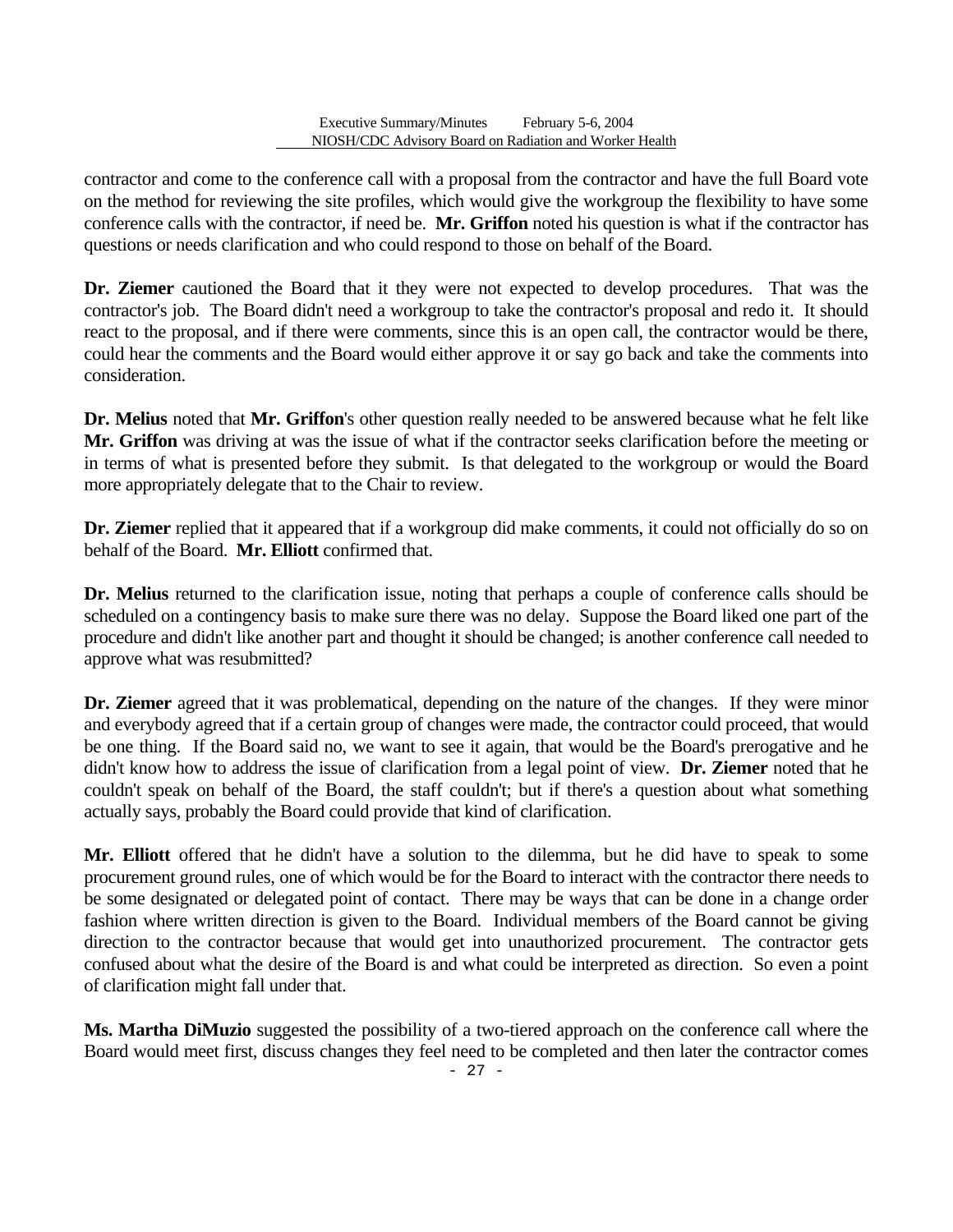contractor and come to the conference call with a proposal from the contractor and have the full Board vote on the method for reviewing the site profiles, which would give the workgroup the flexibility to have some conference calls with the contractor, if need be. **Mr. Griffon** noted his question is what if the contractor has questions or needs clarification and who could respond to those on behalf of the Board.

**Dr. Ziemer** cautioned the Board that it they were not expected to develop procedures. That was the contractor's job. The Board didn't need a workgroup to take the contractor's proposal and redo it. It should react to the proposal, and if there were comments, since this is an open call, the contractor would be there, could hear the comments and the Board would either approve it or say go back and take the comments into consideration.

**Dr. Melius** noted that **Mr. Griffon**'s other question really needed to be answered because what he felt like **Mr. Griffon** was driving at was the issue of what if the contractor seeks clarification before the meeting or in terms of what is presented before they submit. Is that delegated to the workgroup or would the Board more appropriately delegate that to the Chair to review.

**Dr. Ziemer** replied that it appeared that if a workgroup did make comments, it could not officially do so on behalf of the Board. **Mr. Elliott** confirmed that.

**Dr. Melius** returned to the clarification issue, noting that perhaps a couple of conference calls should be scheduled on a contingency basis to make sure there was no delay. Suppose the Board liked one part of the procedure and didn't like another part and thought it should be changed; is another conference call needed to approve what was resubmitted?

**Dr. Ziemer** agreed that it was problematical, depending on the nature of the changes. If they were minor and everybody agreed that if a certain group of changes were made, the contractor could proceed, that would be one thing. If the Board said no, we want to see it again, that would be the Board's prerogative and he didn't know how to address the issue of clarification from a legal point of view. **Dr. Ziemer** noted that he couldn't speak on behalf of the Board, the staff couldn't; but if there's a question about what something actually says, probably the Board could provide that kind of clarification.

**Mr. Elliott** offered that he didn't have a solution to the dilemma, but he did have to speak to some procurement ground rules, one of which would be for the Board to interact with the contractor there needs to be some designated or delegated point of contact. There may be ways that can be done in a change order fashion where written direction is given to the Board. Individual members of the Board cannot be giving direction to the contractor because that would get into unauthorized procurement. The contractor gets confused about what the desire of the Board is and what could be interpreted as direction. So even a point of clarification might fall under that.

**Ms. Martha DiMuzio** suggested the possibility of a two-tiered approach on the conference call where the Board would meet first, discuss changes they feel need to be completed and then later the contractor comes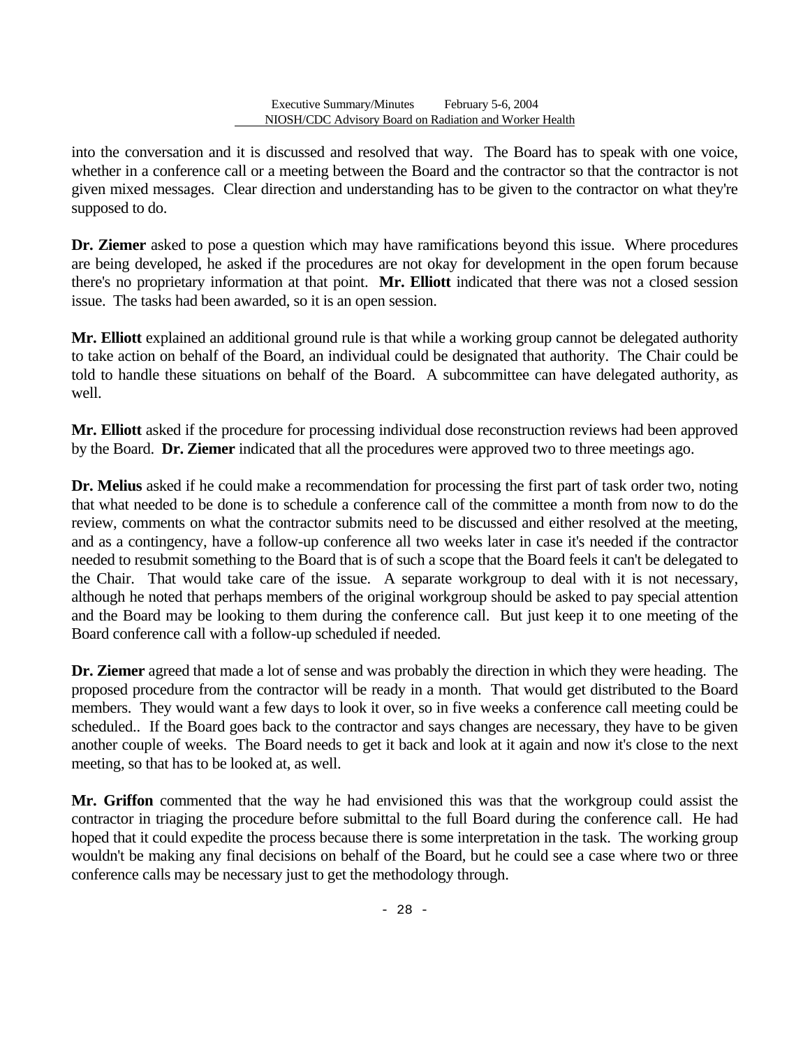into the conversation and it is discussed and resolved that way. The Board has to speak with one voice, whether in a conference call or a meeting between the Board and the contractor so that the contractor is not given mixed messages. Clear direction and understanding has to be given to the contractor on what they're supposed to do.

**Dr. Ziemer** asked to pose a question which may have ramifications beyond this issue. Where procedures are being developed, he asked if the procedures are not okay for development in the open forum because there's no proprietary information at that point. **Mr. Elliott** indicated that there was not a closed session issue. The tasks had been awarded, so it is an open session.

**Mr. Elliott** explained an additional ground rule is that while a working group cannot be delegated authority to take action on behalf of the Board, an individual could be designated that authority. The Chair could be told to handle these situations on behalf of the Board. A subcommittee can have delegated authority, as well.

**Mr. Elliott** asked if the procedure for processing individual dose reconstruction reviews had been approved by the Board. **Dr. Ziemer** indicated that all the procedures were approved two to three meetings ago.

**Dr. Melius** asked if he could make a recommendation for processing the first part of task order two, noting that what needed to be done is to schedule a conference call of the committee a month from now to do the review, comments on what the contractor submits need to be discussed and either resolved at the meeting, and as a contingency, have a follow-up conference all two weeks later in case it's needed if the contractor needed to resubmit something to the Board that is of such a scope that the Board feels it can't be delegated to the Chair. That would take care of the issue. A separate workgroup to deal with it is not necessary, although he noted that perhaps members of the original workgroup should be asked to pay special attention and the Board may be looking to them during the conference call. But just keep it to one meeting of the Board conference call with a follow-up scheduled if needed.

**Dr. Ziemer** agreed that made a lot of sense and was probably the direction in which they were heading. The proposed procedure from the contractor will be ready in a month. That would get distributed to the Board members. They would want a few days to look it over, so in five weeks a conference call meeting could be scheduled.. If the Board goes back to the contractor and says changes are necessary, they have to be given another couple of weeks. The Board needs to get it back and look at it again and now it's close to the next meeting, so that has to be looked at, as well.

**Mr. Griffon** commented that the way he had envisioned this was that the workgroup could assist the contractor in triaging the procedure before submittal to the full Board during the conference call. He had hoped that it could expedite the process because there is some interpretation in the task. The working group wouldn't be making any final decisions on behalf of the Board, but he could see a case where two or three conference calls may be necessary just to get the methodology through.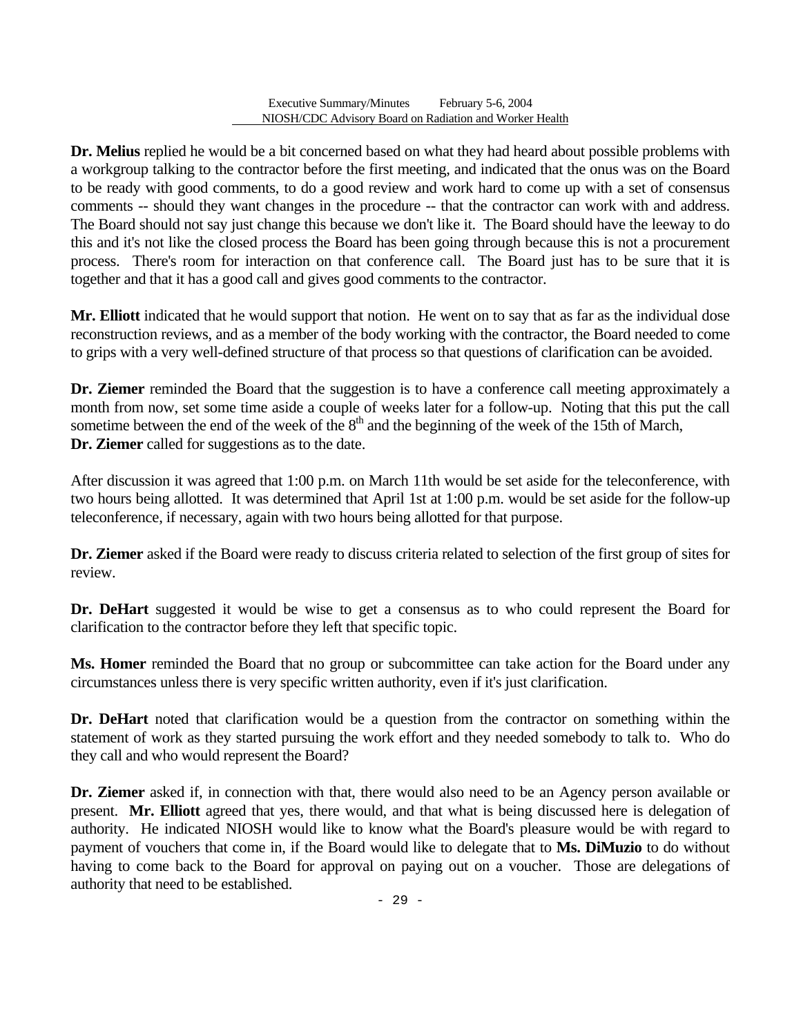**Dr. Melius** replied he would be a bit concerned based on what they had heard about possible problems with a workgroup talking to the contractor before the first meeting, and indicated that the onus was on the Board to be ready with good comments, to do a good review and work hard to come up with a set of consensus comments -- should they want changes in the procedure -- that the contractor can work with and address. The Board should not say just change this because we don't like it. The Board should have the leeway to do this and it's not like the closed process the Board has been going through because this is not a procurement process. There's room for interaction on that conference call. The Board just has to be sure that it is together and that it has a good call and gives good comments to the contractor.

**Mr. Elliott** indicated that he would support that notion. He went on to say that as far as the individual dose reconstruction reviews, and as a member of the body working with the contractor, the Board needed to come to grips with a very well-defined structure of that process so that questions of clarification can be avoided.

**Dr. Ziemer** reminded the Board that the suggestion is to have a conference call meeting approximately a month from now, set some time aside a couple of weeks later for a follow-up. Noting that this put the call sometime between the end of the week of the 8th and the beginning of the week of the 15th of March, **Dr. Ziemer** called for suggestions as to the date.

After discussion it was agreed that 1:00 p.m. on March 11th would be set aside for the teleconference, with two hours being allotted. It was determined that April 1st at 1:00 p.m. would be set aside for the follow-up teleconference, if necessary, again with two hours being allotted for that purpose.

**Dr. Ziemer** asked if the Board were ready to discuss criteria related to selection of the first group of sites for review.

**Dr. DeHart** suggested it would be wise to get a consensus as to who could represent the Board for clarification to the contractor before they left that specific topic.

**Ms. Homer** reminded the Board that no group or subcommittee can take action for the Board under any circumstances unless there is very specific written authority, even if it's just clarification.

**Dr. DeHart** noted that clarification would be a question from the contractor on something within the statement of work as they started pursuing the work effort and they needed somebody to talk to. Who do they call and who would represent the Board?

**Dr. Ziemer** asked if, in connection with that, there would also need to be an Agency person available or present. **Mr. Elliott** agreed that yes, there would, and that what is being discussed here is delegation of authority. He indicated NIOSH would like to know what the Board's pleasure would be with regard to payment of vouchers that come in, if the Board would like to delegate that to **Ms. DiMuzio** to do without having to come back to the Board for approval on paying out on a voucher. Those are delegations of authority that need to be established.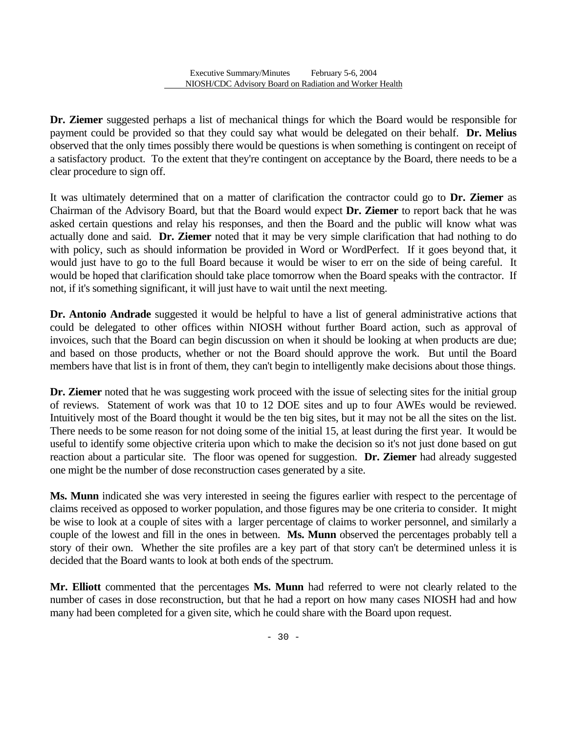**Dr. Ziemer** suggested perhaps a list of mechanical things for which the Board would be responsible for payment could be provided so that they could say what would be delegated on their behalf. **Dr. Melius** observed that the only times possibly there would be questions is when something is contingent on receipt of a satisfactory product. To the extent that they're contingent on acceptance by the Board, there needs to be a clear procedure to sign off.

It was ultimately determined that on a matter of clarification the contractor could go to **Dr. Ziemer** as Chairman of the Advisory Board, but that the Board would expect **Dr. Ziemer** to report back that he was asked certain questions and relay his responses, and then the Board and the public will know what was actually done and said. **Dr. Ziemer** noted that it may be very simple clarification that had nothing to do with policy, such as should information be provided in Word or WordPerfect. If it goes beyond that, it would just have to go to the full Board because it would be wiser to err on the side of being careful. It would be hoped that clarification should take place tomorrow when the Board speaks with the contractor. If not, if it's something significant, it will just have to wait until the next meeting.

**Dr. Antonio Andrade** suggested it would be helpful to have a list of general administrative actions that could be delegated to other offices within NIOSH without further Board action, such as approval of invoices, such that the Board can begin discussion on when it should be looking at when products are due; and based on those products, whether or not the Board should approve the work. But until the Board members have that list is in front of them, they can't begin to intelligently make decisions about those things.

**Dr. Ziemer** noted that he was suggesting work proceed with the issue of selecting sites for the initial group of reviews. Statement of work was that 10 to 12 DOE sites and up to four AWEs would be reviewed. Intuitively most of the Board thought it would be the ten big sites, but it may not be all the sites on the list. There needs to be some reason for not doing some of the initial 15, at least during the first year. It would be useful to identify some objective criteria upon which to make the decision so it's not just done based on gut reaction about a particular site. The floor was opened for suggestion. **Dr. Ziemer** had already suggested one might be the number of dose reconstruction cases generated by a site.

**Ms. Munn** indicated she was very interested in seeing the figures earlier with respect to the percentage of claims received as opposed to worker population, and those figures may be one criteria to consider. It might be wise to look at a couple of sites with a larger percentage of claims to worker personnel, and similarly a couple of the lowest and fill in the ones in between. **Ms. Munn** observed the percentages probably tell a story of their own. Whether the site profiles are a key part of that story can't be determined unless it is decided that the Board wants to look at both ends of the spectrum.

**Mr. Elliott** commented that the percentages **Ms. Munn** had referred to were not clearly related to the number of cases in dose reconstruction, but that he had a report on how many cases NIOSH had and how many had been completed for a given site, which he could share with the Board upon request.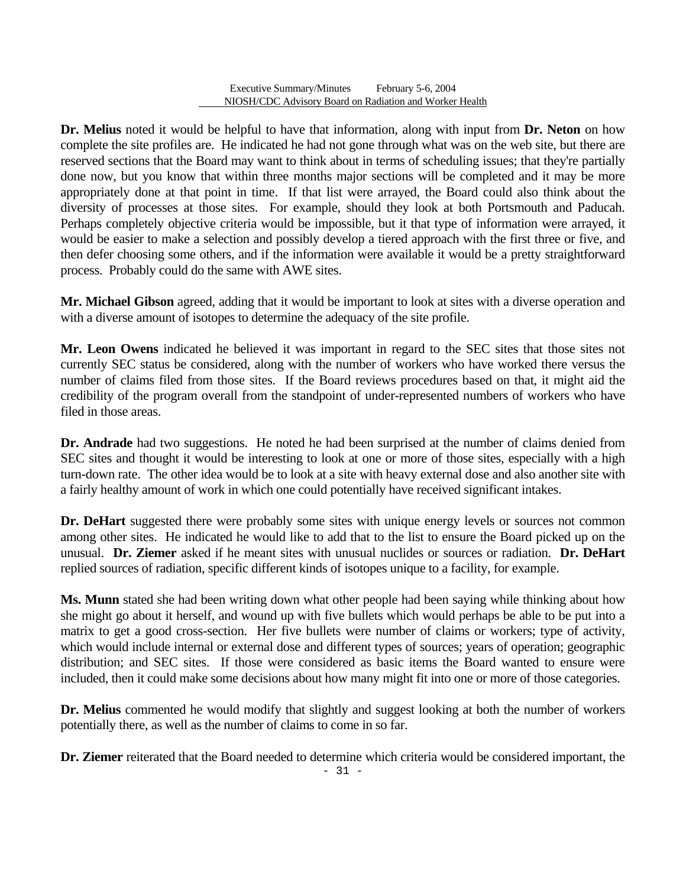**Dr. Melius** noted it would be helpful to have that information, along with input from **Dr. Neton** on how complete the site profiles are. He indicated he had not gone through what was on the web site, but there are reserved sections that the Board may want to think about in terms of scheduling issues; that they're partially done now, but you know that within three months major sections will be completed and it may be more appropriately done at that point in time. If that list were arrayed, the Board could also think about the diversity of processes at those sites. For example, should they look at both Portsmouth and Paducah. Perhaps completely objective criteria would be impossible, but it that type of information were arrayed, it would be easier to make a selection and possibly develop a tiered approach with the first three or five, and then defer choosing some others, and if the information were available it would be a pretty straightforward process. Probably could do the same with AWE sites.

**Mr. Michael Gibson** agreed, adding that it would be important to look at sites with a diverse operation and with a diverse amount of isotopes to determine the adequacy of the site profile.

**Mr. Leon Owens** indicated he believed it was important in regard to the SEC sites that those sites not currently SEC status be considered, along with the number of workers who have worked there versus the number of claims filed from those sites. If the Board reviews procedures based on that, it might aid the credibility of the program overall from the standpoint of under-represented numbers of workers who have filed in those areas.

**Dr. Andrade** had two suggestions. He noted he had been surprised at the number of claims denied from SEC sites and thought it would be interesting to look at one or more of those sites, especially with a high turn-down rate. The other idea would be to look at a site with heavy external dose and also another site with a fairly healthy amount of work in which one could potentially have received significant intakes.

**Dr. DeHart** suggested there were probably some sites with unique energy levels or sources not common among other sites. He indicated he would like to add that to the list to ensure the Board picked up on the unusual. **Dr. Ziemer** asked if he meant sites with unusual nuclides or sources or radiation. **Dr. DeHart** replied sources of radiation, specific different kinds of isotopes unique to a facility, for example.

**Ms. Munn** stated she had been writing down what other people had been saying while thinking about how she might go about it herself, and wound up with five bullets which would perhaps be able to be put into a matrix to get a good cross-section. Her five bullets were number of claims or workers; type of activity, which would include internal or external dose and different types of sources; years of operation; geographic distribution; and SEC sites. If those were considered as basic items the Board wanted to ensure were included, then it could make some decisions about how many might fit into one or more of those categories.

**Dr. Melius** commented he would modify that slightly and suggest looking at both the number of workers potentially there, as well as the number of claims to come in so far.

**Dr. Ziemer** reiterated that the Board needed to determine which criteria would be considered important, the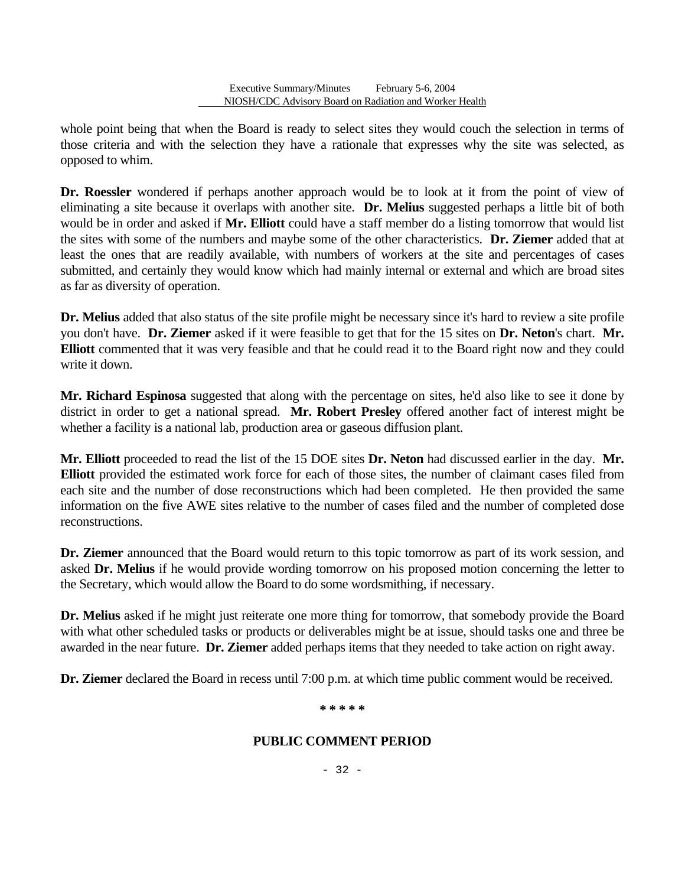whole point being that when the Board is ready to select sites they would couch the selection in terms of those criteria and with the selection they have a rationale that expresses why the site was selected, as opposed to whim.

**Dr. Roessler** wondered if perhaps another approach would be to look at it from the point of view of eliminating a site because it overlaps with another site. **Dr. Melius** suggested perhaps a little bit of both would be in order and asked if **Mr. Elliott** could have a staff member do a listing tomorrow that would list the sites with some of the numbers and maybe some of the other characteristics. **Dr. Ziemer** added that at least the ones that are readily available, with numbers of workers at the site and percentages of cases submitted, and certainly they would know which had mainly internal or external and which are broad sites as far as diversity of operation.

**Dr. Melius** added that also status of the site profile might be necessary since it's hard to review a site profile you don't have. **Dr. Ziemer** asked if it were feasible to get that for the 15 sites on **Dr. Neton**'s chart. **Mr. Elliott** commented that it was very feasible and that he could read it to the Board right now and they could write it down.

**Mr. Richard Espinosa** suggested that along with the percentage on sites, he'd also like to see it done by district in order to get a national spread. **Mr. Robert Presley** offered another fact of interest might be whether a facility is a national lab, production area or gaseous diffusion plant.

**Mr. Elliott** proceeded to read the list of the 15 DOE sites **Dr. Neton** had discussed earlier in the day. **Mr. Elliott** provided the estimated work force for each of those sites, the number of claimant cases filed from each site and the number of dose reconstructions which had been completed. He then provided the same information on the five AWE sites relative to the number of cases filed and the number of completed dose reconstructions.

**Dr. Ziemer** announced that the Board would return to this topic tomorrow as part of its work session, and asked **Dr. Melius** if he would provide wording tomorrow on his proposed motion concerning the letter to the Secretary, which would allow the Board to do some wordsmithing, if necessary.

**Dr. Melius** asked if he might just reiterate one more thing for tomorrow, that somebody provide the Board with what other scheduled tasks or products or deliverables might be at issue, should tasks one and three be awarded in the near future. **Dr. Ziemer** added perhaps items that they needed to take action on right away.

**Dr. Ziemer** declared the Board in recess until 7:00 p.m. at which time public comment would be received.

**\* \* \* \* \***

## PUBLIC COMMENT PERIOD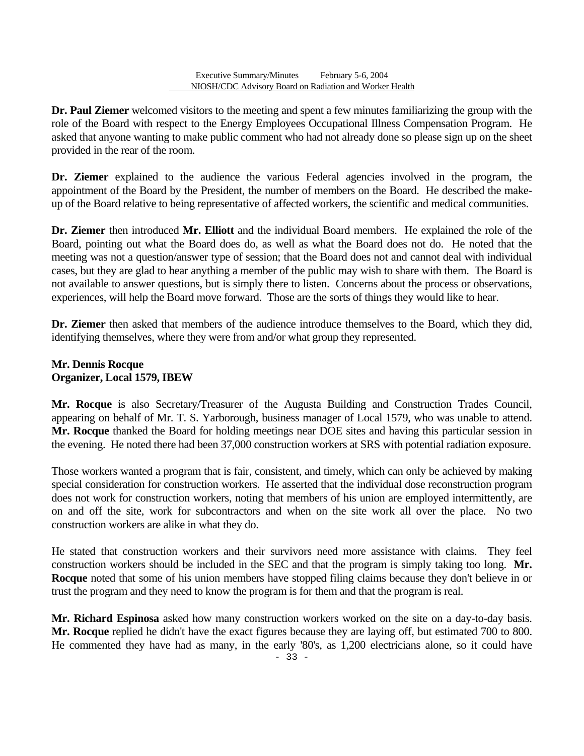**Dr. Paul Ziemer** welcomed visitors to the meeting and spent a few minutes familiarizing the group with the role of the Board with respect to the Energy Employees Occupational Illness Compensation Program. He asked that anyone wanting to make public comment who had not already done so please sign up on the sheet provided in the rear of the room.

**Dr. Ziemer** explained to the audience the various Federal agencies involved in the program, the appointment of the Board by the President, the number of members on the Board. He described the make-up of the Board relative to being representative of affected workers, the scientific and medical communities.

**Dr. Ziemer** then introduced **Mr. Elliott** and the individual Board members. He explained the role of the Board, pointing out what the Board does do, as well as what the Board does not do. He noted that the meeting was not a question/answer type of session; that the Board does not and cannot deal with individual cases, but they are glad to hear anything a member of the public may wish to share with them. The Board is not available to answer questions, but is simply there to listen. Concerns about the process or observations, experiences, will help the Board move forward. Those are the sorts of things they would like to hear.

**Dr. Ziemer** then asked that members of the audience introduce themselves to the Board, which they did, identifying themselves, where they were from and/or what group they represented.

**Mr. Dennis Rocque**
**Organizer, Local 1579, IBEW**

**Mr. Rocque** is also Secretary/Treasurer of the Augusta Building and Construction Trades Council, appearing on behalf of Mr. T. S. Yarborough, business manager of Local 1579, who was unable to attend. **Mr. Rocque** thanked the Board for holding meetings near DOE sites and having this particular session in the evening. He noted there had been 37,000 construction workers at SRS with potential radiation exposure.

Those workers wanted a program that is fair, consistent, and timely, which can only be achieved by making special consideration for construction workers. He asserted that the individual dose reconstruction program does not work for construction workers, noting that members of his union are employed intermittently, are on and off the site, work for subcontractors and when on the site work all over the place. No two construction workers are alike in what they do.

He stated that construction workers and their survivors need more assistance with claims. They feel construction workers should be included in the SEC and that the program is simply taking too long. **Mr. Rocque** noted that some of his union members have stopped filing claims because they don't believe in or trust the program and they need to know the program is for them and that the program is real.

**Mr. Richard Espinosa** asked how many construction workers worked on the site on a day-to-day basis. **Mr. Rocque** replied he didn't have the exact figures because they are laying off, but estimated 700 to 800. He commented they have had as many, in the early '80's, as 1,200 electricians alone, so it could have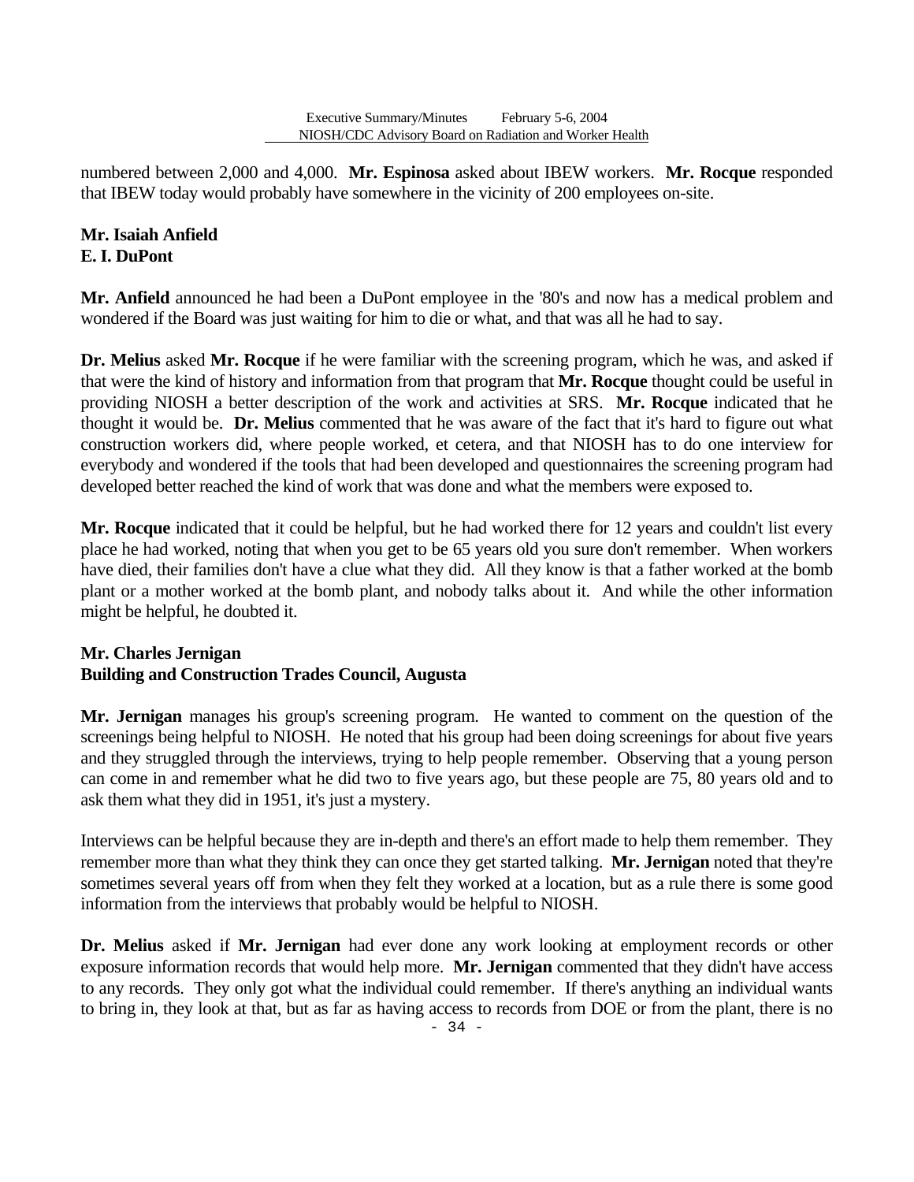numbered between 2,000 and 4,000. **Mr. Espinosa** asked about IBEW workers. **Mr. Rocque** responded that IBEW today would probably have somewhere in the vicinity of 200 employees on-site.

**Mr. Isaiah Anfield**
**E. I. DuPont**

**Mr. Anfield** announced he had been a DuPont employee in the '80's and now has a medical problem and wondered if the Board was just waiting for him to die or what, and that was all he had to say.

**Dr. Melius** asked **Mr. Rocque** if he were familiar with the screening program, which he was, and asked if that were the kind of history and information from that program that **Mr. Rocque** thought could be useful in providing NIOSH a better description of the work and activities at SRS. **Mr. Rocque** indicated that he thought it would be. **Dr. Melius** commented that he was aware of the fact that it's hard to figure out what construction workers did, where people worked, et cetera, and that NIOSH has to do one interview for everybody and wondered if the tools that had been developed and questionnaires the screening program had developed better reached the kind of work that was done and what the members were exposed to.

**Mr. Rocque** indicated that it could be helpful, but he had worked there for 12 years and couldn't list every place he had worked, noting that when you get to be 65 years old you sure don't remember. When workers have died, their families don't have a clue what they did. All they know is that a father worked at the bomb plant or a mother worked at the bomb plant, and nobody talks about it. And while the other information might be helpful, he doubted it.

**Mr. Charles Jernigan**
**Building and Construction Trades Council, Augusta**

**Mr. Jernigan** manages his group's screening program. He wanted to comment on the question of the screenings being helpful to NIOSH. He noted that his group had been doing screenings for about five years and they struggled through the interviews, trying to help people remember. Observing that a young person can come in and remember what he did two to five years ago, but these people are 75, 80 years old and to ask them what they did in 1951, it's just a mystery.

Interviews can be helpful because they are in-depth and there's an effort made to help them remember. They remember more than what they think they can once they get started talking. **Mr. Jernigan** noted that they're sometimes several years off from when they felt they worked at a location, but as a rule there is some good information from the interviews that probably would be helpful to NIOSH.

**Dr. Melius** asked if **Mr. Jernigan** had ever done any work looking at employment records or other exposure information records that would help more. **Mr. Jernigan** commented that they didn't have access to any records. They only got what the individual could remember. If there's anything an individual wants to bring in, they look at that, but as far as having access to records from DOE or from the plant, there is no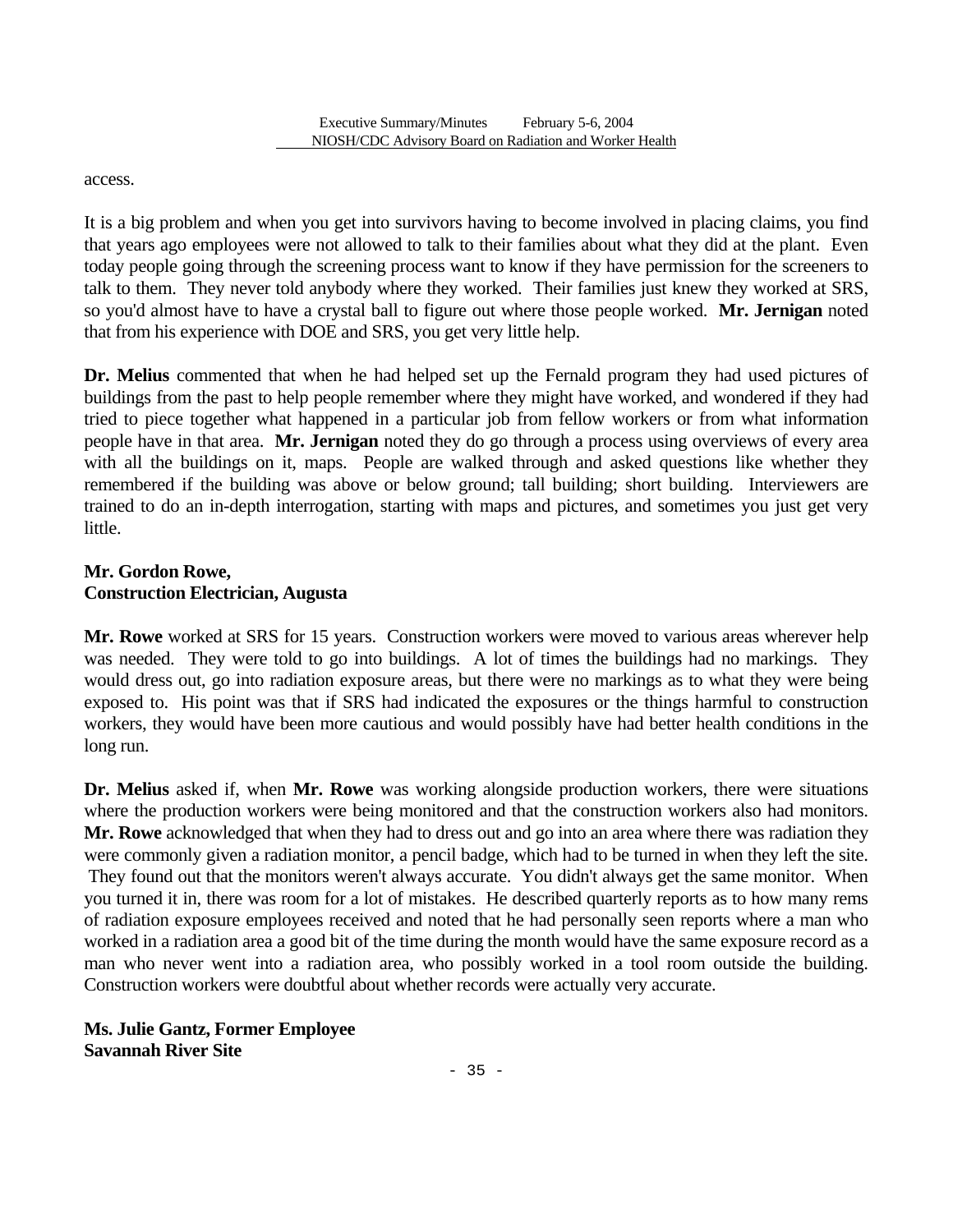access.

It is a big problem and when you get into survivors having to become involved in placing claims, you find that years ago employees were not allowed to talk to their families about what they did at the plant. Even today people going through the screening process want to know if they have permission for the screeners to talk to them. They never told anybody where they worked. Their families just knew they worked at SRS, so you'd almost have to have a crystal ball to figure out where those people worked. **Mr. Jernigan** noted that from his experience with DOE and SRS, you get very little help.

**Dr. Melius** commented that when he had helped set up the Fernald program they had used pictures of buildings from the past to help people remember where they might have worked, and wondered if they had tried to piece together what happened in a particular job from fellow workers or from what information people have in that area. **Mr. Jernigan** noted they do go through a process using overviews of every area with all the buildings on it, maps. People are walked through and asked questions like whether they remembered if the building was above or below ground; tall building; short building. Interviewers are trained to do an in-depth interrogation, starting with maps and pictures, and sometimes you just get very little.

**Mr. Gordon Rowe,**
**Construction Electrician, Augusta**

**Mr. Rowe** worked at SRS for 15 years. Construction workers were moved to various areas wherever help was needed. They were told to go into buildings. A lot of times the buildings had no markings. They would dress out, go into radiation exposure areas, but there were no markings as to what they were being exposed to. His point was that if SRS had indicated the exposures or the things harmful to construction workers, they would have been more cautious and would possibly have had better health conditions in the long run.

**Dr. Melius** asked if, when **Mr. Rowe** was working alongside production workers, there were situations where the production workers were being monitored and that the construction workers also had monitors. **Mr. Rowe** acknowledged that when they had to dress out and go into an area where there was radiation they were commonly given a radiation monitor, a pencil badge, which had to be turned in when they left the site. They found out that the monitors weren't always accurate. You didn't always get the same monitor. When you turned it in, there was room for a lot of mistakes. He described quarterly reports as to how many rems of radiation exposure employees received and noted that he had personally seen reports where a man who worked in a radiation area a good bit of the time during the month would have the same exposure record as a man who never went into a radiation area, who possibly worked in a tool room outside the building. Construction workers were doubtful about whether records were actually very accurate.

**Ms. Julie Gantz, Former Employee**
**Savannah River Site**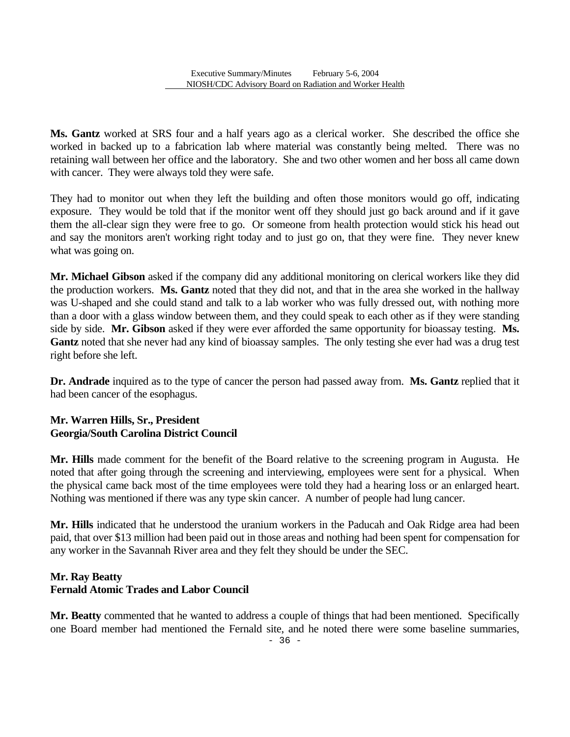**Ms. Gantz** worked at SRS four and a half years ago as a clerical worker. She described the office she worked in backed up to a fabrication lab where material was constantly being melted. There was no retaining wall between her office and the laboratory. She and two other women and her boss all came down with cancer. They were always told they were safe.

They had to monitor out when they left the building and often those monitors would go off, indicating exposure. They would be told that if the monitor went off they should just go back around and if it gave them the all-clear sign they were free to go. Or someone from health protection would stick his head out and say the monitors aren't working right today and to just go on, that they were fine. They never knew what was going on.

**Mr. Michael Gibson** asked if the company did any additional monitoring on clerical workers like they did the production workers. **Ms. Gantz** noted that they did not, and that in the area she worked in the hallway was U-shaped and she could stand and talk to a lab worker who was fully dressed out, with nothing more than a door with a glass window between them, and they could speak to each other as if they were standing side by side. **Mr. Gibson** asked if they were ever afforded the same opportunity for bioassay testing. **Ms. Gantz** noted that she never had any kind of bioassay samples. The only testing she ever had was a drug test right before she left.

**Dr. Andrade** inquired as to the type of cancer the person had passed away from. **Ms. Gantz** replied that it had been cancer of the esophagus.

**Mr. Warren Hills, Sr., President**
**Georgia/South Carolina District Council**

**Mr. Hills** made comment for the benefit of the Board relative to the screening program in Augusta. He noted that after going through the screening and interviewing, employees were sent for a physical. When the physical came back most of the time employees were told they had a hearing loss or an enlarged heart. Nothing was mentioned if there was any type skin cancer. A number of people had lung cancer.

**Mr. Hills** indicated that he understood the uranium workers in the Paducah and Oak Ridge area had been paid, that over $13 million had been paid out in those areas and nothing had been spent for compensation for any worker in the Savannah River area and they felt they should be under the SEC.

**Mr. Ray Beatty**
**Fernald Atomic Trades and Labor Council**

**Mr. Beatty** commented that he wanted to address a couple of things that had been mentioned. Specifically one Board member had mentioned the Fernald site, and he noted there were some baseline summaries,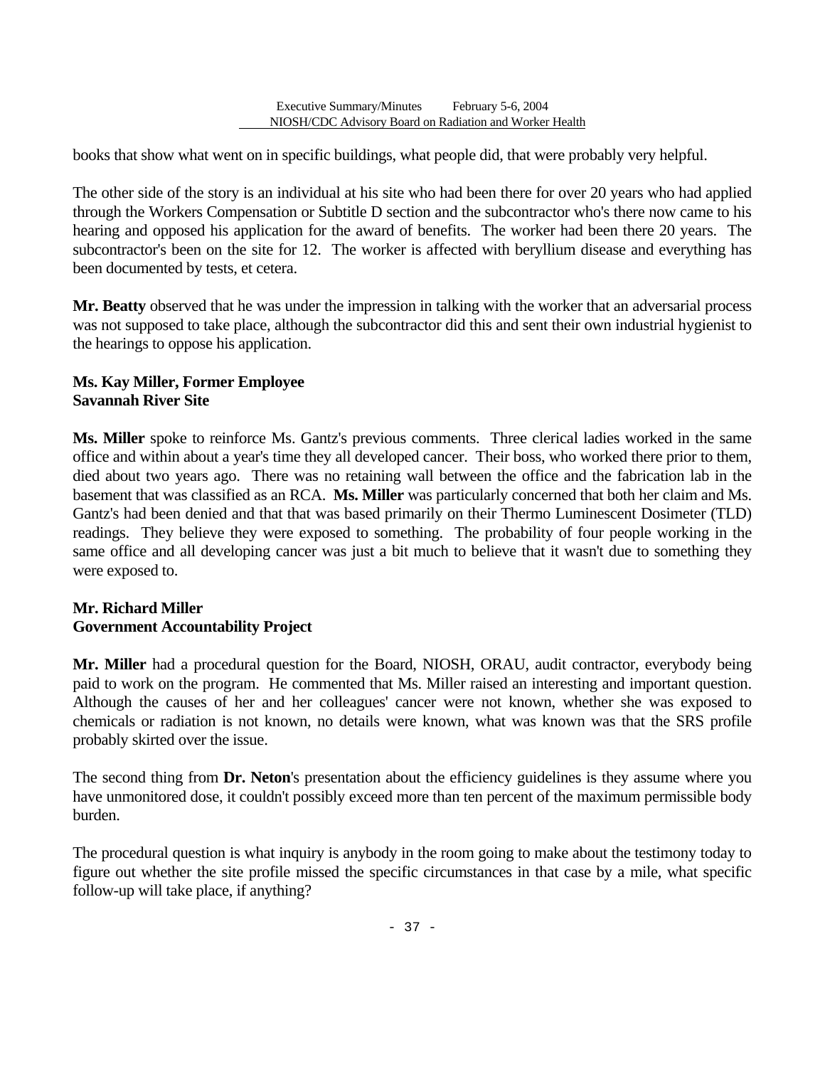books that show what went on in specific buildings, what people did, that were probably very helpful.

The other side of the story is an individual at his site who had been there for over 20 years who had applied through the Workers Compensation or Subtitle D section and the subcontractor who's there now came to his hearing and opposed his application for the award of benefits. The worker had been there 20 years. The subcontractor's been on the site for 12. The worker is affected with beryllium disease and everything has been documented by tests, et cetera.

**Mr. Beatty** observed that he was under the impression in talking with the worker that an adversarial process was not supposed to take place, although the subcontractor did this and sent their own industrial hygienist to the hearings to oppose his application.

**Ms. Kay Miller, Former Employee**
**Savannah River Site**

**Ms. Miller** spoke to reinforce Ms. Gantz's previous comments. Three clerical ladies worked in the same office and within about a year's time they all developed cancer. Their boss, who worked there prior to them, died about two years ago. There was no retaining wall between the office and the fabrication lab in the basement that was classified as an RCA. **Ms. Miller** was particularly concerned that both her claim and Ms. Gantz's had been denied and that that was based primarily on their Thermo Luminescent Dosimeter (TLD) readings. They believe they were exposed to something. The probability of four people working in the same office and all developing cancer was just a bit much to believe that it wasn't due to something they were exposed to.

**Mr. Richard Miller**
**Government Accountability Project**

**Mr. Miller** had a procedural question for the Board, NIOSH, ORAU, audit contractor, everybody being paid to work on the program. He commented that Ms. Miller raised an interesting and important question. Although the causes of her and her colleagues' cancer were not known, whether she was exposed to chemicals or radiation is not known, no details were known, what was known was that the SRS profile probably skirted over the issue.

The second thing from **Dr. Neton**'s presentation about the efficiency guidelines is they assume where you have unmonitored dose, it couldn't possibly exceed more than ten percent of the maximum permissible body burden.

The procedural question is what inquiry is anybody in the room going to make about the testimony today to figure out whether the site profile missed the specific circumstances in that case by a mile, what specific follow-up will take place, if anything?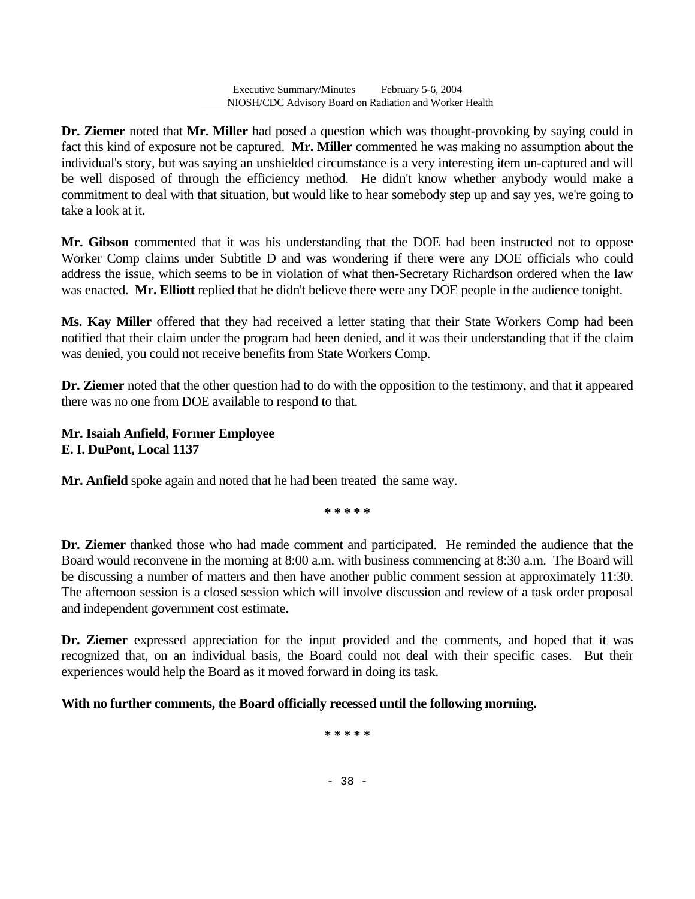**Dr. Ziemer** noted that **Mr. Miller** had posed a question which was thought-provoking by saying could in fact this kind of exposure not be captured. **Mr. Miller** commented he was making no assumption about the individual's story, but was saying an unshielded circumstance is a very interesting item un-captured and will be well disposed of through the efficiency method. He didn't know whether anybody would make a commitment to deal with that situation, but would like to hear somebody step up and say yes, we're going to take a look at it.

**Mr. Gibson** commented that it was his understanding that the DOE had been instructed not to oppose Worker Comp claims under Subtitle D and was wondering if there were any DOE officials who could address the issue, which seems to be in violation of what then-Secretary Richardson ordered when the law was enacted. **Mr. Elliott** replied that he didn't believe there were any DOE people in the audience tonight.

**Ms. Kay Miller** offered that they had received a letter stating that their State Workers Comp had been notified that their claim under the program had been denied, and it was their understanding that if the claim was denied, you could not receive benefits from State Workers Comp.

**Dr. Ziemer** noted that the other question had to do with the opposition to the testimony, and that it appeared there was no one from DOE available to respond to that.

**Mr. Isaiah Anfield, Former Employee**
**E. I. DuPont, Local 1137**

**Mr. Anfield** spoke again and noted that he had been treated the same way.

\* \* \* \* \*

**Dr. Ziemer** thanked those who had made comment and participated. He reminded the audience that the Board would reconvene in the morning at 8:00 a.m. with business commencing at 8:30 a.m. The Board will be discussing a number of matters and then have another public comment session at approximately 11:30. The afternoon session is a closed session which will involve discussion and review of a task order proposal and independent government cost estimate.

**Dr. Ziemer** expressed appreciation for the input provided and the comments, and hoped that it was recognized that, on an individual basis, the Board could not deal with their specific cases. But their experiences would help the Board as it moved forward in doing its task.

**With no further comments, the Board officially recessed until the following morning.**

\* \* \* \* \*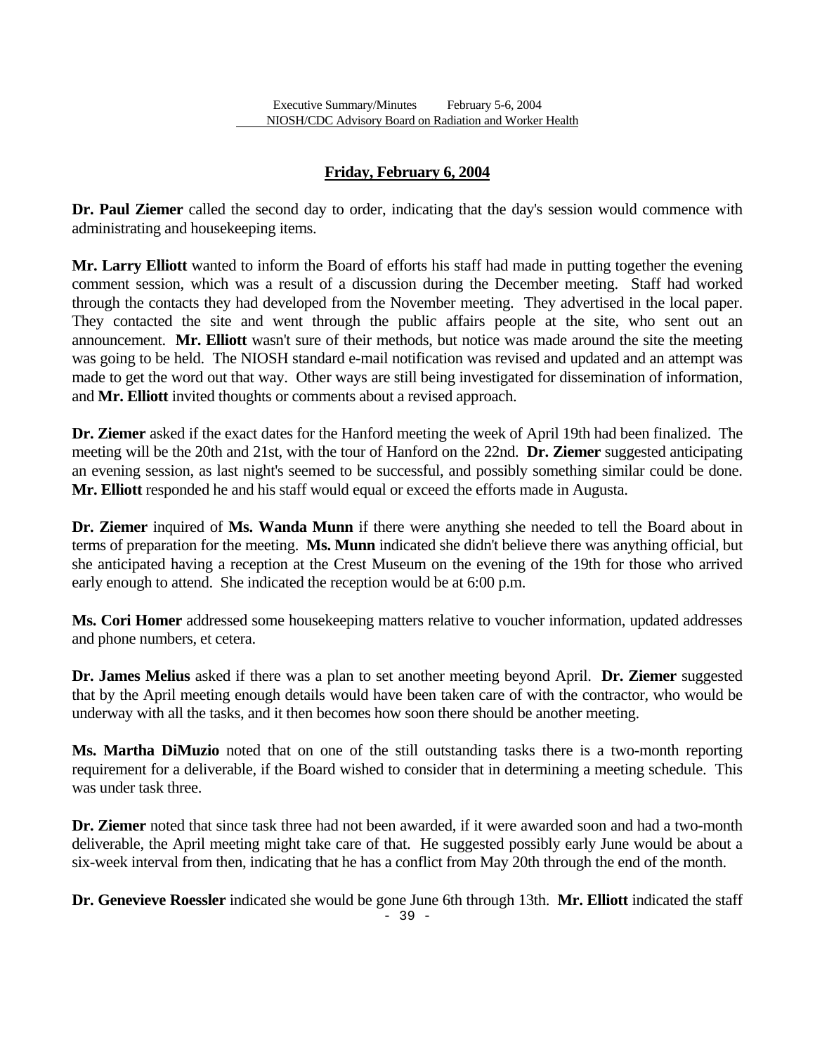## Friday, February 6, 2004

**Dr. Paul Ziemer** called the second day to order, indicating that the day's session would commence with administrating and housekeeping items.

**Mr. Larry Elliott** wanted to inform the Board of efforts his staff had made in putting together the evening comment session, which was a result of a discussion during the December meeting. Staff had worked through the contacts they had developed from the November meeting. They advertised in the local paper. They contacted the site and went through the public affairs people at the site, who sent out an announcement. **Mr. Elliott** wasn't sure of their methods, but notice was made around the site the meeting was going to be held. The NIOSH standard e-mail notification was revised and updated and an attempt was made to get the word out that way. Other ways are still being investigated for dissemination of information, and **Mr. Elliott** invited thoughts or comments about a revised approach.

**Dr. Ziemer** asked if the exact dates for the Hanford meeting the week of April 19th had been finalized. The meeting will be the 20th and 21st, with the tour of Hanford on the 22nd. **Dr. Ziemer** suggested anticipating an evening session, as last night's seemed to be successful, and possibly something similar could be done. **Mr. Elliott** responded he and his staff would equal or exceed the efforts made in Augusta.

**Dr. Ziemer** inquired of **Ms. Wanda Munn** if there were anything she needed to tell the Board about in terms of preparation for the meeting. **Ms. Munn** indicated she didn't believe there was anything official, but she anticipated having a reception at the Crest Museum on the evening of the 19th for those who arrived early enough to attend. She indicated the reception would be at 6:00 p.m.

**Ms. Cori Homer** addressed some housekeeping matters relative to voucher information, updated addresses and phone numbers, et cetera.

**Dr. James Melius** asked if there was a plan to set another meeting beyond April. **Dr. Ziemer** suggested that by the April meeting enough details would have been taken care of with the contractor, who would be underway with all the tasks, and it then becomes how soon there should be another meeting.

**Ms. Martha DiMuzio** noted that on one of the still outstanding tasks there is a two-month reporting requirement for a deliverable, if the Board wished to consider that in determining a meeting schedule. This was under task three.

**Dr. Ziemer** noted that since task three had not been awarded, if it were awarded soon and had a two-month deliverable, the April meeting might take care of that. He suggested possibly early June would be about a six-week interval from then, indicating that he has a conflict from May 20th through the end of the month.

**Dr. Genevieve Roessler** indicated she would be gone June 6th through 13th. **Mr. Elliott** indicated the staff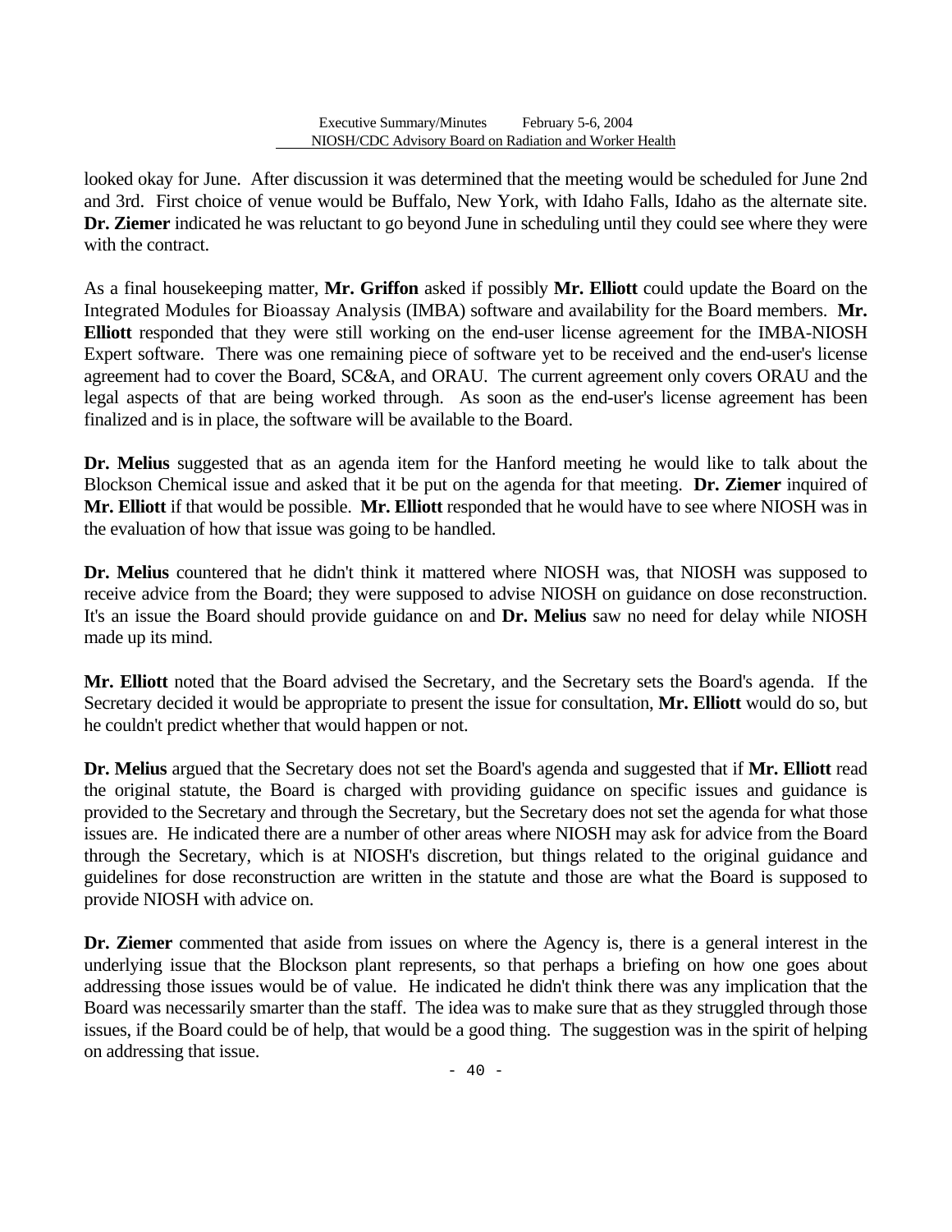looked okay for June. After discussion it was determined that the meeting would be scheduled for June 2nd and 3rd. First choice of venue would be Buffalo, New York, with Idaho Falls, Idaho as the alternate site. **Dr. Ziemer** indicated he was reluctant to go beyond June in scheduling until they could see where they were with the contract.

As a final housekeeping matter, **Mr. Griffon** asked if possibly **Mr. Elliott** could update the Board on the Integrated Modules for Bioassay Analysis (IMBA) software and availability for the Board members. **Mr. Elliott** responded that they were still working on the end-user license agreement for the IMBA-NIOSH Expert software. There was one remaining piece of software yet to be received and the end-user's license agreement had to cover the Board, SC&A, and ORAU. The current agreement only covers ORAU and the legal aspects of that are being worked through. As soon as the end-user's license agreement has been finalized and is in place, the software will be available to the Board.

**Dr. Melius** suggested that as an agenda item for the Hanford meeting he would like to talk about the Blockson Chemical issue and asked that it be put on the agenda for that meeting. **Dr. Ziemer** inquired of **Mr. Elliott** if that would be possible. **Mr. Elliott** responded that he would have to see where NIOSH was in the evaluation of how that issue was going to be handled.

**Dr. Melius** countered that he didn't think it mattered where NIOSH was, that NIOSH was supposed to receive advice from the Board; they were supposed to advise NIOSH on guidance on dose reconstruction. It's an issue the Board should provide guidance on and **Dr. Melius** saw no need for delay while NIOSH made up its mind.

**Mr. Elliott** noted that the Board advised the Secretary, and the Secretary sets the Board's agenda. If the Secretary decided it would be appropriate to present the issue for consultation, **Mr. Elliott** would do so, but he couldn't predict whether that would happen or not.

**Dr. Melius** argued that the Secretary does not set the Board's agenda and suggested that if **Mr. Elliott** read the original statute, the Board is charged with providing guidance on specific issues and guidance is provided to the Secretary and through the Secretary, but the Secretary does not set the agenda for what those issues are. He indicated there are a number of other areas where NIOSH may ask for advice from the Board through the Secretary, which is at NIOSH's discretion, but things related to the original guidance and guidelines for dose reconstruction are written in the statute and those are what the Board is supposed to provide NIOSH with advice on.

**Dr. Ziemer** commented that aside from issues on where the Agency is, there is a general interest in the underlying issue that the Blockson plant represents, so that perhaps a briefing on how one goes about addressing those issues would be of value. He indicated he didn't think there was any implication that the Board was necessarily smarter than the staff. The idea was to make sure that as they struggled through those issues, if the Board could be of help, that would be a good thing. The suggestion was in the spirit of helping on addressing that issue.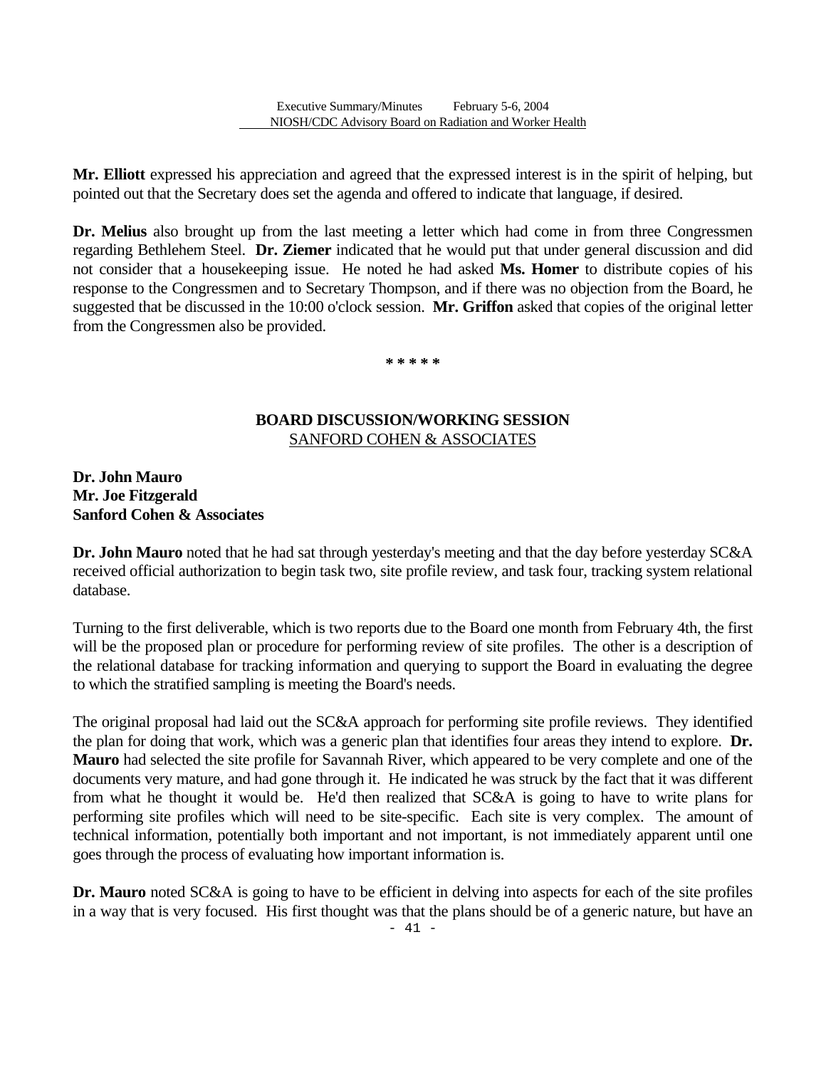**Mr. Elliott** expressed his appreciation and agreed that the expressed interest is in the spirit of helping, but pointed out that the Secretary does set the agenda and offered to indicate that language, if desired.

**Dr. Melius** also brought up from the last meeting a letter which had come in from three Congressmen regarding Bethlehem Steel. **Dr. Ziemer** indicated that he would put that under general discussion and did not consider that a housekeeping issue. He noted he had asked **Ms. Homer** to distribute copies of his response to the Congressmen and to Secretary Thompson, and if there was no objection from the Board, he suggested that be discussed in the 10:00 o'clock session. **Mr. Griffon** asked that copies of the original letter from the Congressmen also be provided.

\* \* \* \* \*

## BOARD DISCUSSION/WORKING SESSION

SANFORD COHEN & ASSOCIATES

**Dr. John Mauro**
**Mr. Joe Fitzgerald**
**Sanford Cohen & Associates**

**Dr. John Mauro** noted that he had sat through yesterday's meeting and that the day before yesterday SC&A received official authorization to begin task two, site profile review, and task four, tracking system relational database.

Turning to the first deliverable, which is two reports due to the Board one month from February 4th, the first will be the proposed plan or procedure for performing review of site profiles. The other is a description of the relational database for tracking information and querying to support the Board in evaluating the degree to which the stratified sampling is meeting the Board's needs.

The original proposal had laid out the SC&A approach for performing site profile reviews. They identified the plan for doing that work, which was a generic plan that identifies four areas they intend to explore. **Dr. Mauro** had selected the site profile for Savannah River, which appeared to be very complete and one of the documents very mature, and had gone through it. He indicated he was struck by the fact that it was different from what he thought it would be. He'd then realized that SC&A is going to have to write plans for performing site profiles which will need to be site-specific. Each site is very complex. The amount of technical information, potentially both important and not important, is not immediately apparent until one goes through the process of evaluating how important information is.

**Dr. Mauro** noted SC&A is going to have to be efficient in delving into aspects for each of the site profiles in a way that is very focused. His first thought was that the plans should be of a generic nature, but have an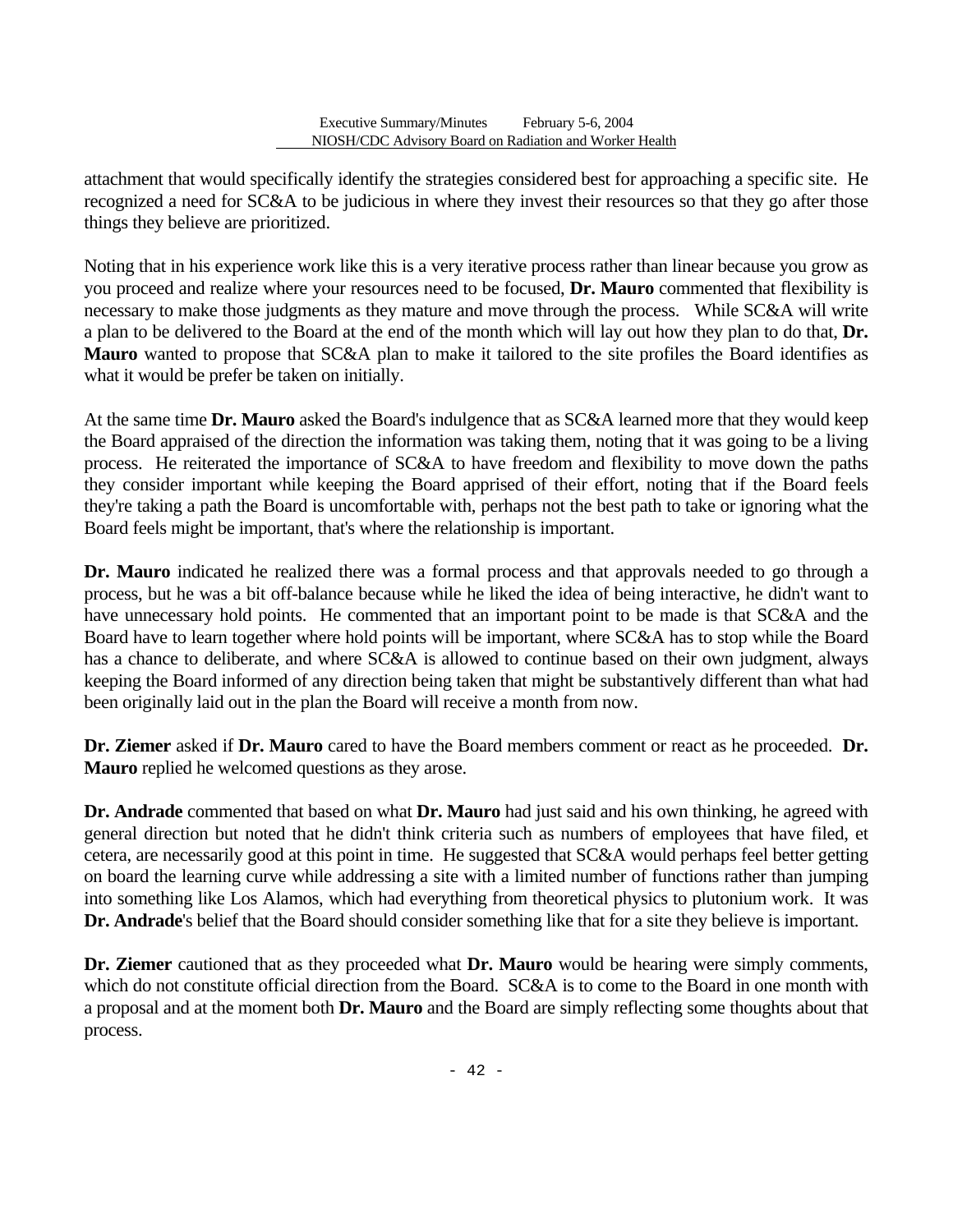attachment that would specifically identify the strategies considered best for approaching a specific site. He recognized a need for SC&A to be judicious in where they invest their resources so that they go after those things they believe are prioritized.

Noting that in his experience work like this is a very iterative process rather than linear because you grow as you proceed and realize where your resources need to be focused, **Dr. Mauro** commented that flexibility is necessary to make those judgments as they mature and move through the process. While SC&A will write a plan to be delivered to the Board at the end of the month which will lay out how they plan to do that, **Dr. Mauro** wanted to propose that SC&A plan to make it tailored to the site profiles the Board identifies as what it would be prefer be taken on initially.

At the same time **Dr. Mauro** asked the Board's indulgence that as SC&A learned more that they would keep the Board appraised of the direction the information was taking them, noting that it was going to be a living process. He reiterated the importance of SC&A to have freedom and flexibility to move down the paths they consider important while keeping the Board apprised of their effort, noting that if the Board feels they're taking a path the Board is uncomfortable with, perhaps not the best path to take or ignoring what the Board feels might be important, that's where the relationship is important.

**Dr. Mauro** indicated he realized there was a formal process and that approvals needed to go through a process, but he was a bit off-balance because while he liked the idea of being interactive, he didn't want to have unnecessary hold points. He commented that an important point to be made is that SC&A and the Board have to learn together where hold points will be important, where SC&A has to stop while the Board has a chance to deliberate, and where SC&A is allowed to continue based on their own judgment, always keeping the Board informed of any direction being taken that might be substantively different than what had been originally laid out in the plan the Board will receive a month from now.

**Dr. Ziemer** asked if **Dr. Mauro** cared to have the Board members comment or react as he proceeded. **Dr. Mauro** replied he welcomed questions as they arose.

**Dr. Andrade** commented that based on what **Dr. Mauro** had just said and his own thinking, he agreed with general direction but noted that he didn't think criteria such as numbers of employees that have filed, et cetera, are necessarily good at this point in time. He suggested that SC&A would perhaps feel better getting on board the learning curve while addressing a site with a limited number of functions rather than jumping into something like Los Alamos, which had everything from theoretical physics to plutonium work. It was **Dr. Andrade**'s belief that the Board should consider something like that for a site they believe is important.

**Dr. Ziemer** cautioned that as they proceeded what **Dr. Mauro** would be hearing were simply comments, which do not constitute official direction from the Board. SC&A is to come to the Board in one month with a proposal and at the moment both **Dr. Mauro** and the Board are simply reflecting some thoughts about that process.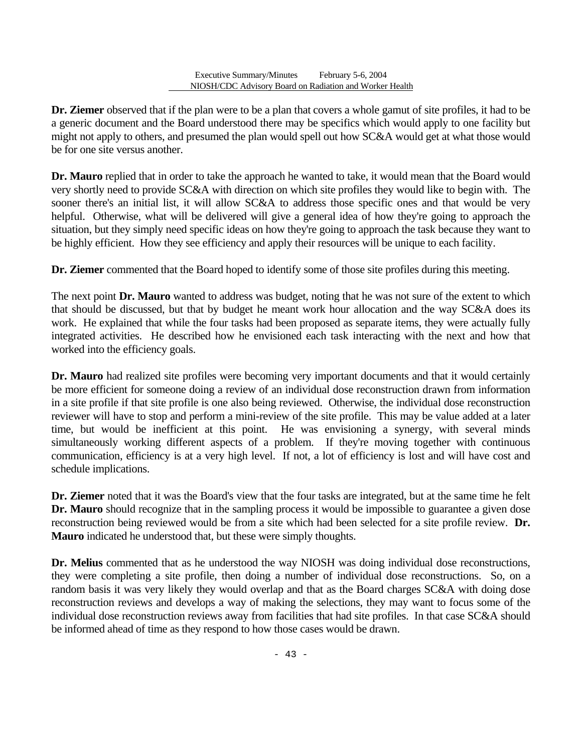**Dr. Ziemer** observed that if the plan were to be a plan that covers a whole gamut of site profiles, it had to be a generic document and the Board understood there may be specifics which would apply to one facility but might not apply to others, and presumed the plan would spell out how SC&A would get at what those would be for one site versus another.

**Dr. Mauro** replied that in order to take the approach he wanted to take, it would mean that the Board would very shortly need to provide SC&A with direction on which site profiles they would like to begin with. The sooner there's an initial list, it will allow SC&A to address those specific ones and that would be very helpful. Otherwise, what will be delivered will give a general idea of how they're going to approach the situation, but they simply need specific ideas on how they're going to approach the task because they want to be highly efficient. How they see efficiency and apply their resources will be unique to each facility.

**Dr. Ziemer** commented that the Board hoped to identify some of those site profiles during this meeting.

The next point **Dr. Mauro** wanted to address was budget, noting that he was not sure of the extent to which that should be discussed, but that by budget he meant work hour allocation and the way SC&A does its work. He explained that while the four tasks had been proposed as separate items, they were actually fully integrated activities. He described how he envisioned each task interacting with the next and how that worked into the efficiency goals.

**Dr. Mauro** had realized site profiles were becoming very important documents and that it would certainly be more efficient for someone doing a review of an individual dose reconstruction drawn from information in a site profile if that site profile is one also being reviewed. Otherwise, the individual dose reconstruction reviewer will have to stop and perform a mini-review of the site profile. This may be value added at a later time, but would be inefficient at this point. He was envisioning a synergy, with several minds simultaneously working different aspects of a problem. If they're moving together with continuous communication, efficiency is at a very high level. If not, a lot of efficiency is lost and will have cost and schedule implications.

**Dr. Ziemer** noted that it was the Board's view that the four tasks are integrated, but at the same time he felt **Dr. Mauro** should recognize that in the sampling process it would be impossible to guarantee a given dose reconstruction being reviewed would be from a site which had been selected for a site profile review. **Dr. Mauro** indicated he understood that, but these were simply thoughts.

**Dr. Melius** commented that as he understood the way NIOSH was doing individual dose reconstructions, they were completing a site profile, then doing a number of individual dose reconstructions. So, on a random basis it was very likely they would overlap and that as the Board charges SC&A with doing dose reconstruction reviews and develops a way of making the selections, they may want to focus some of the individual dose reconstruction reviews away from facilities that had site profiles. In that case SC&A should be informed ahead of time as they respond to how those cases would be drawn.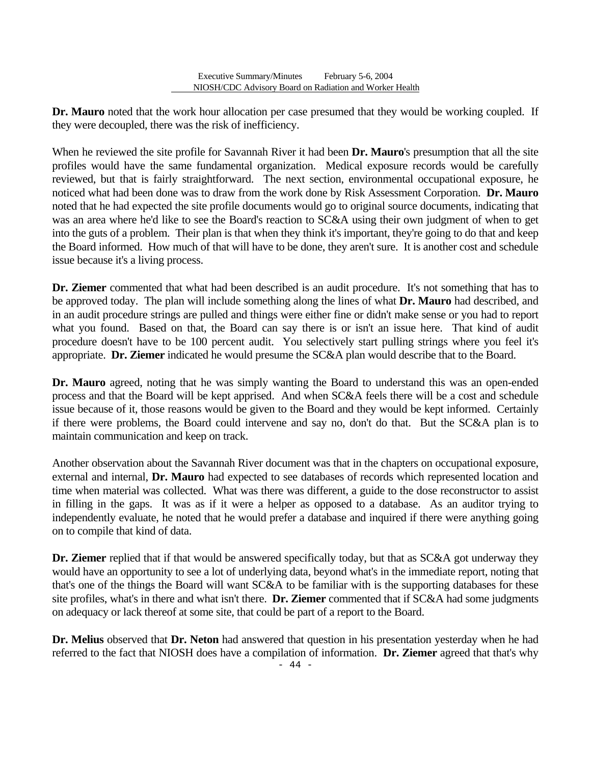**Dr. Mauro** noted that the work hour allocation per case presumed that they would be working coupled. If they were decoupled, there was the risk of inefficiency.

When he reviewed the site profile for Savannah River it had been **Dr. Mauro**'s presumption that all the site profiles would have the same fundamental organization. Medical exposure records would be carefully reviewed, but that is fairly straightforward. The next section, environmental occupational exposure, he noticed what had been done was to draw from the work done by Risk Assessment Corporation. **Dr. Mauro** noted that he had expected the site profile documents would go to original source documents, indicating that was an area where he'd like to see the Board's reaction to SC&A using their own judgment of when to get into the guts of a problem. Their plan is that when they think it's important, they're going to do that and keep the Board informed. How much of that will have to be done, they aren't sure. It is another cost and schedule issue because it's a living process.

**Dr. Ziemer** commented that what had been described is an audit procedure. It's not something that has to be approved today. The plan will include something along the lines of what **Dr. Mauro** had described, and in an audit procedure strings are pulled and things were either fine or didn't make sense or you had to report what you found. Based on that, the Board can say there is or isn't an issue here. That kind of audit procedure doesn't have to be 100 percent audit. You selectively start pulling strings where you feel it's appropriate. **Dr. Ziemer** indicated he would presume the SC&A plan would describe that to the Board.

**Dr. Mauro** agreed, noting that he was simply wanting the Board to understand this was an open-ended process and that the Board will be kept apprised. And when SC&A feels there will be a cost and schedule issue because of it, those reasons would be given to the Board and they would be kept informed. Certainly if there were problems, the Board could intervene and say no, don't do that. But the SC&A plan is to maintain communication and keep on track.

Another observation about the Savannah River document was that in the chapters on occupational exposure, external and internal, **Dr. Mauro** had expected to see databases of records which represented location and time when material was collected. What was there was different, a guide to the dose reconstructor to assist in filling in the gaps. It was as if it were a helper as opposed to a database. As an auditor trying to independently evaluate, he noted that he would prefer a database and inquired if there were anything going on to compile that kind of data.

**Dr. Ziemer** replied that if that would be answered specifically today, but that as SC&A got underway they would have an opportunity to see a lot of underlying data, beyond what's in the immediate report, noting that that's one of the things the Board will want SC&A to be familiar with is the supporting databases for these site profiles, what's in there and what isn't there. **Dr. Ziemer** commented that if SC&A had some judgments on adequacy or lack thereof at some site, that could be part of a report to the Board.

**Dr. Melius** observed that **Dr. Neton** had answered that question in his presentation yesterday when he had referred to the fact that NIOSH does have a compilation of information. **Dr. Ziemer** agreed that that's why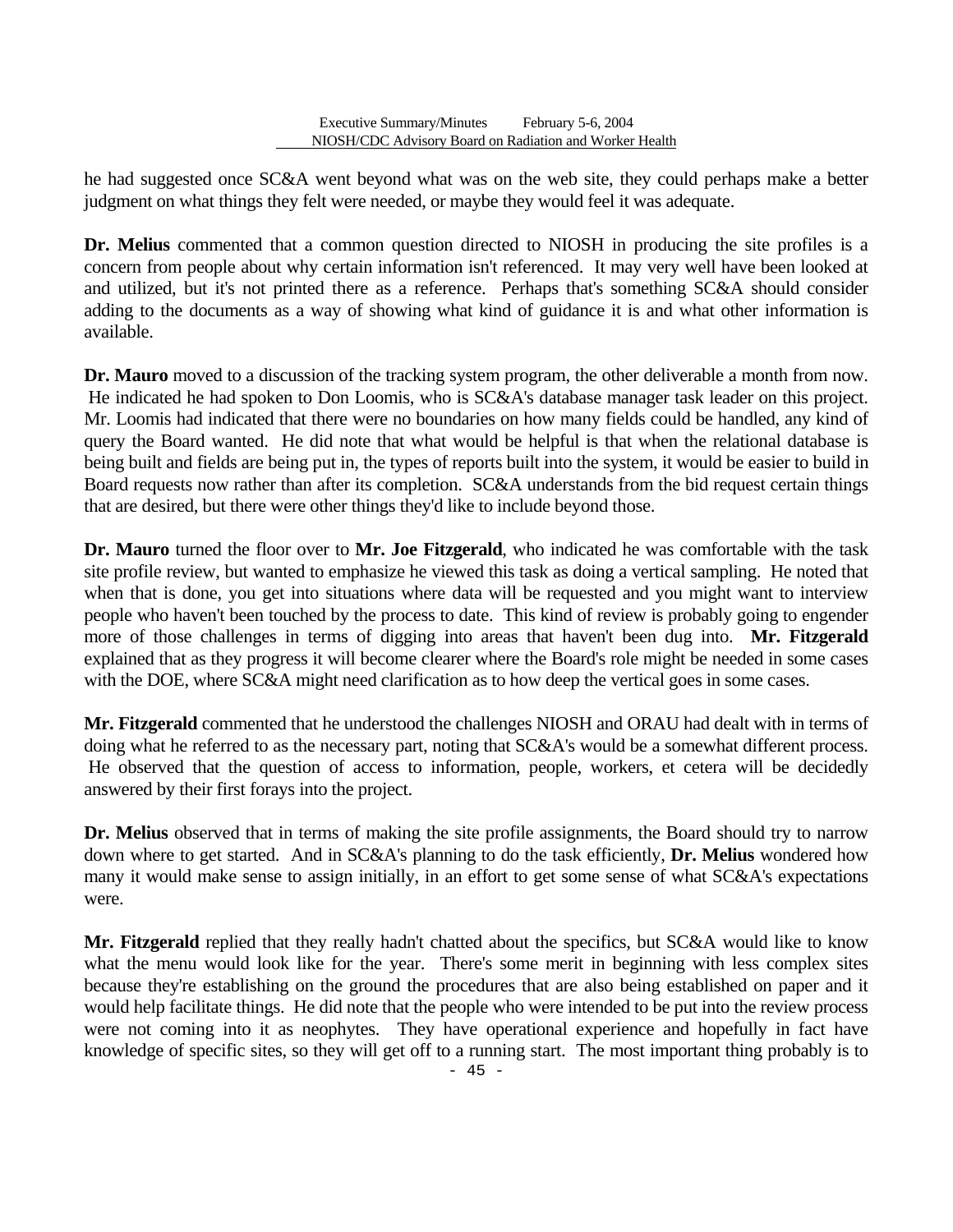he had suggested once SC&A went beyond what was on the web site, they could perhaps make a better judgment on what things they felt were needed, or maybe they would feel it was adequate.

**Dr. Melius** commented that a common question directed to NIOSH in producing the site profiles is a concern from people about why certain information isn't referenced. It may very well have been looked at and utilized, but it's not printed there as a reference. Perhaps that's something SC&A should consider adding to the documents as a way of showing what kind of guidance it is and what other information is available.

**Dr. Mauro** moved to a discussion of the tracking system program, the other deliverable a month from now. He indicated he had spoken to Don Loomis, who is SC&A's database manager task leader on this project. Mr. Loomis had indicated that there were no boundaries on how many fields could be handled, any kind of query the Board wanted. He did note that what would be helpful is that when the relational database is being built and fields are being put in, the types of reports built into the system, it would be easier to build in Board requests now rather than after its completion. SC&A understands from the bid request certain things that are desired, but there were other things they'd like to include beyond those.

**Dr. Mauro** turned the floor over to **Mr. Joe Fitzgerald**, who indicated he was comfortable with the task site profile review, but wanted to emphasize he viewed this task as doing a vertical sampling. He noted that when that is done, you get into situations where data will be requested and you might want to interview people who haven't been touched by the process to date. This kind of review is probably going to engender more of those challenges in terms of digging into areas that haven't been dug into. **Mr. Fitzgerald** explained that as they progress it will become clearer where the Board's role might be needed in some cases with the DOE, where SC&A might need clarification as to how deep the vertical goes in some cases.

**Mr. Fitzgerald** commented that he understood the challenges NIOSH and ORAU had dealt with in terms of doing what he referred to as the necessary part, noting that SC&A's would be a somewhat different process. He observed that the question of access to information, people, workers, et cetera will be decidedly answered by their first forays into the project.

**Dr. Melius** observed that in terms of making the site profile assignments, the Board should try to narrow down where to get started. And in SC&A's planning to do the task efficiently, **Dr. Melius** wondered how many it would make sense to assign initially, in an effort to get some sense of what SC&A's expectations were.

**Mr. Fitzgerald** replied that they really hadn't chatted about the specifics, but SC&A would like to know what the menu would look like for the year. There's some merit in beginning with less complex sites because they're establishing on the ground the procedures that are also being established on paper and it would help facilitate things. He did note that the people who were intended to be put into the review process were not coming into it as neophytes. They have operational experience and hopefully in fact have knowledge of specific sites, so they will get off to a running start. The most important thing probably is to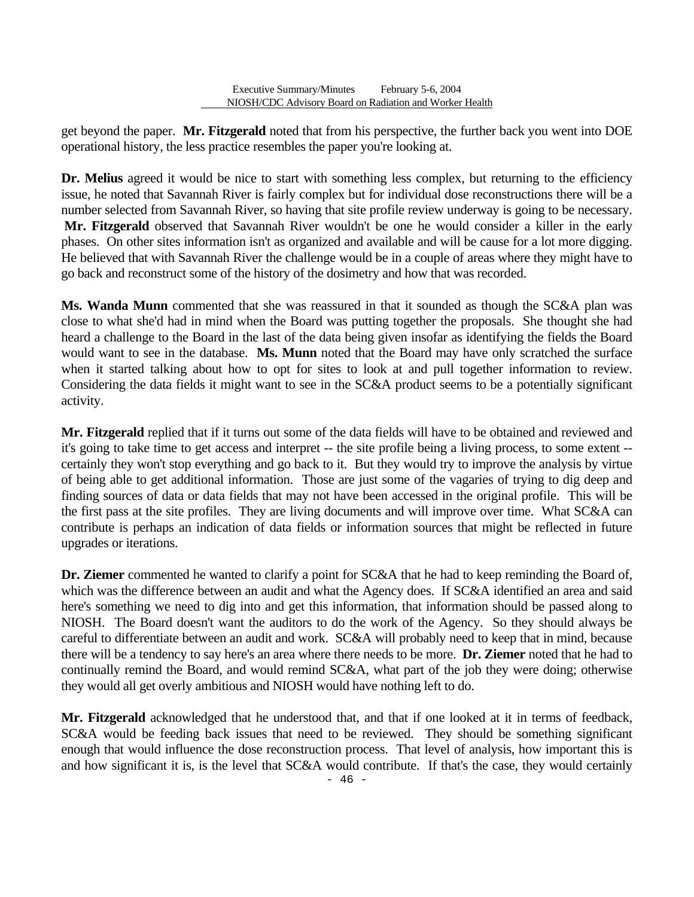get beyond the paper. **Mr. Fitzgerald** noted that from his perspective, the further back you went into DOE operational history, the less practice resembles the paper you're looking at.

**Dr. Melius** agreed it would be nice to start with something less complex, but returning to the efficiency issue, he noted that Savannah River is fairly complex but for individual dose reconstructions there will be a number selected from Savannah River, so having that site profile review underway is going to be necessary. **Mr. Fitzgerald** observed that Savannah River wouldn't be one he would consider a killer in the early phases. On other sites information isn't as organized and available and will be cause for a lot more digging. He believed that with Savannah River the challenge would be in a couple of areas where they might have to go back and reconstruct some of the history of the dosimetry and how that was recorded.

**Ms. Wanda Munn** commented that she was reassured in that it sounded as though the SC&A plan was close to what she'd had in mind when the Board was putting together the proposals. She thought she had heard a challenge to the Board in the last of the data being given insofar as identifying the fields the Board would want to see in the database. **Ms. Munn** noted that the Board may have only scratched the surface when it started talking about how to opt for sites to look at and pull together information to review. Considering the data fields it might want to see in the SC&A product seems to be a potentially significant activity.

**Mr. Fitzgerald** replied that if it turns out some of the data fields will have to be obtained and reviewed and it's going to take time to get access and interpret -- the site profile being a living process, to some extent -- certainly they won't stop everything and go back to it. But they would try to improve the analysis by virtue of being able to get additional information. Those are just some of the vagaries of trying to dig deep and finding sources of data or data fields that may not have been accessed in the original profile. This will be the first pass at the site profiles. They are living documents and will improve over time. What SC&A can contribute is perhaps an indication of data fields or information sources that might be reflected in future upgrades or iterations.

**Dr. Ziemer** commented he wanted to clarify a point for SC&A that he had to keep reminding the Board of, which was the difference between an audit and what the Agency does. If SC&A identified an area and said here's something we need to dig into and get this information, that information should be passed along to NIOSH. The Board doesn't want the auditors to do the work of the Agency. So they should always be careful to differentiate between an audit and work. SC&A will probably need to keep that in mind, because there will be a tendency to say here's an area where there needs to be more. **Dr. Ziemer** noted that he had to continually remind the Board, and would remind SC&A, what part of the job they were doing; otherwise they would all get overly ambitious and NIOSH would have nothing left to do.

**Mr. Fitzgerald** acknowledged that he understood that, and that if one looked at it in terms of feedback, SC&A would be feeding back issues that need to be reviewed. They should be something significant enough that would influence the dose reconstruction process. That level of analysis, how important this is and how significant it is, is the level that SC&A would contribute. If that's the case, they would certainly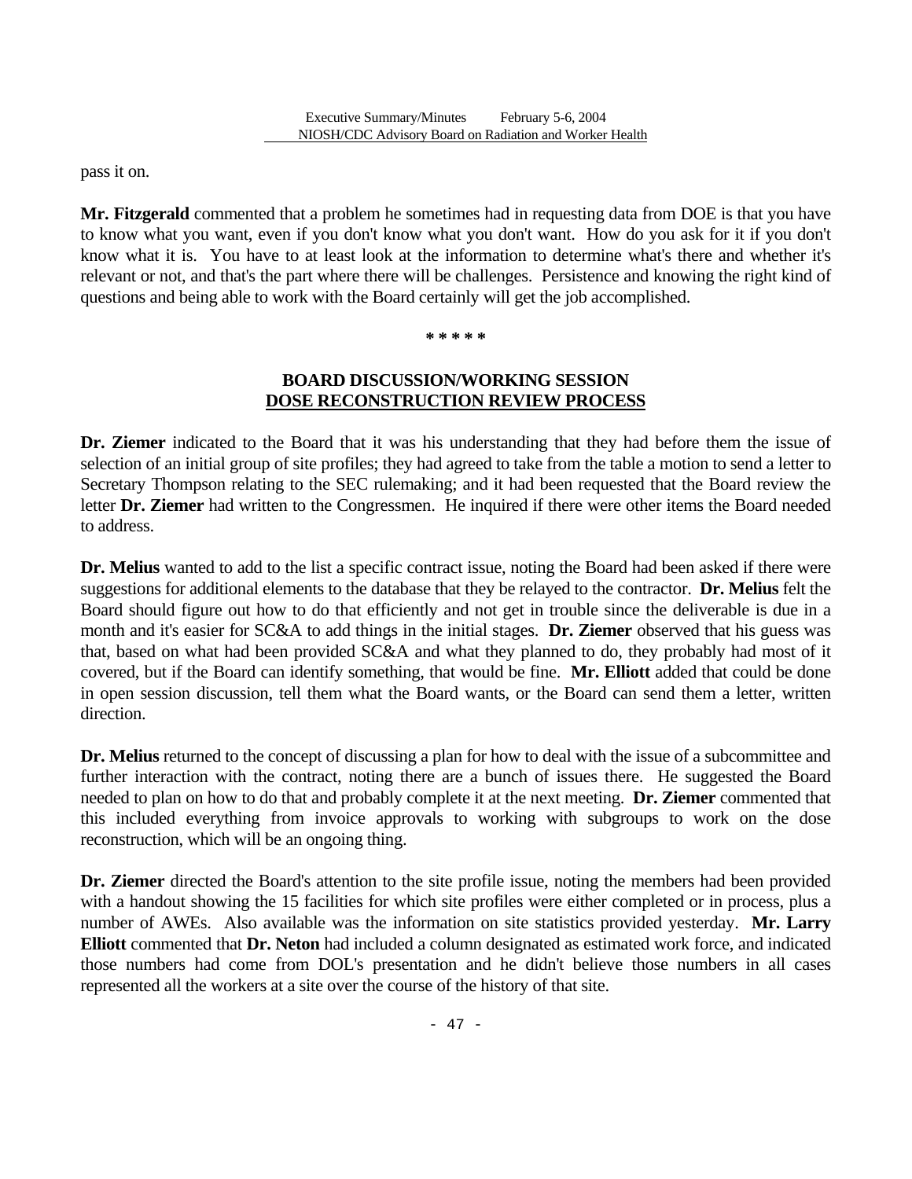pass it on.

**Mr. Fitzgerald** commented that a problem he sometimes had in requesting data from DOE is that you have to know what you want, even if you don't know what you don't want. How do you ask for it if you don't know what it is. You have to at least look at the information to determine what's there and whether it's relevant or not, and that's the part where there will be challenges. Persistence and knowing the right kind of questions and being able to work with the Board certainly will get the job accomplished.

**\* \* \* \* \***

**BOARD DISCUSSION/WORKING SESSION**
**DOSE RECONSTRUCTION REVIEW PROCESS**

**Dr. Ziemer** indicated to the Board that it was his understanding that they had before them the issue of selection of an initial group of site profiles; they had agreed to take from the table a motion to send a letter to Secretary Thompson relating to the SEC rulemaking; and it had been requested that the Board review the letter **Dr. Ziemer** had written to the Congressmen. He inquired if there were other items the Board needed to address.

**Dr. Melius** wanted to add to the list a specific contract issue, noting the Board had been asked if there were suggestions for additional elements to the database that they be relayed to the contractor. **Dr. Melius** felt the Board should figure out how to do that efficiently and not get in trouble since the deliverable is due in a month and it's easier for SC&A to add things in the initial stages. **Dr. Ziemer** observed that his guess was that, based on what had been provided SC&A and what they planned to do, they probably had most of it covered, but if the Board can identify something, that would be fine. **Mr. Elliott** added that could be done in open session discussion, tell them what the Board wants, or the Board can send them a letter, written direction.

**Dr. Melius** returned to the concept of discussing a plan for how to deal with the issue of a subcommittee and further interaction with the contract, noting there are a bunch of issues there. He suggested the Board needed to plan on how to do that and probably complete it at the next meeting. **Dr. Ziemer** commented that this included everything from invoice approvals to working with subgroups to work on the dose reconstruction, which will be an ongoing thing.

**Dr. Ziemer** directed the Board's attention to the site profile issue, noting the members had been provided with a handout showing the 15 facilities for which site profiles were either completed or in process, plus a number of AWEs. Also available was the information on site statistics provided yesterday. **Mr. Larry Elliott** commented that **Dr. Neton** had included a column designated as estimated work force, and indicated those numbers had come from DOL's presentation and he didn't believe those numbers in all cases represented all the workers at a site over the course of the history of that site.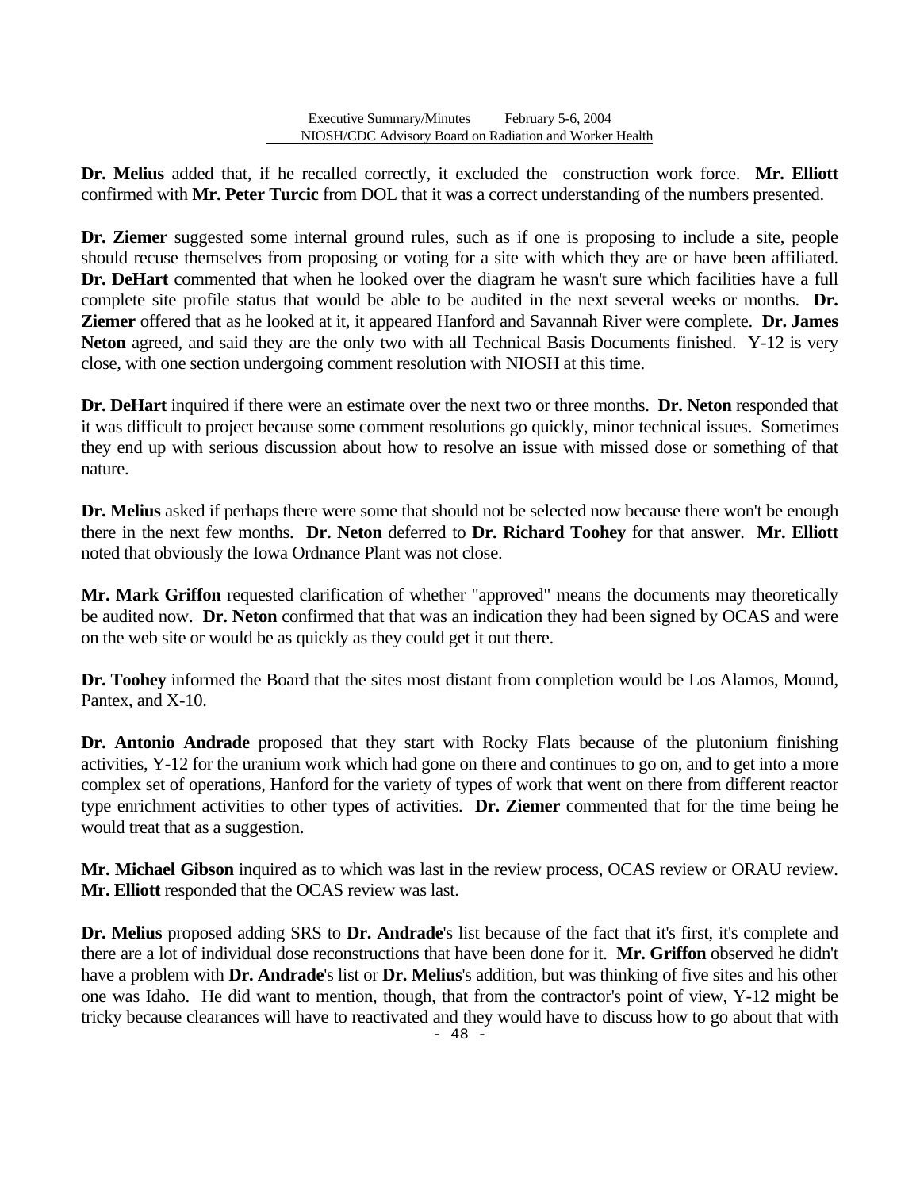**Dr. Melius** added that, if he recalled correctly, it excluded the construction work force. **Mr. Elliott** confirmed with **Mr. Peter Turcic** from DOL that it was a correct understanding of the numbers presented.

**Dr. Ziemer** suggested some internal ground rules, such as if one is proposing to include a site, people should recuse themselves from proposing or voting for a site with which they are or have been affiliated. **Dr. DeHart** commented that when he looked over the diagram he wasn't sure which facilities have a full complete site profile status that would be able to be audited in the next several weeks or months. **Dr. Ziemer** offered that as he looked at it, it appeared Hanford and Savannah River were complete. **Dr. James Neton** agreed, and said they are the only two with all Technical Basis Documents finished. Y-12 is very close, with one section undergoing comment resolution with NIOSH at this time.

**Dr. DeHart** inquired if there were an estimate over the next two or three months. **Dr. Neton** responded that it was difficult to project because some comment resolutions go quickly, minor technical issues. Sometimes they end up with serious discussion about how to resolve an issue with missed dose or something of that nature.

**Dr. Melius** asked if perhaps there were some that should not be selected now because there won't be enough there in the next few months. **Dr. Neton** deferred to **Dr. Richard Toohey** for that answer. **Mr. Elliott** noted that obviously the Iowa Ordnance Plant was not close.

**Mr. Mark Griffon** requested clarification of whether "approved" means the documents may theoretically be audited now. **Dr. Neton** confirmed that that was an indication they had been signed by OCAS and were on the web site or would be as quickly as they could get it out there.

**Dr. Toohey** informed the Board that the sites most distant from completion would be Los Alamos, Mound, Pantex, and X-10.

**Dr. Antonio Andrade** proposed that they start with Rocky Flats because of the plutonium finishing activities, Y-12 for the uranium work which had gone on there and continues to go on, and to get into a more complex set of operations, Hanford for the variety of types of work that went on there from different reactor type enrichment activities to other types of activities. **Dr. Ziemer** commented that for the time being he would treat that as a suggestion.

**Mr. Michael Gibson** inquired as to which was last in the review process, OCAS review or ORAU review. **Mr. Elliott** responded that the OCAS review was last.

**Dr. Melius** proposed adding SRS to **Dr. Andrade**'s list because of the fact that it's first, it's complete and there are a lot of individual dose reconstructions that have been done for it. **Mr. Griffon** observed he didn't have a problem with **Dr. Andrade**'s list or **Dr. Melius**'s addition, but was thinking of five sites and his other one was Idaho. He did want to mention, though, that from the contractor's point of view, Y-12 might be tricky because clearances will have to reactivated and they would have to discuss how to go about that with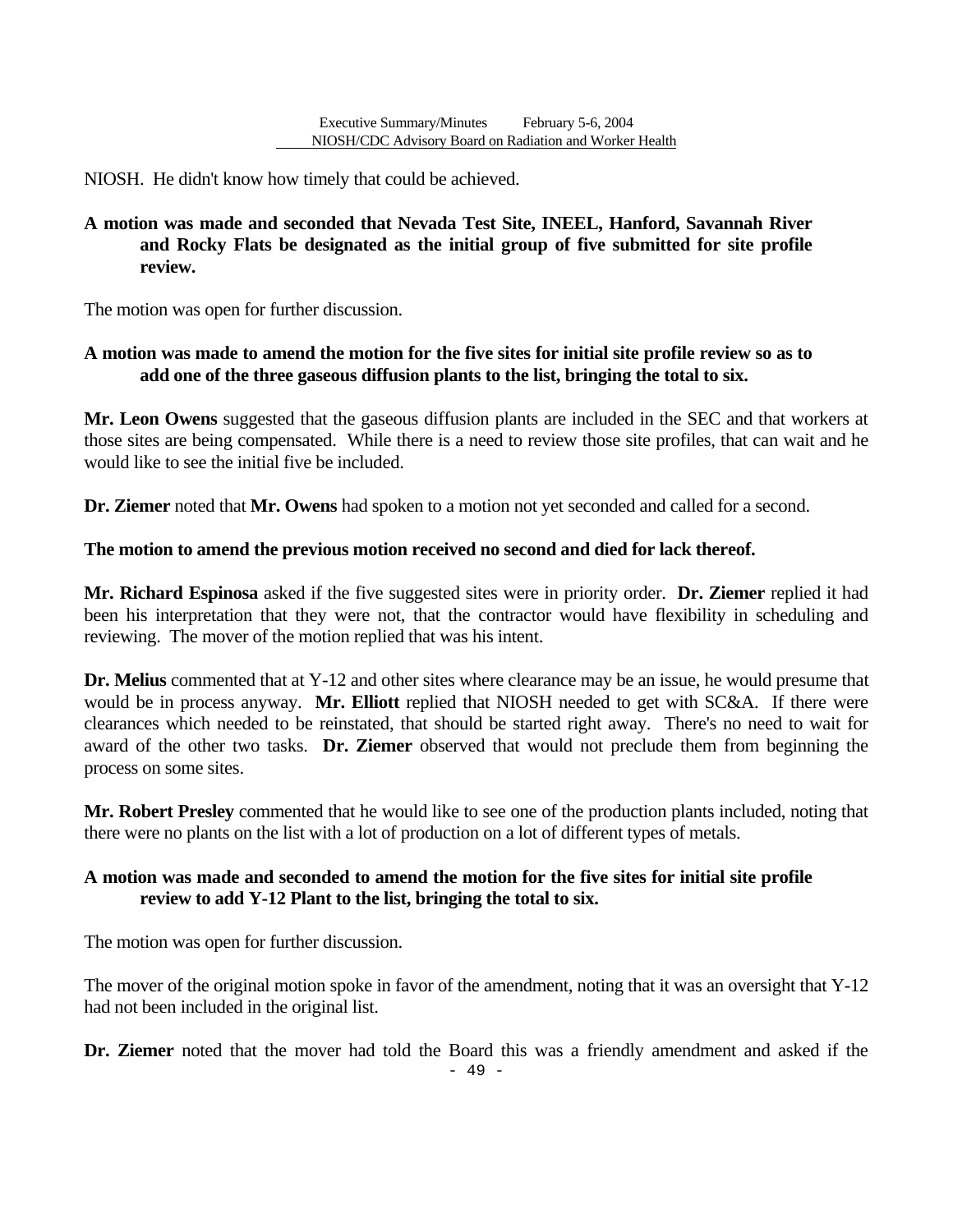NIOSH. He didn't know how timely that could be achieved.

**A motion was made and seconded that Nevada Test Site, INEEL, Hanford, Savannah River and Rocky Flats be designated as the initial group of five submitted for site profile review.**

The motion was open for further discussion.

**A motion was made to amend the motion for the five sites for initial site profile review so as to add one of the three gaseous diffusion plants to the list, bringing the total to six.**

**Mr. Leon Owens** suggested that the gaseous diffusion plants are included in the SEC and that workers at those sites are being compensated. While there is a need to review those site profiles, that can wait and he would like to see the initial five be included.

**Dr. Ziemer** noted that **Mr. Owens** had spoken to a motion not yet seconded and called for a second.

**The motion to amend the previous motion received no second and died for lack thereof.**

**Mr. Richard Espinosa** asked if the five suggested sites were in priority order. **Dr. Ziemer** replied it had been his interpretation that they were not, that the contractor would have flexibility in scheduling and reviewing. The mover of the motion replied that was his intent.

**Dr. Melius** commented that at Y-12 and other sites where clearance may be an issue, he would presume that would be in process anyway. **Mr. Elliott** replied that NIOSH needed to get with SC&A. If there were clearances which needed to be reinstated, that should be started right away. There's no need to wait for award of the other two tasks. **Dr. Ziemer** observed that would not preclude them from beginning the process on some sites.

**Mr. Robert Presley** commented that he would like to see one of the production plants included, noting that there were no plants on the list with a lot of production on a lot of different types of metals.

**A motion was made and seconded to amend the motion for the five sites for initial site profile review to add Y-12 Plant to the list, bringing the total to six.**

The motion was open for further discussion.

The mover of the original motion spoke in favor of the amendment, noting that it was an oversight that Y-12 had not been included in the original list.

**Dr. Ziemer** noted that the mover had told the Board this was a friendly amendment and asked if the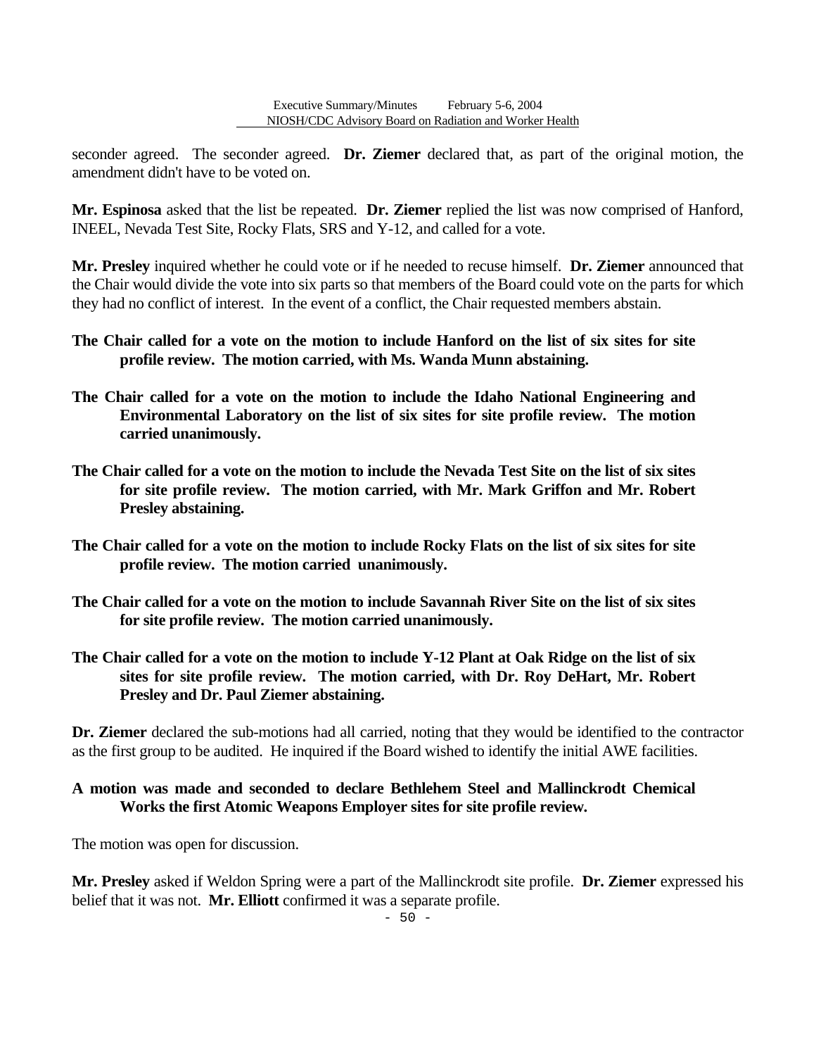seconder agreed. The seconder agreed. **Dr. Ziemer** declared that, as part of the original motion, the amendment didn't have to be voted on.

**Mr. Espinosa** asked that the list be repeated. **Dr. Ziemer** replied the list was now comprised of Hanford, INEEL, Nevada Test Site, Rocky Flats, SRS and Y-12, and called for a vote.

**Mr. Presley** inquired whether he could vote or if he needed to recuse himself. **Dr. Ziemer** announced that the Chair would divide the vote into six parts so that members of the Board could vote on the parts for which they had no conflict of interest. In the event of a conflict, the Chair requested members abstain.

**The Chair called for a vote on the motion to include Hanford on the list of six sites for site profile review. The motion carried, with Ms. Wanda Munn abstaining.**

**The Chair called for a vote on the motion to include the Idaho National Engineering and Environmental Laboratory on the list of six sites for site profile review. The motion carried unanimously.**

**The Chair called for a vote on the motion to include the Nevada Test Site on the list of six sites for site profile review. The motion carried, with Mr. Mark Griffon and Mr. Robert Presley abstaining.**

**The Chair called for a vote on the motion to include Rocky Flats on the list of six sites for site profile review. The motion carried unanimously.**

**The Chair called for a vote on the motion to include Savannah River Site on the list of six sites for site profile review. The motion carried unanimously.**

**The Chair called for a vote on the motion to include Y-12 Plant at Oak Ridge on the list of six sites for site profile review. The motion carried, with Dr. Roy DeHart, Mr. Robert Presley and Dr. Paul Ziemer abstaining.**

**Dr. Ziemer** declared the sub-motions had all carried, noting that they would be identified to the contractor as the first group to be audited. He inquired if the Board wished to identify the initial AWE facilities.

**A motion was made and seconded to declare Bethlehem Steel and Mallinckrodt Chemical Works the first Atomic Weapons Employer sites for site profile review.**

The motion was open for discussion.

**Mr. Presley** asked if Weldon Spring were a part of the Mallinckrodt site profile. **Dr. Ziemer** expressed his belief that it was not. **Mr. Elliott** confirmed it was a separate profile.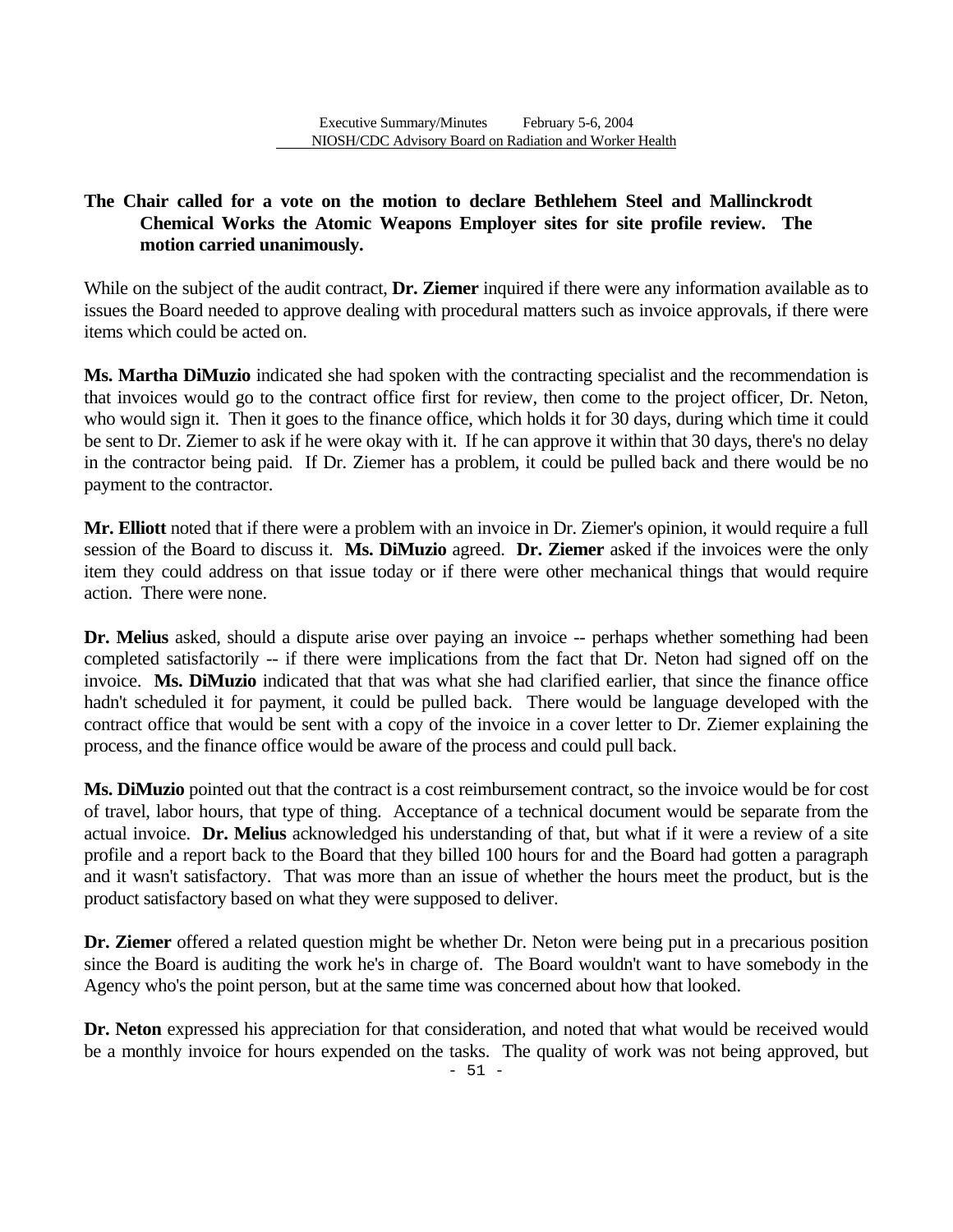**The Chair called for a vote on the motion to declare Bethlehem Steel and Mallinckrodt Chemical Works the Atomic Weapons Employer sites for site profile review. The motion carried unanimously.**

While on the subject of the audit contract, **Dr. Ziemer** inquired if there were any information available as to issues the Board needed to approve dealing with procedural matters such as invoice approvals, if there were items which could be acted on.

**Ms. Martha DiMuzio** indicated she had spoken with the contracting specialist and the recommendation is that invoices would go to the contract office first for review, then come to the project officer, Dr. Neton, who would sign it. Then it goes to the finance office, which holds it for 30 days, during which time it could be sent to Dr. Ziemer to ask if he were okay with it. If he can approve it within that 30 days, there's no delay in the contractor being paid. If Dr. Ziemer has a problem, it could be pulled back and there would be no payment to the contractor.

**Mr. Elliott** noted that if there were a problem with an invoice in Dr. Ziemer's opinion, it would require a full session of the Board to discuss it. **Ms. DiMuzio** agreed. **Dr. Ziemer** asked if the invoices were the only item they could address on that issue today or if there were other mechanical things that would require action. There were none.

**Dr. Melius** asked, should a dispute arise over paying an invoice -- perhaps whether something had been completed satisfactorily -- if there were implications from the fact that Dr. Neton had signed off on the invoice. **Ms. DiMuzio** indicated that that was what she had clarified earlier, that since the finance office hadn't scheduled it for payment, it could be pulled back. There would be language developed with the contract office that would be sent with a copy of the invoice in a cover letter to Dr. Ziemer explaining the process, and the finance office would be aware of the process and could pull back.

**Ms. DiMuzio** pointed out that the contract is a cost reimbursement contract, so the invoice would be for cost of travel, labor hours, that type of thing. Acceptance of a technical document would be separate from the actual invoice. **Dr. Melius** acknowledged his understanding of that, but what if it were a review of a site profile and a report back to the Board that they billed 100 hours for and the Board had gotten a paragraph and it wasn't satisfactory. That was more than an issue of whether the hours meet the product, but is the product satisfactory based on what they were supposed to deliver.

**Dr. Ziemer** offered a related question might be whether Dr. Neton were being put in a precarious position since the Board is auditing the work he's in charge of. The Board wouldn't want to have somebody in the Agency who's the point person, but at the same time was concerned about how that looked.

**Dr. Neton** expressed his appreciation for that consideration, and noted that what would be received would be a monthly invoice for hours expended on the tasks. The quality of work was not being approved, but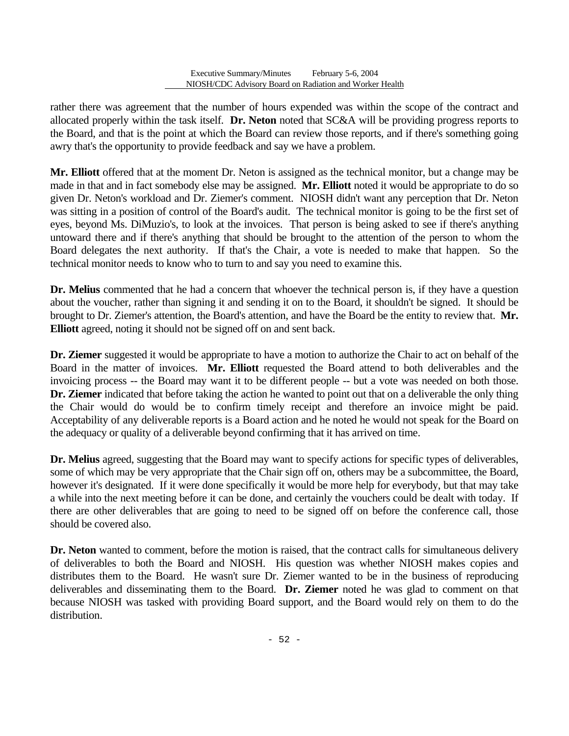rather there was agreement that the number of hours expended was within the scope of the contract and allocated properly within the task itself. **Dr. Neton** noted that SC&A will be providing progress reports to the Board, and that is the point at which the Board can review those reports, and if there's something going awry that's the opportunity to provide feedback and say we have a problem.

**Mr. Elliott** offered that at the moment Dr. Neton is assigned as the technical monitor, but a change may be made in that and in fact somebody else may be assigned. **Mr. Elliott** noted it would be appropriate to do so given Dr. Neton's workload and Dr. Ziemer's comment. NIOSH didn't want any perception that Dr. Neton was sitting in a position of control of the Board's audit. The technical monitor is going to be the first set of eyes, beyond Ms. DiMuzio's, to look at the invoices. That person is being asked to see if there's anything untoward there and if there's anything that should be brought to the attention of the person to whom the Board delegates the next authority. If that's the Chair, a vote is needed to make that happen. So the technical monitor needs to know who to turn to and say you need to examine this.

**Dr. Melius** commented that he had a concern that whoever the technical person is, if they have a question about the voucher, rather than signing it and sending it on to the Board, it shouldn't be signed. It should be brought to Dr. Ziemer's attention, the Board's attention, and have the Board be the entity to review that. **Mr. Elliott** agreed, noting it should not be signed off on and sent back.

**Dr. Ziemer** suggested it would be appropriate to have a motion to authorize the Chair to act on behalf of the Board in the matter of invoices. **Mr. Elliott** requested the Board attend to both deliverables and the invoicing process -- the Board may want it to be different people -- but a vote was needed on both those. **Dr. Ziemer** indicated that before taking the action he wanted to point out that on a deliverable the only thing the Chair would do would be to confirm timely receipt and therefore an invoice might be paid. Acceptability of any deliverable reports is a Board action and he noted he would not speak for the Board on the adequacy or quality of a deliverable beyond confirming that it has arrived on time.

**Dr. Melius** agreed, suggesting that the Board may want to specify actions for specific types of deliverables, some of which may be very appropriate that the Chair sign off on, others may be a subcommittee, the Board, however it's designated. If it were done specifically it would be more help for everybody, but that may take a while into the next meeting before it can be done, and certainly the vouchers could be dealt with today. If there are other deliverables that are going to need to be signed off on before the conference call, those should be covered also.

**Dr. Neton** wanted to comment, before the motion is raised, that the contract calls for simultaneous delivery of deliverables to both the Board and NIOSH. His question was whether NIOSH makes copies and distributes them to the Board. He wasn't sure Dr. Ziemer wanted to be in the business of reproducing deliverables and disseminating them to the Board. **Dr. Ziemer** noted he was glad to comment on that because NIOSH was tasked with providing Board support, and the Board would rely on them to do the distribution.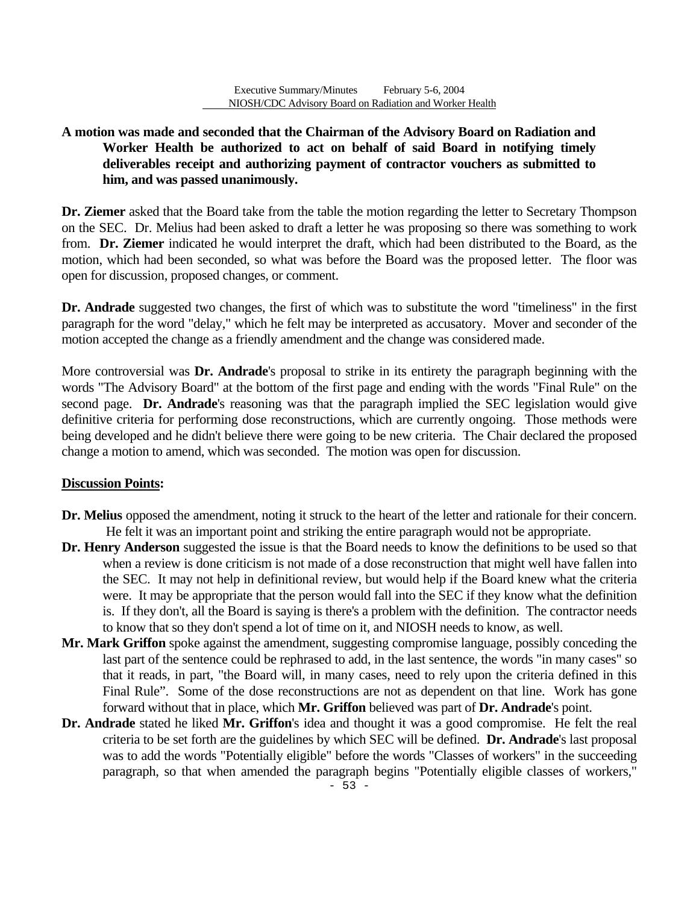**A motion was made and seconded that the Chairman of the Advisory Board on Radiation and Worker Health be authorized to act on behalf of said Board in notifying timely deliverables receipt and authorizing payment of contractor vouchers as submitted to him, and was passed unanimously.**

**Dr. Ziemer** asked that the Board take from the table the motion regarding the letter to Secretary Thompson on the SEC. Dr. Melius had been asked to draft a letter he was proposing so there was something to work from. **Dr. Ziemer** indicated he would interpret the draft, which had been distributed to the Board, as the motion, which had been seconded, so what was before the Board was the proposed letter. The floor was open for discussion, proposed changes, or comment.

**Dr. Andrade** suggested two changes, the first of which was to substitute the word "timeliness" in the first paragraph for the word "delay," which he felt may be interpreted as accusatory. Mover and seconder of the motion accepted the change as a friendly amendment and the change was considered made.

More controversial was **Dr. Andrade**'s proposal to strike in its entirety the paragraph beginning with the words "The Advisory Board" at the bottom of the first page and ending with the words "Final Rule" on the second page. **Dr. Andrade**'s reasoning was that the paragraph implied the SEC legislation would give definitive criteria for performing dose reconstructions, which are currently ongoing. Those methods were being developed and he didn't believe there were going to be new criteria. The Chair declared the proposed change a motion to amend, which was seconded. The motion was open for discussion.

**Discussion Points:**

**Dr. Melius** opposed the amendment, noting it struck to the heart of the letter and rationale for their concern. He felt it was an important point and striking the entire paragraph would not be appropriate.

**Dr. Henry Anderson** suggested the issue is that the Board needs to know the definitions to be used so that when a review is done criticism is not made of a dose reconstruction that might well have fallen into the SEC. It may not help in definitional review, but would help if the Board knew what the criteria were. It may be appropriate that the person would fall into the SEC if they know what the definition is. If they don't, all the Board is saying is there's a problem with the definition. The contractor needs to know that so they don't spend a lot of time on it, and NIOSH needs to know, as well.

**Mr. Mark Griffon** spoke against the amendment, suggesting compromise language, possibly conceding the last part of the sentence could be rephrased to add, in the last sentence, the words "in many cases" so that it reads, in part, "the Board will, in many cases, need to rely upon the criteria defined in this Final Rule". Some of the dose reconstructions are not as dependent on that line. Work has gone forward without that in place, which **Mr. Griffon** believed was part of **Dr. Andrade**'s point.

**Dr. Andrade** stated he liked **Mr. Griffon**'s idea and thought it was a good compromise. He felt the real criteria to be set forth are the guidelines by which SEC will be defined. **Dr. Andrade**'s last proposal was to add the words "Potentially eligible" before the words "Classes of workers" in the succeeding paragraph, so that when amended the paragraph begins "Potentially eligible classes of workers,"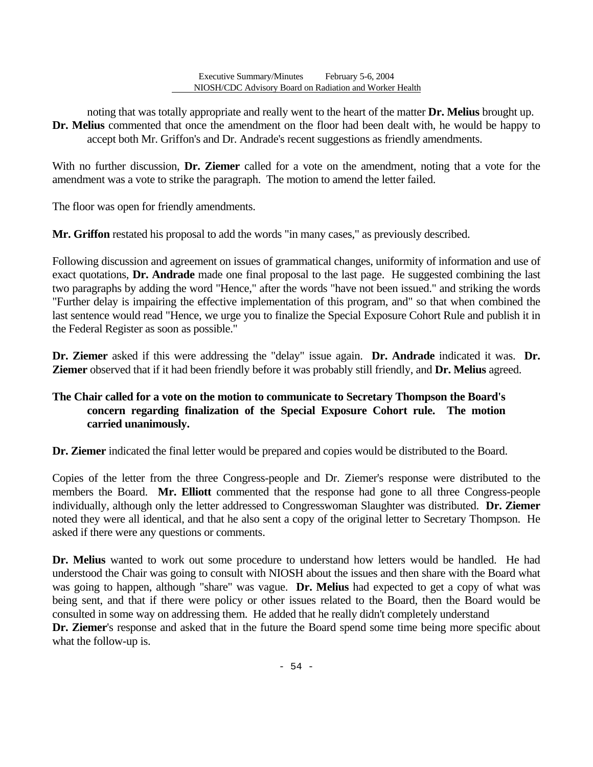noting that was totally appropriate and really went to the heart of the matter **Dr. Melius** brought up. **Dr. Melius** commented that once the amendment on the floor had been dealt with, he would be happy to accept both Mr. Griffon's and Dr. Andrade's recent suggestions as friendly amendments.

With no further discussion, **Dr. Ziemer** called for a vote on the amendment, noting that a vote for the amendment was a vote to strike the paragraph. The motion to amend the letter failed.

The floor was open for friendly amendments.

**Mr. Griffon** restated his proposal to add the words "in many cases," as previously described.

Following discussion and agreement on issues of grammatical changes, uniformity of information and use of exact quotations, **Dr. Andrade** made one final proposal to the last page. He suggested combining the last two paragraphs by adding the word "Hence," after the words "have not been issued." and striking the words "Further delay is impairing the effective implementation of this program, and" so that when combined the last sentence would read "Hence, we urge you to finalize the Special Exposure Cohort Rule and publish it in the Federal Register as soon as possible."

**Dr. Ziemer** asked if this were addressing the "delay" issue again. **Dr. Andrade** indicated it was. **Dr. Ziemer** observed that if it had been friendly before it was probably still friendly, and **Dr. Melius** agreed.

**The Chair called for a vote on the motion to communicate to Secretary Thompson the Board's concern regarding finalization of the Special Exposure Cohort rule. The motion carried unanimously.**

**Dr. Ziemer** indicated the final letter would be prepared and copies would be distributed to the Board.

Copies of the letter from the three Congress-people and Dr. Ziemer's response were distributed to the members the Board. **Mr. Elliott** commented that the response had gone to all three Congress-people individually, although only the letter addressed to Congresswoman Slaughter was distributed. **Dr. Ziemer** noted they were all identical, and that he also sent a copy of the original letter to Secretary Thompson. He asked if there were any questions or comments.

**Dr. Melius** wanted to work out some procedure to understand how letters would be handled. He had understood the Chair was going to consult with NIOSH about the issues and then share with the Board what was going to happen, although "share" was vague. **Dr. Melius** had expected to get a copy of what was being sent, and that if there were policy or other issues related to the Board, then the Board would be consulted in some way on addressing them. He added that he really didn't completely understand **Dr. Ziemer**'s response and asked that in the future the Board spend some time being more specific about what the follow-up is.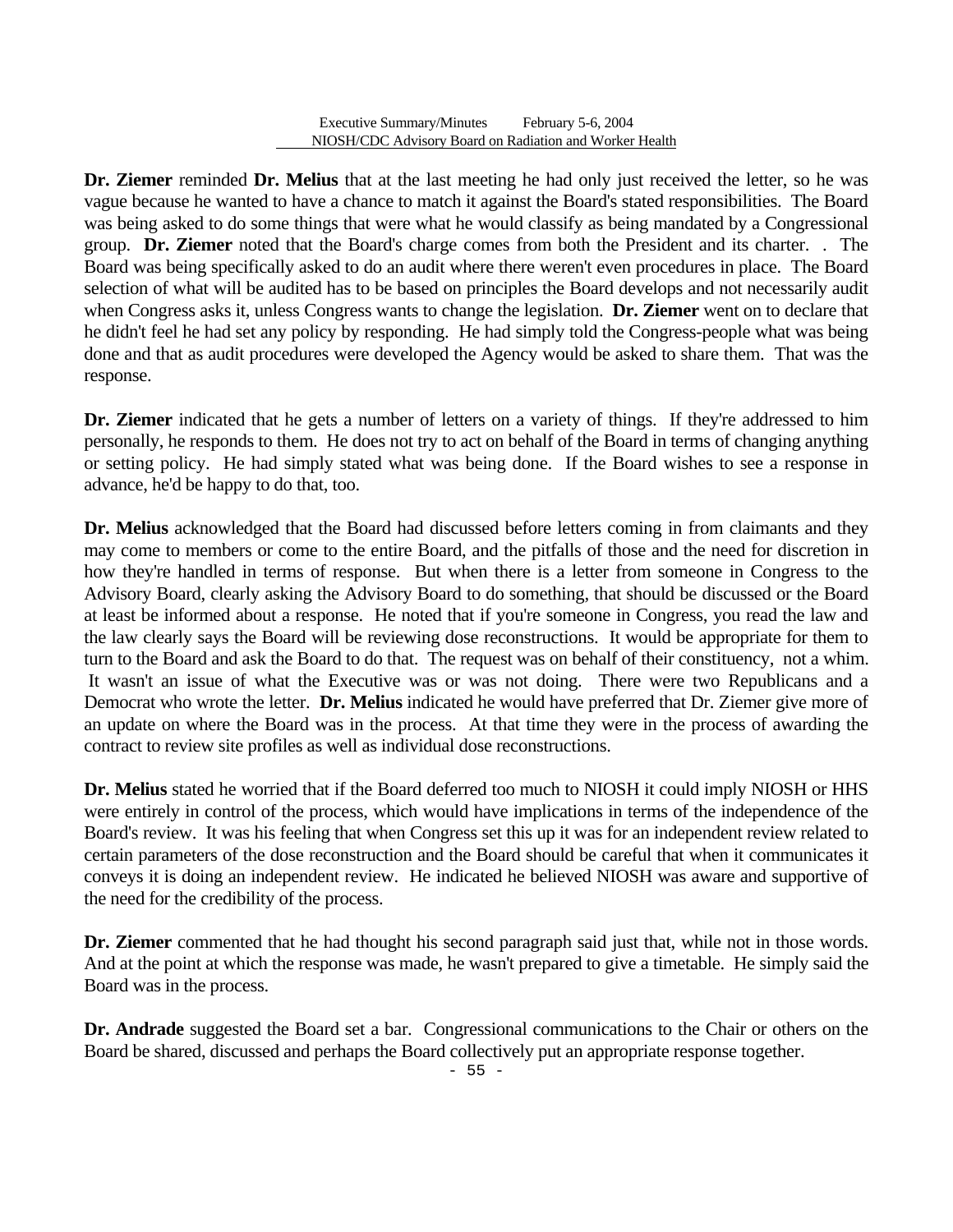**Dr. Ziemer** reminded **Dr. Melius** that at the last meeting he had only just received the letter, so he was vague because he wanted to have a chance to match it against the Board's stated responsibilities. The Board was being asked to do some things that were what he would classify as being mandated by a Congressional group. **Dr. Ziemer** noted that the Board's charge comes from both the President and its charter. . The Board was being specifically asked to do an audit where there weren't even procedures in place. The Board selection of what will be audited has to be based on principles the Board develops and not necessarily audit when Congress asks it, unless Congress wants to change the legislation. **Dr. Ziemer** went on to declare that he didn't feel he had set any policy by responding. He had simply told the Congress-people what was being done and that as audit procedures were developed the Agency would be asked to share them. That was the response.

**Dr. Ziemer** indicated that he gets a number of letters on a variety of things. If they're addressed to him personally, he responds to them. He does not try to act on behalf of the Board in terms of changing anything or setting policy. He had simply stated what was being done. If the Board wishes to see a response in advance, he'd be happy to do that, too.

**Dr. Melius** acknowledged that the Board had discussed before letters coming in from claimants and they may come to members or come to the entire Board, and the pitfalls of those and the need for discretion in how they're handled in terms of response. But when there is a letter from someone in Congress to the Advisory Board, clearly asking the Advisory Board to do something, that should be discussed or the Board at least be informed about a response. He noted that if you're someone in Congress, you read the law and the law clearly says the Board will be reviewing dose reconstructions. It would be appropriate for them to turn to the Board and ask the Board to do that. The request was on behalf of their constituency, not a whim. It wasn't an issue of what the Executive was or was not doing. There were two Republicans and a Democrat who wrote the letter. **Dr. Melius** indicated he would have preferred that Dr. Ziemer give more of an update on where the Board was in the process. At that time they were in the process of awarding the contract to review site profiles as well as individual dose reconstructions.

**Dr. Melius** stated he worried that if the Board deferred too much to NIOSH it could imply NIOSH or HHS were entirely in control of the process, which would have implications in terms of the independence of the Board's review. It was his feeling that when Congress set this up it was for an independent review related to certain parameters of the dose reconstruction and the Board should be careful that when it communicates it conveys it is doing an independent review. He indicated he believed NIOSH was aware and supportive of the need for the credibility of the process.

**Dr. Ziemer** commented that he had thought his second paragraph said just that, while not in those words. And at the point at which the response was made, he wasn't prepared to give a timetable. He simply said the Board was in the process.

**Dr. Andrade** suggested the Board set a bar. Congressional communications to the Chair or others on the Board be shared, discussed and perhaps the Board collectively put an appropriate response together.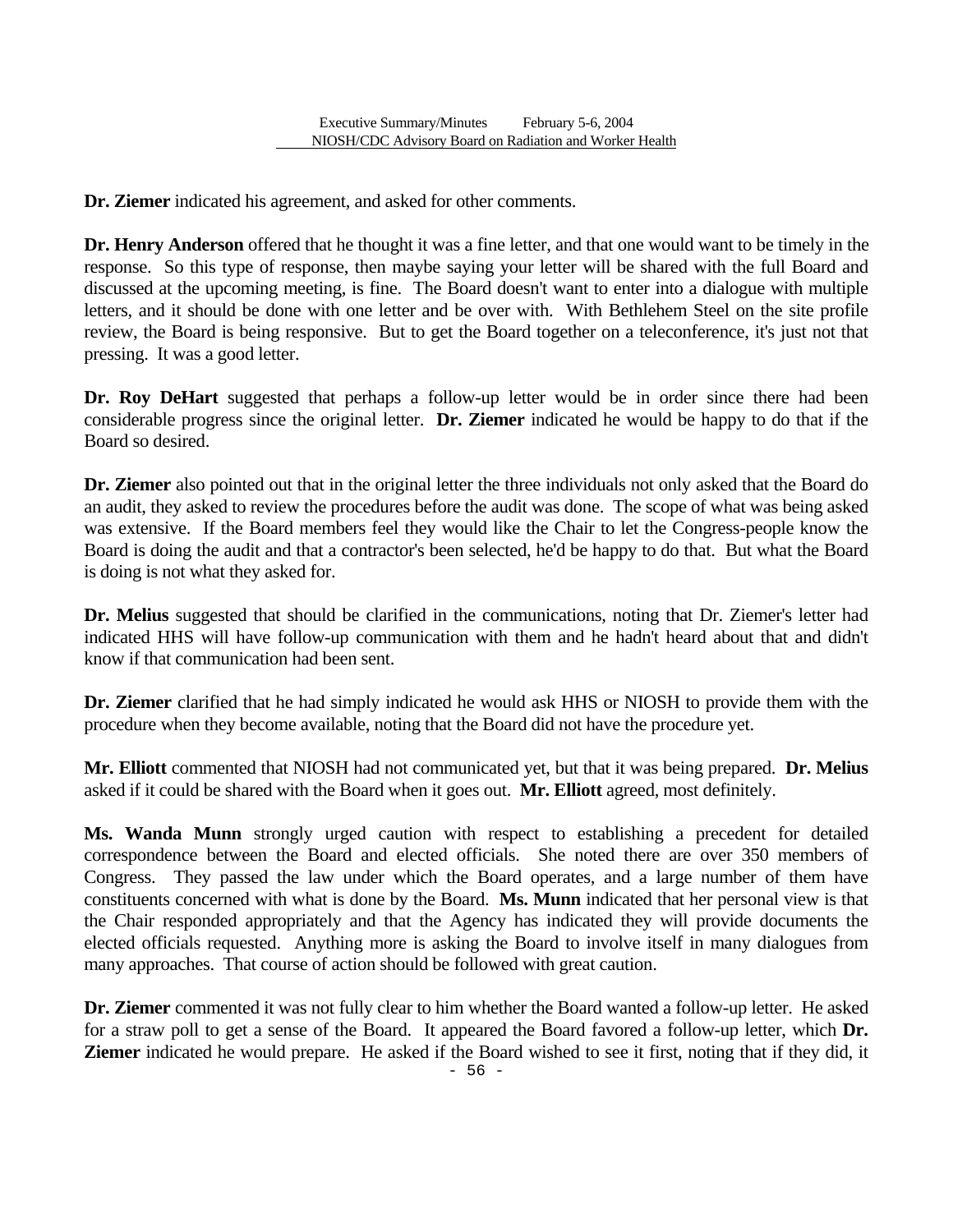**Dr. Ziemer** indicated his agreement, and asked for other comments.

**Dr. Henry Anderson** offered that he thought it was a fine letter, and that one would want to be timely in the response. So this type of response, then maybe saying your letter will be shared with the full Board and discussed at the upcoming meeting, is fine. The Board doesn't want to enter into a dialogue with multiple letters, and it should be done with one letter and be over with. With Bethlehem Steel on the site profile review, the Board is being responsive. But to get the Board together on a teleconference, it's just not that pressing. It was a good letter.

**Dr. Roy DeHart** suggested that perhaps a follow-up letter would be in order since there had been considerable progress since the original letter. **Dr. Ziemer** indicated he would be happy to do that if the Board so desired.

**Dr. Ziemer** also pointed out that in the original letter the three individuals not only asked that the Board do an audit, they asked to review the procedures before the audit was done. The scope of what was being asked was extensive. If the Board members feel they would like the Chair to let the Congress-people know the Board is doing the audit and that a contractor's been selected, he'd be happy to do that. But what the Board is doing is not what they asked for.

**Dr. Melius** suggested that should be clarified in the communications, noting that Dr. Ziemer's letter had indicated HHS will have follow-up communication with them and he hadn't heard about that and didn't know if that communication had been sent.

**Dr. Ziemer** clarified that he had simply indicated he would ask HHS or NIOSH to provide them with the procedure when they become available, noting that the Board did not have the procedure yet.

**Mr. Elliott** commented that NIOSH had not communicated yet, but that it was being prepared. **Dr. Melius** asked if it could be shared with the Board when it goes out. **Mr. Elliott** agreed, most definitely.

**Ms. Wanda Munn** strongly urged caution with respect to establishing a precedent for detailed correspondence between the Board and elected officials. She noted there are over 350 members of Congress. They passed the law under which the Board operates, and a large number of them have constituents concerned with what is done by the Board. **Ms. Munn** indicated that her personal view is that the Chair responded appropriately and that the Agency has indicated they will provide documents the elected officials requested. Anything more is asking the Board to involve itself in many dialogues from many approaches. That course of action should be followed with great caution.

**Dr. Ziemer** commented it was not fully clear to him whether the Board wanted a follow-up letter. He asked for a straw poll to get a sense of the Board. It appeared the Board favored a follow-up letter, which **Dr. Ziemer** indicated he would prepare. He asked if the Board wished to see it first, noting that if they did, it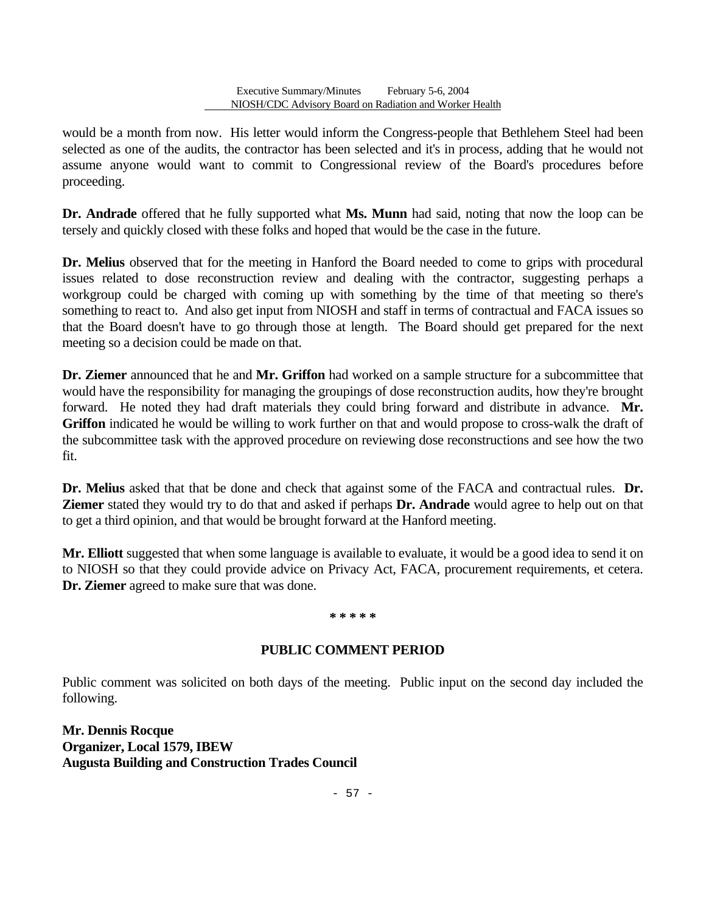would be a month from now. His letter would inform the Congress-people that Bethlehem Steel had been selected as one of the audits, the contractor has been selected and it's in process, adding that he would not assume anyone would want to commit to Congressional review of the Board's procedures before proceeding.

**Dr. Andrade** offered that he fully supported what **Ms. Munn** had said, noting that now the loop can be tersely and quickly closed with these folks and hoped that would be the case in the future.

**Dr. Melius** observed that for the meeting in Hanford the Board needed to come to grips with procedural issues related to dose reconstruction review and dealing with the contractor, suggesting perhaps a workgroup could be charged with coming up with something by the time of that meeting so there's something to react to. And also get input from NIOSH and staff in terms of contractual and FACA issues so that the Board doesn't have to go through those at length. The Board should get prepared for the next meeting so a decision could be made on that.

**Dr. Ziemer** announced that he and **Mr. Griffon** had worked on a sample structure for a subcommittee that would have the responsibility for managing the groupings of dose reconstruction audits, how they're brought forward. He noted they had draft materials they could bring forward and distribute in advance. **Mr. Griffon** indicated he would be willing to work further on that and would propose to cross-walk the draft of the subcommittee task with the approved procedure on reviewing dose reconstructions and see how the two fit.

**Dr. Melius** asked that that be done and check that against some of the FACA and contractual rules. **Dr. Ziemer** stated they would try to do that and asked if perhaps **Dr. Andrade** would agree to help out on that to get a third opinion, and that would be brought forward at the Hanford meeting.

**Mr. Elliott** suggested that when some language is available to evaluate, it would be a good idea to send it on to NIOSH so that they could provide advice on Privacy Act, FACA, procurement requirements, et cetera. **Dr. Ziemer** agreed to make sure that was done.

* * * * *

## PUBLIC COMMENT PERIOD

Public comment was solicited on both days of the meeting. Public input on the second day included the following.

**Mr. Dennis Rocque**
**Organizer, Local 1579, IBEW**
**Augusta Building and Construction Trades Council**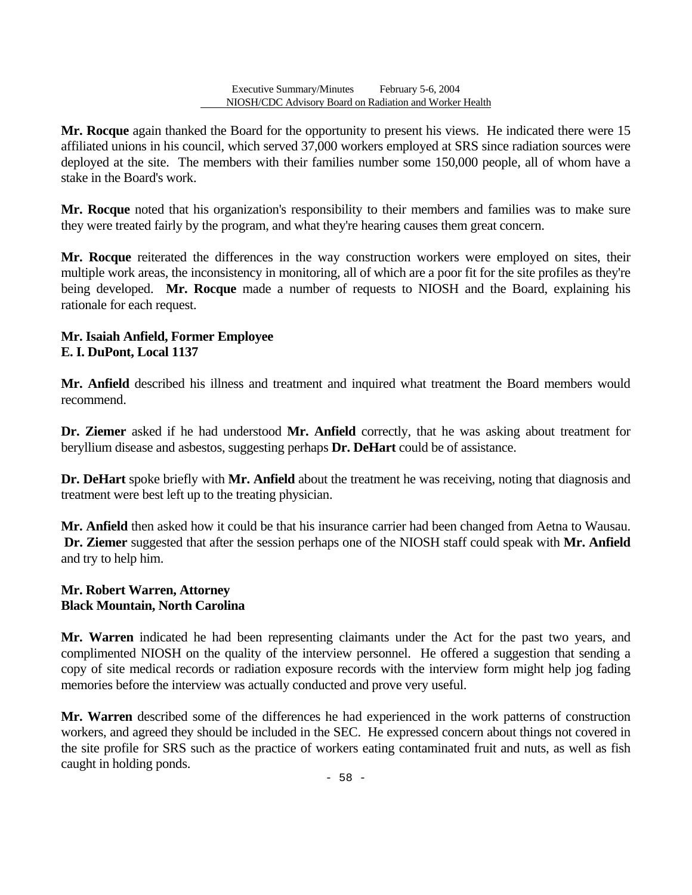**Mr. Rocque** again thanked the Board for the opportunity to present his views. He indicated there were 15 affiliated unions in his council, which served 37,000 workers employed at SRS since radiation sources were deployed at the site. The members with their families number some 150,000 people, all of whom have a stake in the Board's work.

**Mr. Rocque** noted that his organization's responsibility to their members and families was to make sure they were treated fairly by the program, and what they're hearing causes them great concern.

**Mr. Rocque** reiterated the differences in the way construction workers were employed on sites, their multiple work areas, the inconsistency in monitoring, all of which are a poor fit for the site profiles as they're being developed. **Mr. Rocque** made a number of requests to NIOSH and the Board, explaining his rationale for each request.

**Mr. Isaiah Anfield, Former Employee**
**E. I. DuPont, Local 1137**

**Mr. Anfield** described his illness and treatment and inquired what treatment the Board members would recommend.

**Dr. Ziemer** asked if he had understood **Mr. Anfield** correctly, that he was asking about treatment for beryllium disease and asbestos, suggesting perhaps **Dr. DeHart** could be of assistance.

**Dr. DeHart** spoke briefly with **Mr. Anfield** about the treatment he was receiving, noting that diagnosis and treatment were best left up to the treating physician.

**Mr. Anfield** then asked how it could be that his insurance carrier had been changed from Aetna to Wausau. **Dr. Ziemer** suggested that after the session perhaps one of the NIOSH staff could speak with **Mr. Anfield** and try to help him.

**Mr. Robert Warren, Attorney**
**Black Mountain, North Carolina**

**Mr. Warren** indicated he had been representing claimants under the Act for the past two years, and complimented NIOSH on the quality of the interview personnel. He offered a suggestion that sending a copy of site medical records or radiation exposure records with the interview form might help jog fading memories before the interview was actually conducted and prove very useful.

**Mr. Warren** described some of the differences he had experienced in the work patterns of construction workers, and agreed they should be included in the SEC. He expressed concern about things not covered in the site profile for SRS such as the practice of workers eating contaminated fruit and nuts, as well as fish caught in holding ponds.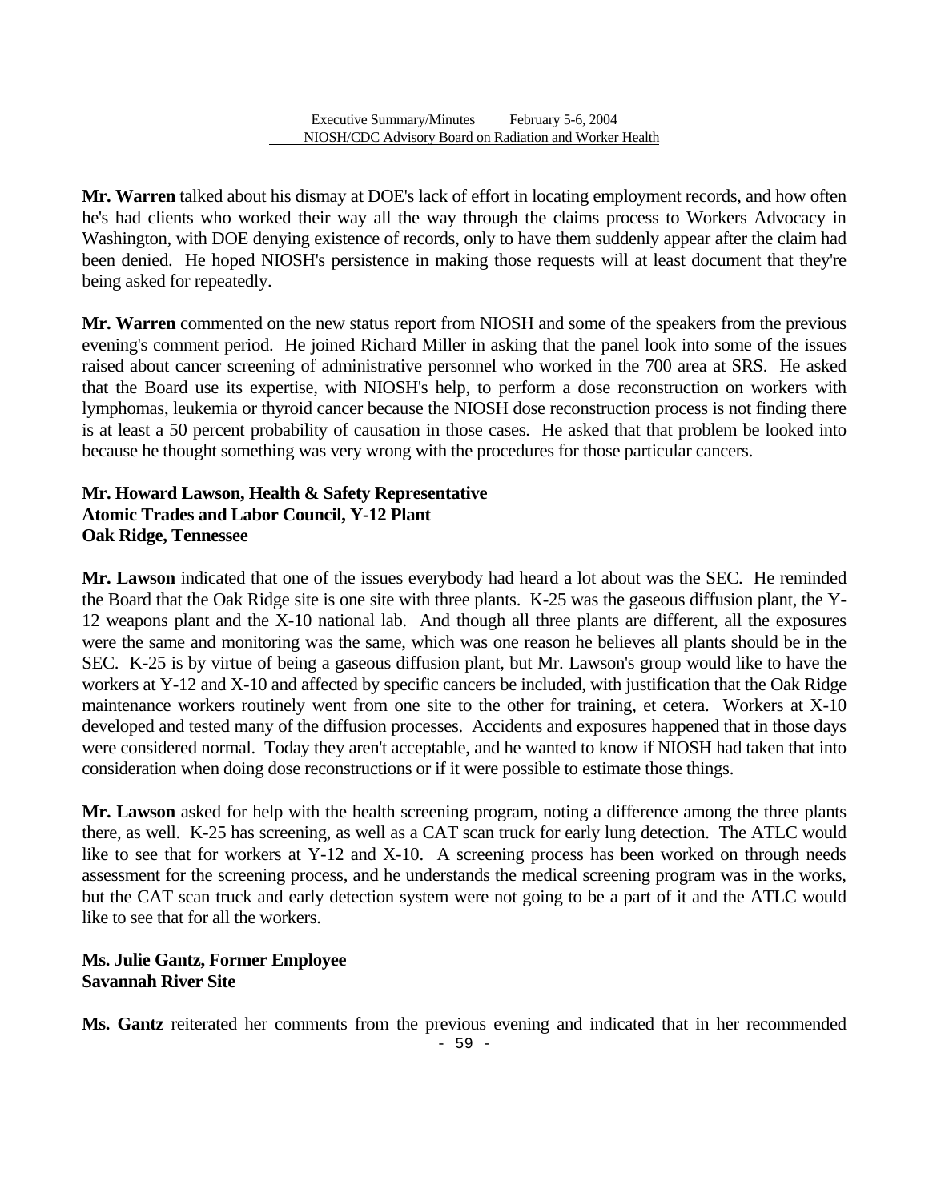**Mr. Warren** talked about his dismay at DOE's lack of effort in locating employment records, and how often he's had clients who worked their way all the way through the claims process to Workers Advocacy in Washington, with DOE denying existence of records, only to have them suddenly appear after the claim had been denied. He hoped NIOSH's persistence in making those requests will at least document that they're being asked for repeatedly.

**Mr. Warren** commented on the new status report from NIOSH and some of the speakers from the previous evening's comment period. He joined Richard Miller in asking that the panel look into some of the issues raised about cancer screening of administrative personnel who worked in the 700 area at SRS. He asked that the Board use its expertise, with NIOSH's help, to perform a dose reconstruction on workers with lymphomas, leukemia or thyroid cancer because the NIOSH dose reconstruction process is not finding there is at least a 50 percent probability of causation in those cases. He asked that that problem be looked into because he thought something was very wrong with the procedures for those particular cancers.

**Mr. Howard Lawson, Health & Safety Representative**
**Atomic Trades and Labor Council, Y-12 Plant**
**Oak Ridge, Tennessee**

**Mr. Lawson** indicated that one of the issues everybody had heard a lot about was the SEC. He reminded the Board that the Oak Ridge site is one site with three plants. K-25 was the gaseous diffusion plant, the Y-12 weapons plant and the X-10 national lab. And though all three plants are different, all the exposures were the same and monitoring was the same, which was one reason he believes all plants should be in the SEC. K-25 is by virtue of being a gaseous diffusion plant, but Mr. Lawson's group would like to have the workers at Y-12 and X-10 and affected by specific cancers be included, with justification that the Oak Ridge maintenance workers routinely went from one site to the other for training, et cetera. Workers at X-10 developed and tested many of the diffusion processes. Accidents and exposures happened that in those days were considered normal. Today they aren't acceptable, and he wanted to know if NIOSH had taken that into consideration when doing dose reconstructions or if it were possible to estimate those things.

**Mr. Lawson** asked for help with the health screening program, noting a difference among the three plants there, as well. K-25 has screening, as well as a CAT scan truck for early lung detection. The ATLC would like to see that for workers at Y-12 and X-10. A screening process has been worked on through needs assessment for the screening process, and he understands the medical screening program was in the works, but the CAT scan truck and early detection system were not going to be a part of it and the ATLC would like to see that for all the workers.

**Ms. Julie Gantz, Former Employee**
**Savannah River Site**

**Ms. Gantz** reiterated her comments from the previous evening and indicated that in her recommended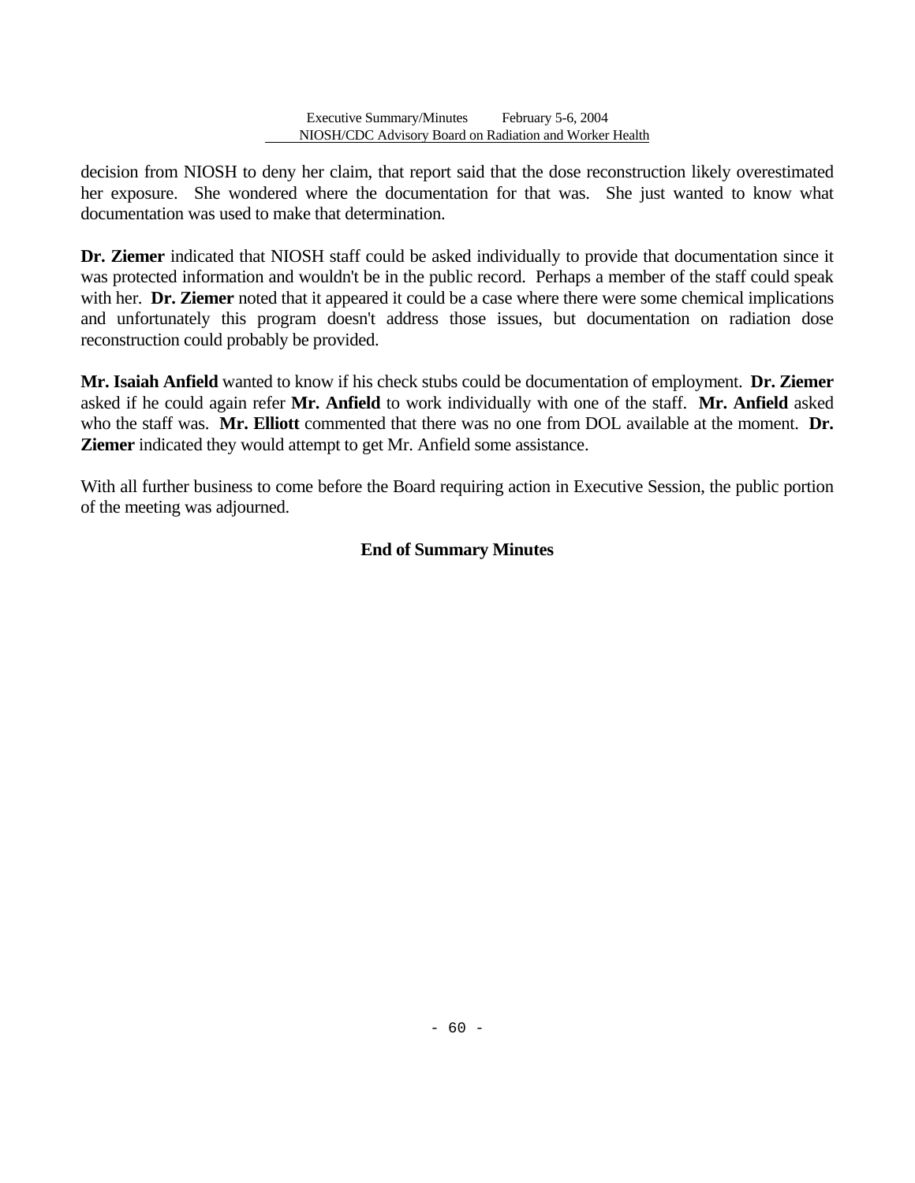decision from NIOSH to deny her claim, that report said that the dose reconstruction likely overestimated her exposure. She wondered where the documentation for that was. She just wanted to know what documentation was used to make that determination.

**Dr. Ziemer** indicated that NIOSH staff could be asked individually to provide that documentation since it was protected information and wouldn't be in the public record. Perhaps a member of the staff could speak with her. **Dr. Ziemer** noted that it appeared it could be a case where there were some chemical implications and unfortunately this program doesn't address those issues, but documentation on radiation dose reconstruction could probably be provided.

**Mr. Isaiah Anfield** wanted to know if his check stubs could be documentation of employment. **Dr. Ziemer** asked if he could again refer **Mr. Anfield** to work individually with one of the staff. **Mr. Anfield** asked who the staff was. **Mr. Elliott** commented that there was no one from DOL available at the moment. **Dr. Ziemer** indicated they would attempt to get Mr. Anfield some assistance.

With all further business to come before the Board requiring action in Executive Session, the public portion of the meeting was adjourned.

**End of Summary Minutes**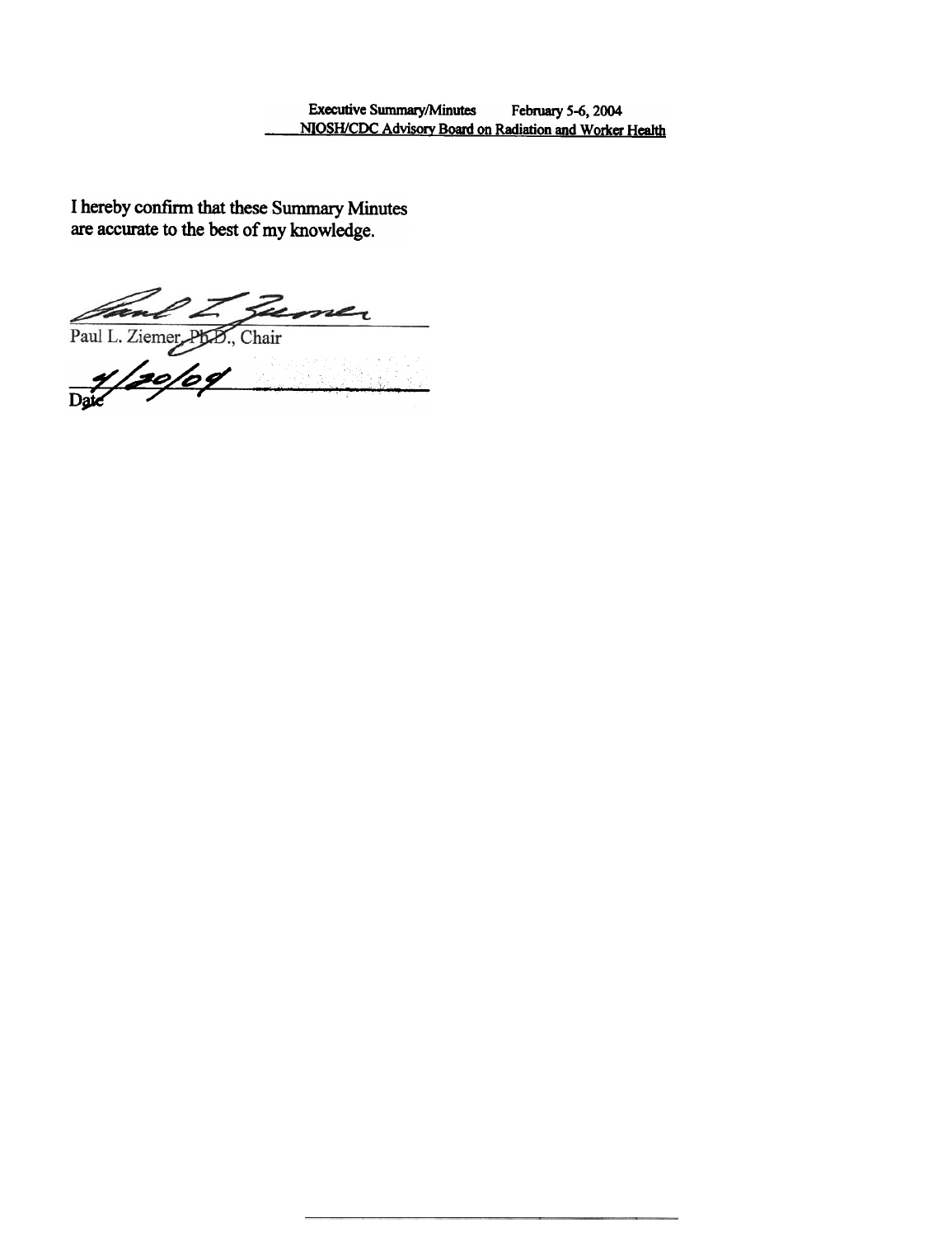I hereby confirm that these Summary Minutes are accurate to the best of my knowledge.

Paul L. Ziemer, Ph.D., Chair

4/20/04

Date